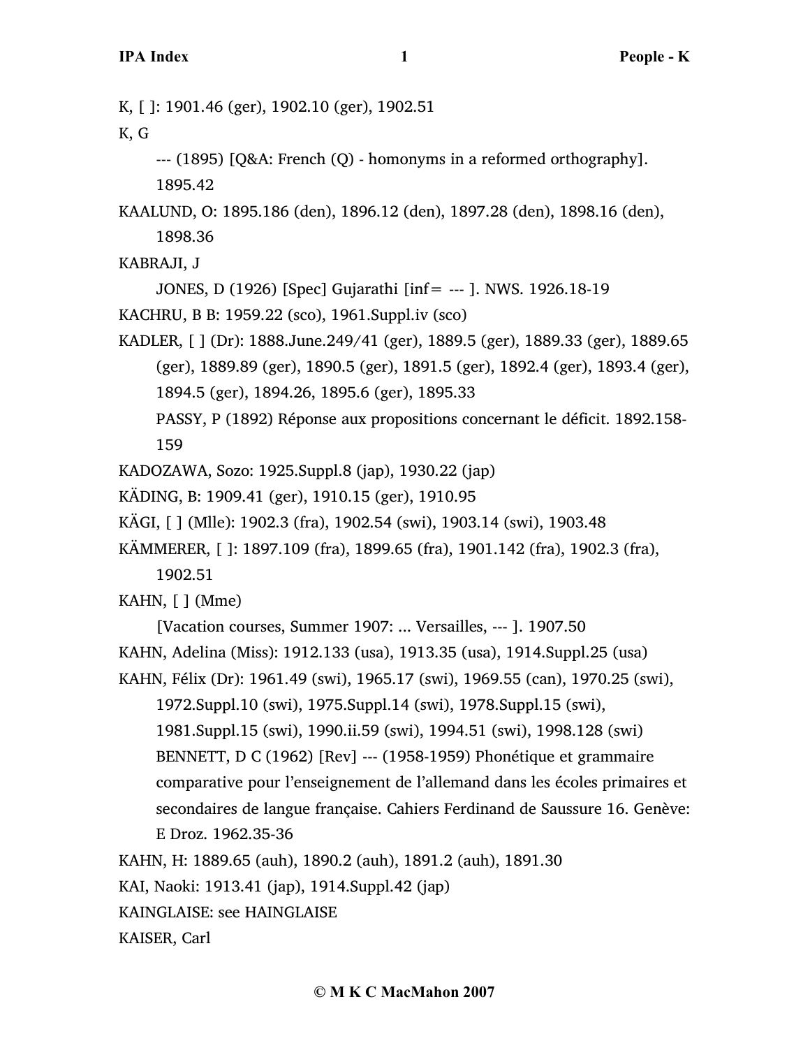K, [ ]: 1901.46 (ger), 1902.10 (ger), 1902.51

K, G

--- (1895) [Q&A: French (Q) - homonyms in a reformed orthography]. 1895.42

KAALUND, O: 1895.186 (den), 1896.12 (den), 1897.28 (den), 1898.16 (den), 1898.36

KABRAJI, J

JONES, D (1926) [Spec] Gujarathi [inf= --- ]. NWS. 1926.18-19

KACHRU, B B: 1959.22 (sco), 1961.Suppl.iv (sco)

KADLER, [ ] (Dr): 1888.June.249/41 (ger), 1889.5 (ger), 1889.33 (ger), 1889.65 (ger), 1889.89 (ger), 1890.5 (ger), 1891.5 (ger), 1892.4 (ger), 1893.4 (ger), 1894.5 (ger), 1894.26, 1895.6 (ger), 1895.33

PASSY, P (1892) Réponse aux propositions concernant le déficit. 1892.158-159

KADOZAWA, Sozo: 1925.Suppl.8 (jap), 1930.22 (jap)

KÄDING, B: 1909.41 (ger), 1910.15 (ger), 1910.95

KÄGI, [ ] (Mlle): 1902.3 (fra), 1902.54 (swi), 1903.14 (swi), 1903.48

KÄMMERER, [ ]: 1897.109 (fra), 1899.65 (fra), 1901.142 (fra), 1902.3 (fra), 1902.51

KAHN, [ ] (Mme)

[Vacation courses, Summer 1907: ... Versailles, --- ]. 1907.50

KAHN, Adelina (Miss): 1912.133 (usa), 1913.35 (usa), 1914.Suppl.25 (usa)

KAHN, Félix (Dr): 1961.49 (swi), 1965.17 (swi), 1969.55 (can), 1970.25 (swi), 1972.Suppl.10 (swi), 1975.Suppl.14 (swi), 1978.Suppl.15 (swi), 1981.Suppl.15 (swi), 1990.ii.59 (swi), 1994.51 (swi), 1998.128 (swi)

BENNETT, D C (1962) [Rev] --- (1958-1959) Phonétique et grammaire comparative pour l'enseignement de l'allemand dans les écoles primaires et secondaires de langue française. Cahiers Ferdinand de Saussure 16. Genève: E Droz. 1962.35-36

KAHN, H: 1889.65 (auh), 1890.2 (auh), 1891.2 (auh), 1891.30

KAI, Naoki: 1913.41 (jap), 1914.Suppl.42 (jap)

KAINGLAISE: see HAINGLAISE

KAISER, Carl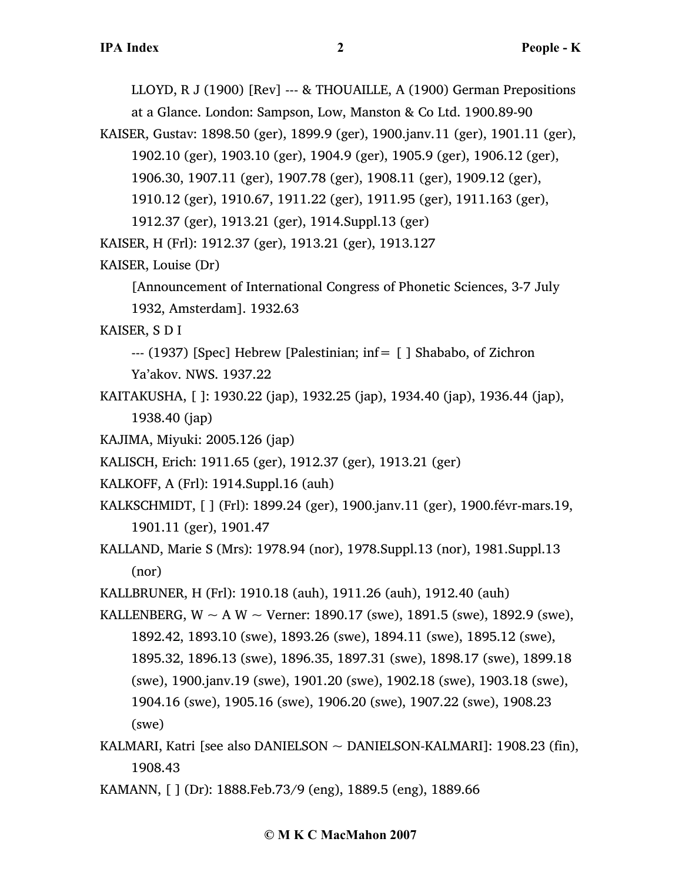LLOYD, R J (1900) [Rev] --- & THOUAILLE, A (1900) German Prepositions at a Glance. London: Sampson, Low, Manston & Co Ltd. 1900.89-90

KAISER, Gustav: 1898.50 (ger), 1899.9 (ger), 1900.janv.11 (ger), 1901.11 (ger), 1902.10 (ger), 1903.10 (ger), 1904.9 (ger), 1905.9 (ger), 1906.12 (ger), 1906.30, 1907.11 (ger), 1907.78 (ger), 1908.11 (ger), 1909.12 (ger), 1910.12 (ger), 1910.67, 1911.22 (ger), 1911.95 (ger), 1911.163 (ger), 1912.37 (ger), 1913.21 (ger), 1914.Suppl.13 (ger)

KAISER, H (Frl): 1912.37 (ger), 1913.21 (ger), 1913.127

KAISER, Louise (Dr)

[Announcement of International Congress of Phonetic Sciences, 3-7 July 1932, Amsterdam]. 1932.63

KAISER, S D I

--- (1937) [Spec] Hebrew [Palestinian; inf= [ ] Shababo, of Zichron Ya'akov. NWS. 1937.22

KAITAKUSHA, [ ]: 1930.22 (jap), 1932.25 (jap), 1934.40 (jap), 1936.44 (jap), 1938.40 (jap)

KAJIMA, Miyuki: 2005.126 (jap)

KALISCH, Erich: 1911.65 (ger), 1912.37 (ger), 1913.21 (ger)

KALKOFF, A (Frl): 1914.Suppl.16 (auh)

KALKSCHMIDT, [ ] (Frl): 1899.24 (ger), 1900.janv.11 (ger), 1900.févr-mars.19, 1901.11 (ger), 1901.47

KALLAND, Marie S (Mrs): 1978.94 (nor), 1978.Suppl.13 (nor), 1981.Suppl.13 (nor)

KALLBRUNER, H (Frl): 1910.18 (auh), 1911.26 (auh), 1912.40 (auh)

KALLENBERG, W ~ A W ~ Verner: 1890.17 (swe), 1891.5 (swe), 1892.9 (swe), 1892.42, 1893.10 (swe), 1893.26 (swe), 1894.11 (swe), 1895.12 (swe), 1895.32, 1896.13 (swe), 1896.35, 1897.31 (swe), 1898.17 (swe), 1899.18 (swe), 1900.janv.19 (swe), 1901.20 (swe), 1902.18 (swe), 1903.18 (swe), 1904.16 (swe), 1905.16 (swe), 1906.20 (swe), 1907.22 (swe), 1908.23 (swe)

KALMARI, Katri [see also DANIELSON ~ DANIELSON-KALMARI]: 1908.23 (fin), 1908.43

KAMANN, [ ] (Dr): 1888.Feb.73/9 (eng), 1889.5 (eng), 1889.66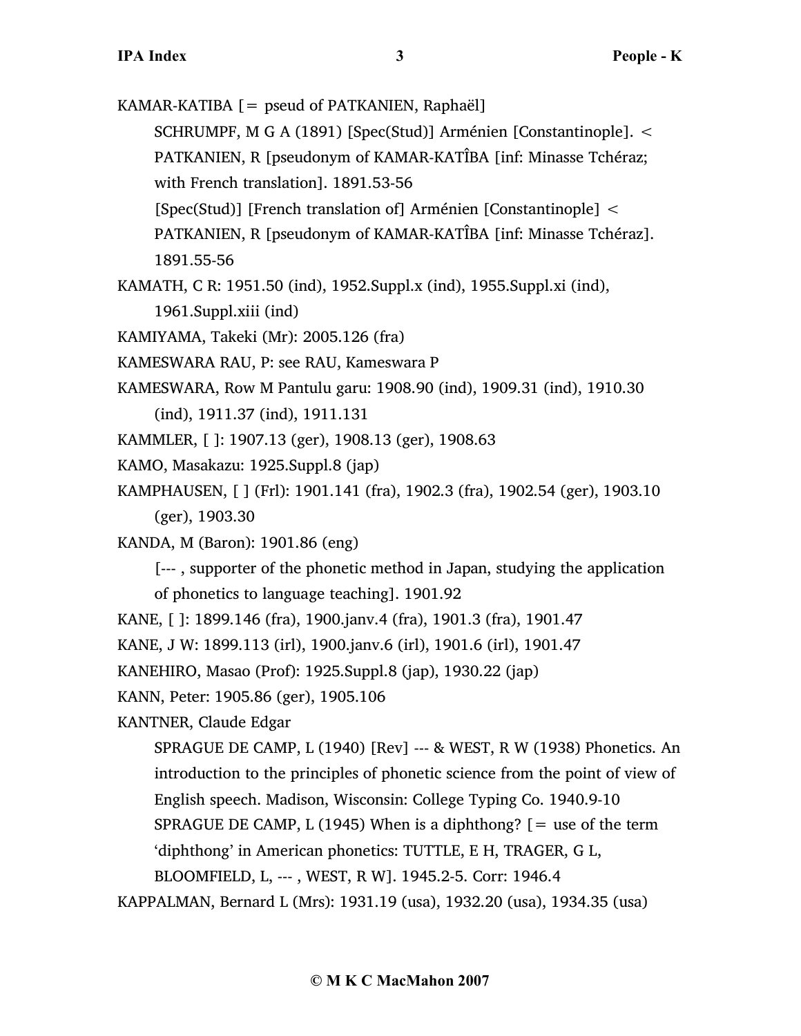KAMAR-KATIBA [= pseud of PATKANIEN, Raphaël]

SCHRUMPF, M G A (1891) [Spec(Stud)] Arménien [Constantinople]. < PATKANIEN, R [pseudonym of KAMAR-KATÎBA [inf: Minasse Tchéraz; with French translation]. 1891.53-56

[Spec(Stud)] [French translation of] Arménien [Constantinople] < PATKANIEN, R [pseudonym of KAMAR-KATÎBA [inf: Minasse Tchéraz]. 1891.55-56

KAMATH, C R: 1951.50 (ind), 1952.Suppl.x (ind), 1955.Suppl.xi (ind), 1961.Suppl.xiii (ind)

KAMIYAMA, Takeki (Mr): 2005.126 (fra)

KAMESWARA RAU, P: see RAU, Kameswara P

KAMESWARA, Row M Pantulu garu: 1908.90 (ind), 1909.31 (ind), 1910.30 (ind), 1911.37 (ind), 1911.131

KAMMLER, [ ]: 1907.13 (ger), 1908.13 (ger), 1908.63

KAMO, Masakazu: 1925.Suppl.8 (jap)

KAMPHAUSEN, [ ] (Frl): 1901.141 (fra), 1902.3 (fra), 1902.54 (ger), 1903.10 (ger), 1903.30

KANDA, M (Baron): 1901.86 (eng)

[--- , supporter of the phonetic method in Japan, studying the application of phonetics to language teaching]. 1901.92

KANE, [ ]: 1899.146 (fra), 1900.janv.4 (fra), 1901.3 (fra), 1901.47

KANE, J W: 1899.113 (irl), 1900.janv.6 (irl), 1901.6 (irl), 1901.47

KANEHIRO, Masao (Prof): 1925.Suppl.8 (jap), 1930.22 (jap)

KANN, Peter: 1905.86 (ger), 1905.106

KANTNER, Claude Edgar

SPRAGUE DE CAMP, L (1940) [Rev] --- & WEST, R W (1938) Phonetics. An introduction to the principles of phonetic science from the point of view of English speech. Madison, Wisconsin: College Typing Co. 1940.9-10

SPRAGUE DE CAMP, L (1945) When is a diphthong? [= use of the term 'diphthong' in American phonetics: TUTTLE, E H, TRAGER, G L, BLOOMFIELD, L, --- , WEST, R W]. 1945.2-5. Corr: 1946.4

KAPPALMAN, Bernard L (Mrs): 1931.19 (usa), 1932.20 (usa), 1934.35 (usa)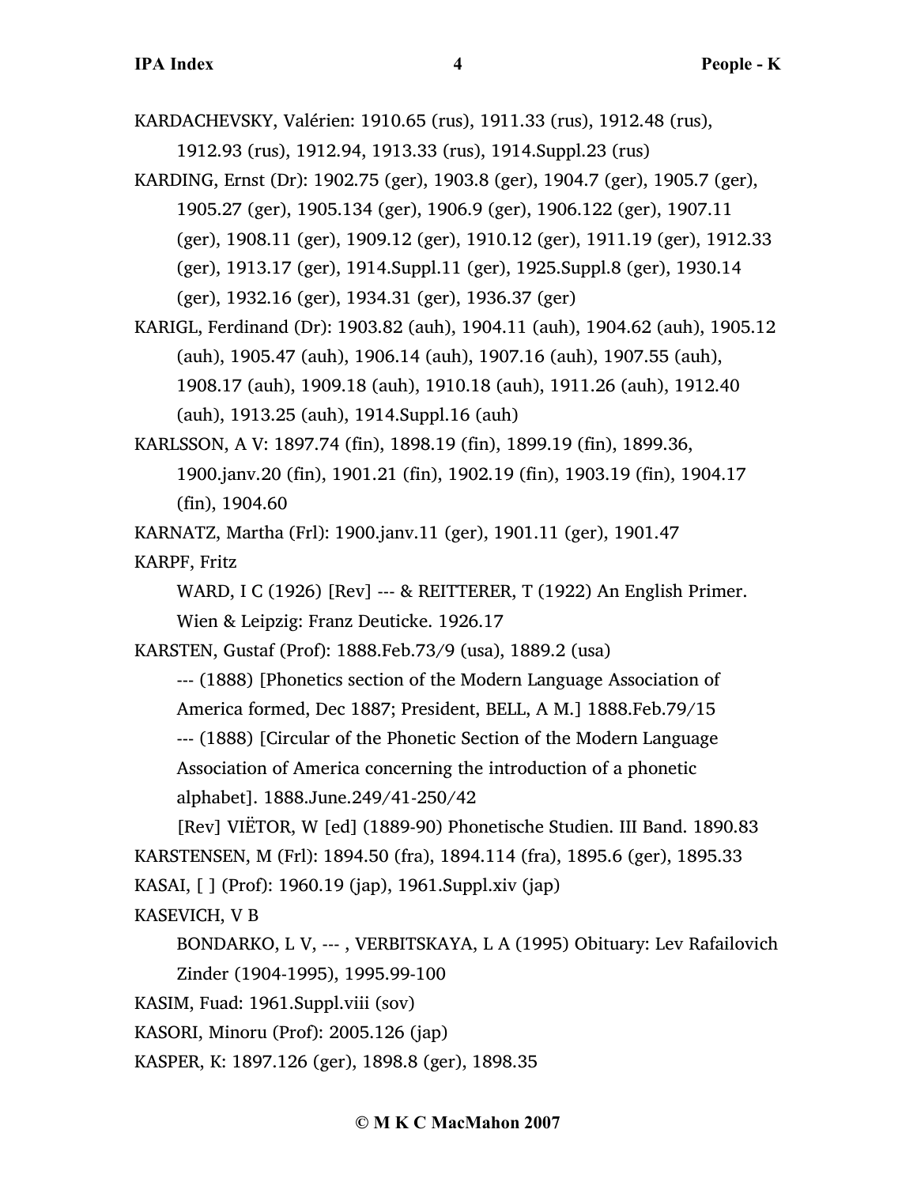KARDACHEVSKY, Valérien: 1910.65 (rus), 1911.33 (rus), 1912.48 (rus), 1912.93 (rus), 1912.94, 1913.33 (rus), 1914.Suppl.23 (rus)

KARDING, Ernst (Dr): 1902.75 (ger), 1903.8 (ger), 1904.7 (ger), 1905.7 (ger), 1905.27 (ger), 1905.134 (ger), 1906.9 (ger), 1906.122 (ger), 1907.11 (ger), 1908.11 (ger), 1909.12 (ger), 1910.12 (ger), 1911.19 (ger), 1912.33 (ger), 1913.17 (ger), 1914.Suppl.11 (ger), 1925.Suppl.8 (ger), 1930.14 (ger), 1932.16 (ger), 1934.31 (ger), 1936.37 (ger)

KARIGL, Ferdinand (Dr): 1903.82 (auh), 1904.11 (auh), 1904.62 (auh), 1905.12 (auh), 1905.47 (auh), 1906.14 (auh), 1907.16 (auh), 1907.55 (auh), 1908.17 (auh), 1909.18 (auh), 1910.18 (auh), 1911.26 (auh), 1912.40 (auh), 1913.25 (auh), 1914.Suppl.16 (auh)

KARLSSON, A V: 1897.74 (fin), 1898.19 (fin), 1899.19 (fin), 1899.36, 1900.janv.20 (fin), 1901.21 (fin), 1902.19 (fin), 1903.19 (fin), 1904.17 (fin), 1904.60

KARNATZ, Martha (Frl): 1900.janv.11 (ger), 1901.11 (ger), 1901.47

KARPF, Fritz

WARD, I C (1926) [Rev] --- & REITTERER, T (1922) An English Primer. Wien & Leipzig: Franz Deuticke. 1926.17

KARSTEN, Gustaf (Prof): 1888.Feb.73/9 (usa), 1889.2 (usa)

--- (1888) [Phonetics section of the Modern Language Association of America formed, Dec 1887; President, BELL, A M.] 1888.Feb.79/15

--- (1888) [Circular of the Phonetic Section of the Modern Language Association of America concerning the introduction of a phonetic alphabet]. 1888.June.249/41-250/42

[Rev] VIËTOR, W [ed] (1889-90) Phonetische Studien. III Band. 1890.83

KARSTENSEN, M (Frl): 1894.50 (fra), 1894.114 (fra), 1895.6 (ger), 1895.33

KASAI, [ ] (Prof): 1960.19 (jap), 1961.Suppl.xiv (jap)

KASEVICH, V B

BONDARKO, L V, --- , VERBITSKAYA, L A (1995) Obituary: Lev Rafailovich Zinder (1904-1995), 1995.99-100

KASIM, Fuad: 1961.Suppl.viii (sov)

KASORI, Minoru (Prof): 2005.126 (jap)

KASPER, K: 1897.126 (ger), 1898.8 (ger), 1898.35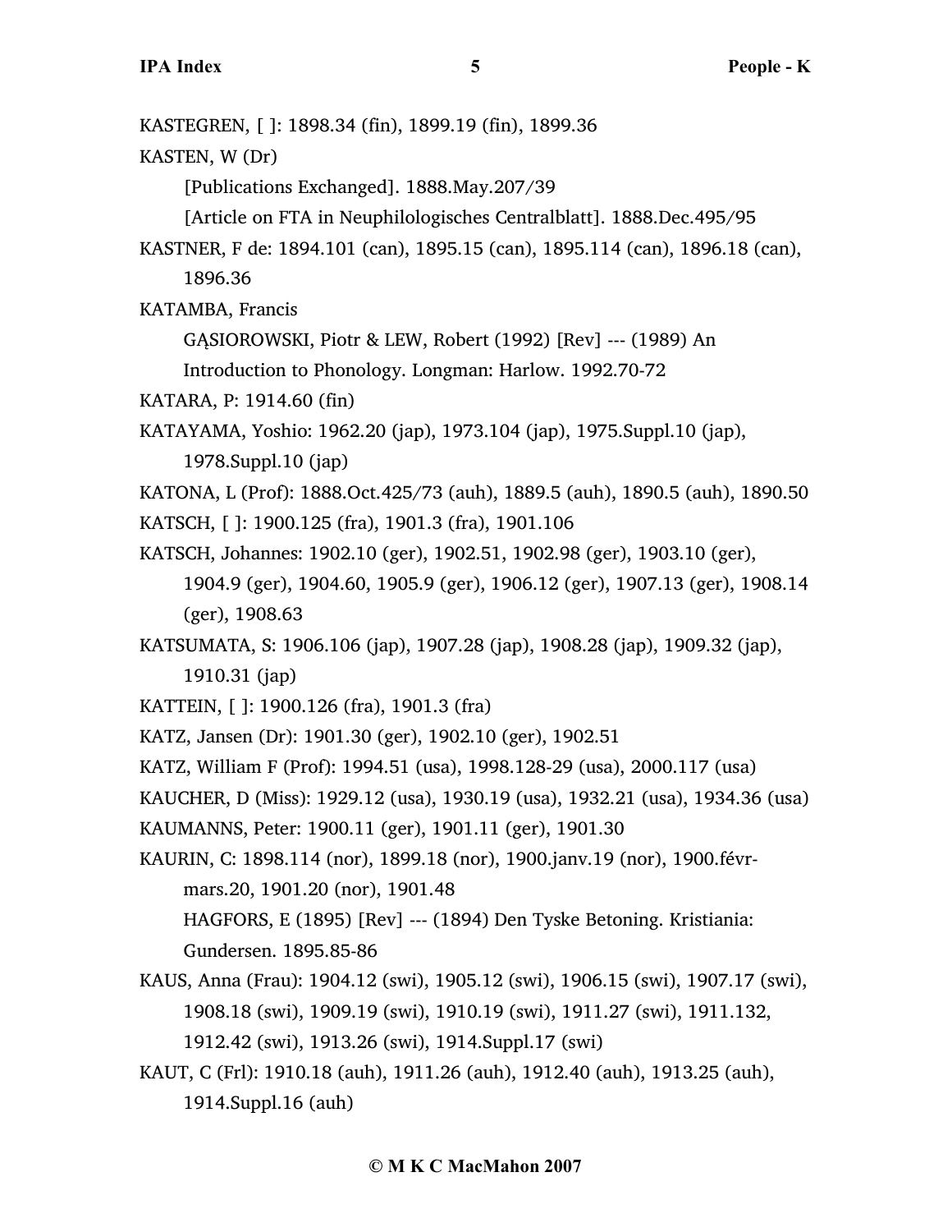KASTEGREN, [ ]: 1898.34 (fin), 1899.19 (fin), 1899.36

KASTEN, W (Dr)

[Publications Exchanged]. 1888.May.207/39

[Article on FTA in Neuphilologisches Centralblatt]. 1888.Dec.495/95

KASTNER, F de: 1894.101 (can), 1895.15 (can), 1895.114 (can), 1896.18 (can), 1896.36

KATAMBA, Francis

GĄSIOROWSKI, Piotr & LEW, Robert (1992) [Rev] --- (1989) An Introduction to Phonology. Longman: Harlow. 1992.70-72

KATARA, P: 1914.60 (fin)

KATAYAMA, Yoshio: 1962.20 (jap), 1973.104 (jap), 1975.Suppl.10 (jap), 1978.Suppl.10 (jap)

KATONA, L (Prof): 1888.Oct.425/73 (auh), 1889.5 (auh), 1890.5 (auh), 1890.50

KATSCH, [ ]: 1900.125 (fra), 1901.3 (fra), 1901.106

KATSCH, Johannes: 1902.10 (ger), 1902.51, 1902.98 (ger), 1903.10 (ger), 1904.9 (ger), 1904.60, 1905.9 (ger), 1906.12 (ger), 1907.13 (ger), 1908.14 (ger), 1908.63

KATSUMATA, S: 1906.106 (jap), 1907.28 (jap), 1908.28 (jap), 1909.32 (jap), 1910.31 (jap)

KATTEIN, [ ]: 1900.126 (fra), 1901.3 (fra)

KATZ, Jansen (Dr): 1901.30 (ger), 1902.10 (ger), 1902.51

KATZ, William F (Prof): 1994.51 (usa), 1998.128-29 (usa), 2000.117 (usa)

KAUCHER, D (Miss): 1929.12 (usa), 1930.19 (usa), 1932.21 (usa), 1934.36 (usa)

KAUMANNS, Peter: 1900.11 (ger), 1901.11 (ger), 1901.30

KAURIN, C: 1898.114 (nor), 1899.18 (nor), 1900.janv.19 (nor), 1900.févr-mars.20, 1901.20 (nor), 1901.48

HAGFORS, E (1895) [Rev] --- (1894) Den Tyske Betoning. Kristiania: Gundersen. 1895.85-86

KAUS, Anna (Frau): 1904.12 (swi), 1905.12 (swi), 1906.15 (swi), 1907.17 (swi), 1908.18 (swi), 1909.19 (swi), 1910.19 (swi), 1911.27 (swi), 1911.132, 1912.42 (swi), 1913.26 (swi), 1914.Suppl.17 (swi)

KAUT, C (Frl): 1910.18 (auh), 1911.26 (auh), 1912.40 (auh), 1913.25 (auh), 1914.Suppl.16 (auh)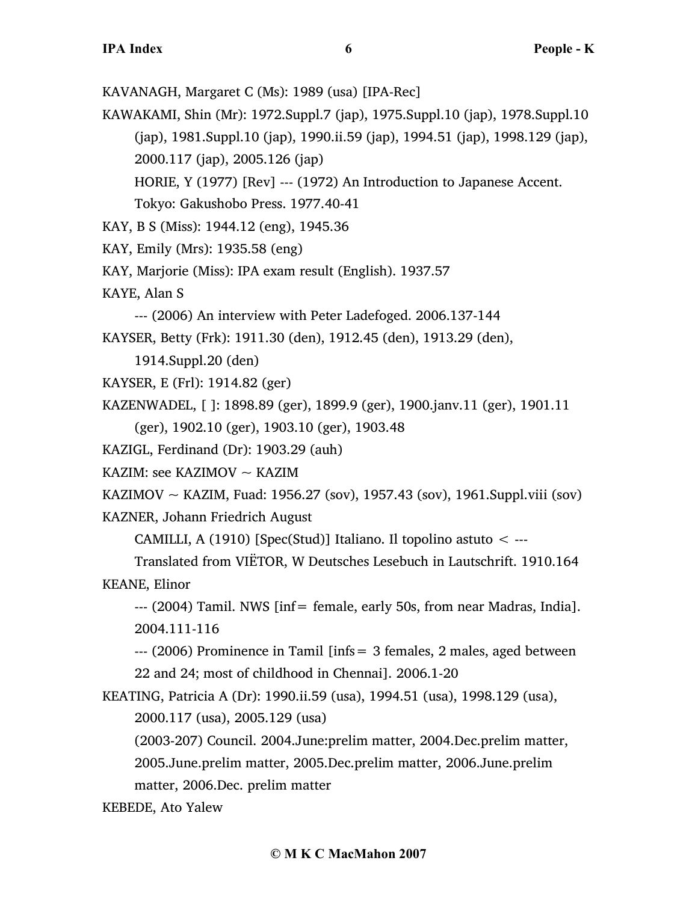KAVANAGH, Margaret C (Ms): 1989 (usa) [IPA-Rec]

KAWAKAMI, Shin (Mr): 1972.Suppl.7 (jap), 1975.Suppl.10 (jap), 1978.Suppl.10 (jap), 1981.Suppl.10 (jap), 1990.ii.59 (jap), 1994.51 (jap), 1998.129 (jap), 2000.117 (jap), 2005.126 (jap)

HORIE, Y (1977) [Rev] --- (1972) An Introduction to Japanese Accent. Tokyo: Gakushobo Press. 1977.40-41

KAY, B S (Miss): 1944.12 (eng), 1945.36

KAY, Emily (Mrs): 1935.58 (eng)

KAY, Marjorie (Miss): IPA exam result (English). 1937.57

KAYE, Alan S

--- (2006) An interview with Peter Ladefoged. 2006.137-144

KAYSER, Betty (Frk): 1911.30 (den), 1912.45 (den), 1913.29 (den), 1914.Suppl.20 (den)

KAYSER, E (Frl): 1914.82 (ger)

KAZENWADEL, [ ]: 1898.89 (ger), 1899.9 (ger), 1900.janv.11 (ger), 1901.11 (ger), 1902.10 (ger), 1903.10 (ger), 1903.48

KAZIGL, Ferdinand (Dr): 1903.29 (auh)

KAZIM: see KAZIMOV ~ KAZIM

KAZIMOV ~ KAZIM, Fuad: 1956.27 (sov), 1957.43 (sov), 1961.Suppl.viii (sov)

KAZNER, Johann Friedrich August

CAMILLI, A (1910) [Spec(Stud)] Italiano. Il topolino astuto < --- Translated from VIËTOR, W Deutsches Lesebuch in Lautschrift. 1910.164

KEANE, Elinor

--- (2004) Tamil. NWS [inf= female, early 50s, from near Madras, India]. 2004.111-116

--- (2006) Prominence in Tamil [infs= 3 females, 2 males, aged between 22 and 24; most of childhood in Chennai]. 2006.1-20

KEATING, Patricia A (Dr): 1990.ii.59 (usa), 1994.51 (usa), 1998.129 (usa), 2000.117 (usa), 2005.129 (usa)

(2003-207) Council. 2004.June:prelim matter, 2004.Dec.prelim matter, 2005.June.prelim matter, 2005.Dec.prelim matter, 2006.June.prelim matter, 2006.Dec. prelim matter

KEBEDE, Ato Yalew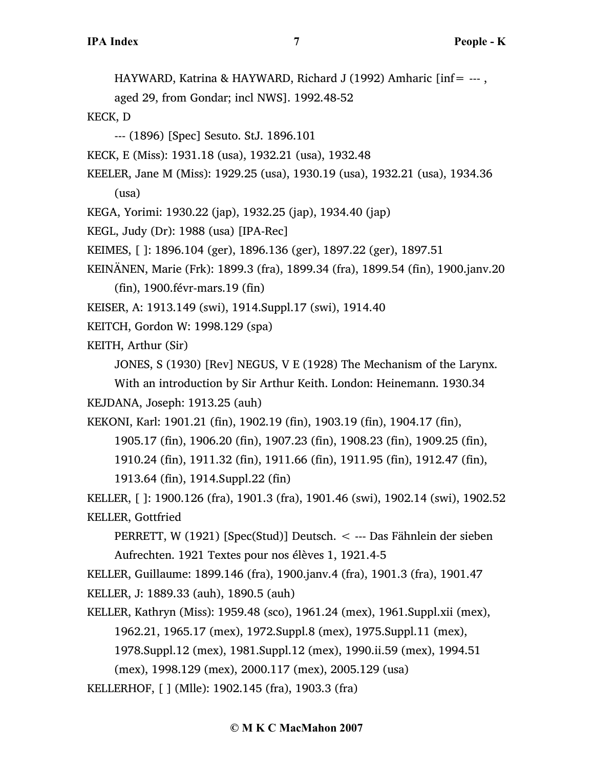HAYWARD, Katrina & HAYWARD, Richard J (1992) Amharic [inf= --- , aged 29, from Gondar; incl NWS]. 1992.48-52

KECK, D

--- (1896) [Spec] Sesuto. StJ. 1896.101

KECK, E (Miss): 1931.18 (usa), 1932.21 (usa), 1932.48

KEELER, Jane M (Miss): 1929.25 (usa), 1930.19 (usa), 1932.21 (usa), 1934.36 (usa)

KEGA, Yorimi: 1930.22 (jap), 1932.25 (jap), 1934.40 (jap)

KEGL, Judy (Dr): 1988 (usa) [IPA-Rec]

KEIMES, [ ]: 1896.104 (ger), 1896.136 (ger), 1897.22 (ger), 1897.51

KEINÄNEN, Marie (Frk): 1899.3 (fra), 1899.34 (fra), 1899.54 (fin), 1900.janv.20 (fin), 1900.févr-mars.19 (fin)

KEISER, A: 1913.149 (swi), 1914.Suppl.17 (swi), 1914.40

KEITCH, Gordon W: 1998.129 (spa)

KEITH, Arthur (Sir)

JONES, S (1930) [Rev] NEGUS, V E (1928) The Mechanism of the Larynx. With an introduction by Sir Arthur Keith. London: Heinemann. 1930.34

KEJDANA, Joseph: 1913.25 (auh)

KEKONI, Karl: 1901.21 (fin), 1902.19 (fin), 1903.19 (fin), 1904.17 (fin), 1905.17 (fin), 1906.20 (fin), 1907.23 (fin), 1908.23 (fin), 1909.25 (fin), 1910.24 (fin), 1911.32 (fin), 1911.66 (fin), 1911.95 (fin), 1912.47 (fin), 1913.64 (fin), 1914.Suppl.22 (fin)

KELLER, [ ]: 1900.126 (fra), 1901.3 (fra), 1901.46 (swi), 1902.14 (swi), 1902.52

KELLER, Gottfried

PERRETT, W (1921) [Spec(Stud)] Deutsch. < --- Das Fähnlein der sieben Aufrechten. 1921 Textes pour nos élèves 1, 1921.4-5

KELLER, Guillaume: 1899.146 (fra), 1900.janv.4 (fra), 1901.3 (fra), 1901.47

KELLER, J: 1889.33 (auh), 1890.5 (auh)

KELLER, Kathryn (Miss): 1959.48 (sco), 1961.24 (mex), 1961.Suppl.xii (mex), 1962.21, 1965.17 (mex), 1972.Suppl.8 (mex), 1975.Suppl.11 (mex), 1978.Suppl.12 (mex), 1981.Suppl.12 (mex), 1990.ii.59 (mex), 1994.51 (mex), 1998.129 (mex), 2000.117 (mex), 2005.129 (usa)

KELLERHOF, [ ] (Mlle): 1902.145 (fra), 1903.3 (fra)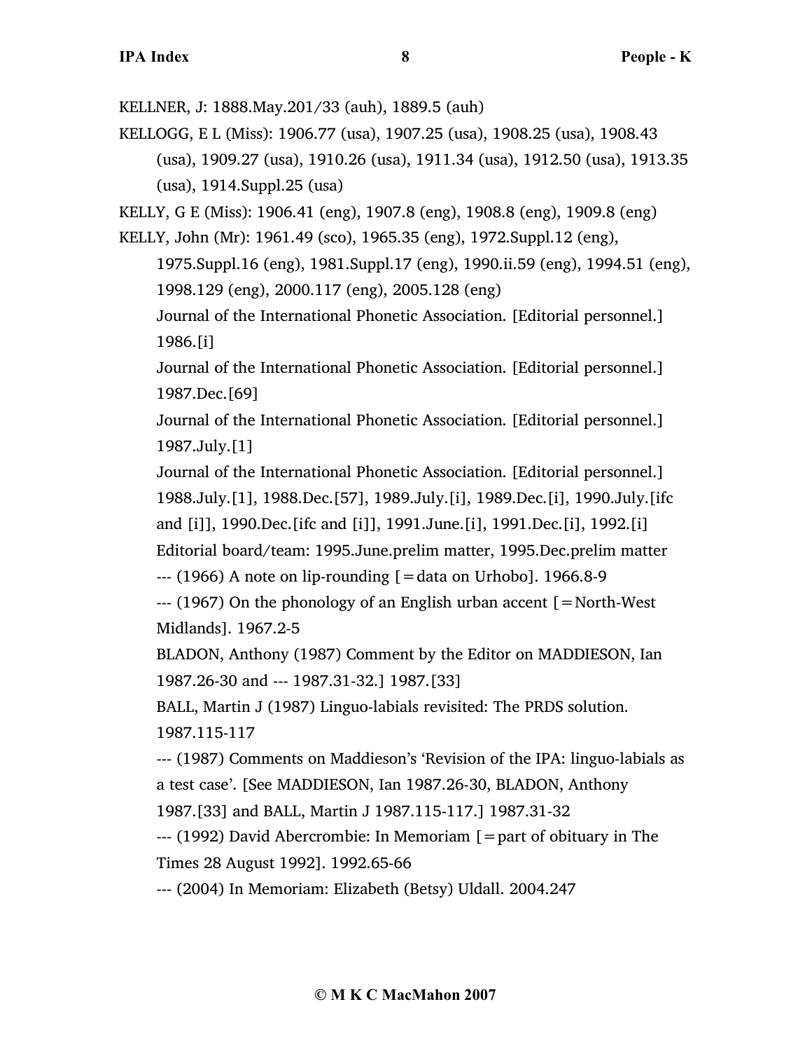KELLNER, J: 1888.May.201/33 (auh), 1889.5 (auh)

KELLOGG, E L (Miss): 1906.77 (usa), 1907.25 (usa), 1908.25 (usa), 1908.43 (usa), 1909.27 (usa), 1910.26 (usa), 1911.34 (usa), 1912.50 (usa), 1913.35 (usa), 1914.Suppl.25 (usa)

KELLY, G E (Miss): 1906.41 (eng), 1907.8 (eng), 1908.8 (eng), 1909.8 (eng)

KELLY, John (Mr): 1961.49 (sco), 1965.35 (eng), 1972.Suppl.12 (eng), 1975.Suppl.16 (eng), 1981.Suppl.17 (eng), 1990.ii.59 (eng), 1994.51 (eng), 1998.129 (eng), 2000.117 (eng), 2005.128 (eng)

Journal of the International Phonetic Association. [Editorial personnel.] 1986.[i]

Journal of the International Phonetic Association. [Editorial personnel.] 1987.Dec.[69]

Journal of the International Phonetic Association. [Editorial personnel.] 1987.July.[1]

Journal of the International Phonetic Association. [Editorial personnel.] 1988.July.[1], 1988.Dec.[57], 1989.July.[i], 1989.Dec.[i], 1990.July.[ifc and [i]], 1990.Dec.[ifc and [i]], 1991.June.[i], 1991.Dec.[i], 1992.[i]

Editorial board/team: 1995.June.prelim matter, 1995.Dec.prelim matter

--- (1966) A note on lip-rounding [=data on Urhobo]. 1966.8-9

--- (1967) On the phonology of an English urban accent [=North-West Midlands]. 1967.2-5

BLADON, Anthony (1987) Comment by the Editor on MADDIESON, Ian 1987.26-30 and --- 1987.31-32.] 1987.[33]

BALL, Martin J (1987) Linguo-labials revisited: The PRDS solution. 1987.115-117

--- (1987) Comments on Maddieson's 'Revision of the IPA: linguo-labials as a test case'. [See MADDIESON, Ian 1987.26-30, BLADON, Anthony 1987.[33] and BALL, Martin J 1987.115-117.] 1987.31-32

--- (1992) David Abercrombie: In Memoriam [=part of obituary in The Times 28 August 1992]. 1992.65-66

--- (2004) In Memoriam: Elizabeth (Betsy) Uldall. 2004.247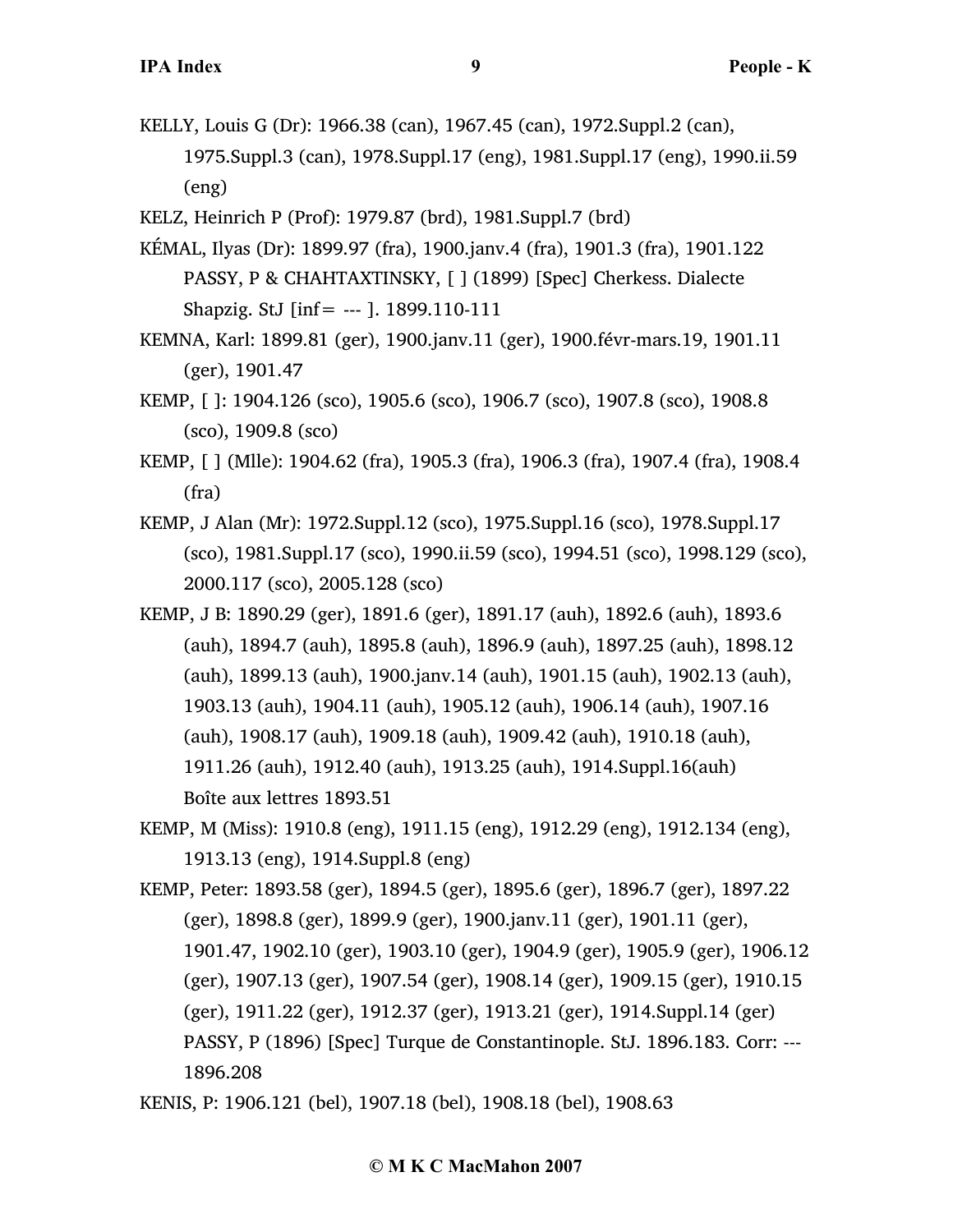KELLY, Louis G (Dr): 1966.38 (can), 1967.45 (can), 1972.Suppl.2 (can), 1975.Suppl.3 (can), 1978.Suppl.17 (eng), 1981.Suppl.17 (eng), 1990.ii.59 (eng)

KELZ, Heinrich P (Prof): 1979.87 (brd), 1981.Suppl.7 (brd)

KÉMAL, Ilyas (Dr): 1899.97 (fra), 1900.janv.4 (fra), 1901.3 (fra), 1901.122
PASSY, P & CHAHTAXTINSKY, [ ] (1899) [Spec] Cherkess. Dialecte Shapzig. StJ [inf= --- ]. 1899.110-111

KEMNA, Karl: 1899.81 (ger), 1900.janv.11 (ger), 1900.févr-mars.19, 1901.11 (ger), 1901.47

KEMP, [ ]: 1904.126 (sco), 1905.6 (sco), 1906.7 (sco), 1907.8 (sco), 1908.8 (sco), 1909.8 (sco)

KEMP, [ ] (Mlle): 1904.62 (fra), 1905.3 (fra), 1906.3 (fra), 1907.4 (fra), 1908.4 (fra)

KEMP, J Alan (Mr): 1972.Suppl.12 (sco), 1975.Suppl.16 (sco), 1978.Suppl.17 (sco), 1981.Suppl.17 (sco), 1990.ii.59 (sco), 1994.51 (sco), 1998.129 (sco), 2000.117 (sco), 2005.128 (sco)

KEMP, J B: 1890.29 (ger), 1891.6 (ger), 1891.17 (auh), 1892.6 (auh), 1893.6 (auh), 1894.7 (auh), 1895.8 (auh), 1896.9 (auh), 1897.25 (auh), 1898.12 (auh), 1899.13 (auh), 1900.janv.14 (auh), 1901.15 (auh), 1902.13 (auh), 1903.13 (auh), 1904.11 (auh), 1905.12 (auh), 1906.14 (auh), 1907.16 (auh), 1908.17 (auh), 1909.18 (auh), 1909.42 (auh), 1910.18 (auh), 1911.26 (auh), 1912.40 (auh), 1913.25 (auh), 1914.Suppl.16(auh)
Boîte aux lettres 1893.51

KEMP, M (Miss): 1910.8 (eng), 1911.15 (eng), 1912.29 (eng), 1912.134 (eng), 1913.13 (eng), 1914.Suppl.8 (eng)

KEMP, Peter: 1893.58 (ger), 1894.5 (ger), 1895.6 (ger), 1896.7 (ger), 1897.22 (ger), 1898.8 (ger), 1899.9 (ger), 1900.janv.11 (ger), 1901.11 (ger), 1901.47, 1902.10 (ger), 1903.10 (ger), 1904.9 (ger), 1905.9 (ger), 1906.12 (ger), 1907.13 (ger), 1907.54 (ger), 1908.14 (ger), 1909.15 (ger), 1910.15 (ger), 1911.22 (ger), 1912.37 (ger), 1913.21 (ger), 1914.Suppl.14 (ger)
PASSY, P (1896) [Spec] Turque de Constantinople. StJ. 1896.183. Corr: --- 1896.208

KENIS, P: 1906.121 (bel), 1907.18 (bel), 1908.18 (bel), 1908.63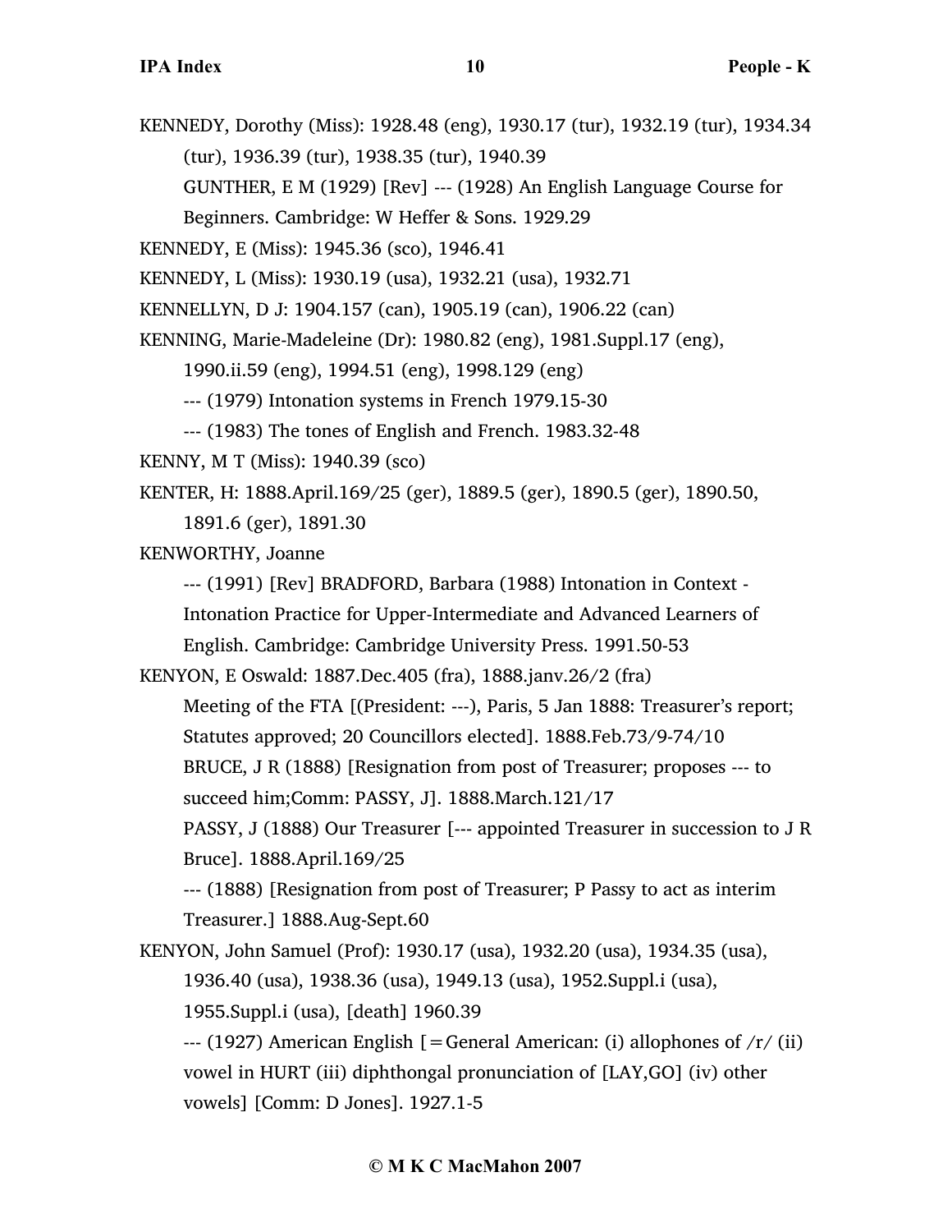KENNEDY, Dorothy (Miss): 1928.48 (eng), 1930.17 (tur), 1932.19 (tur), 1934.34 (tur), 1936.39 (tur), 1938.35 (tur), 1940.39

GUNTHER, E M (1929) [Rev] --- (1928) An English Language Course for Beginners. Cambridge: W Heffer & Sons. 1929.29

KENNEDY, E (Miss): 1945.36 (sco), 1946.41

KENNEDY, L (Miss): 1930.19 (usa), 1932.21 (usa), 1932.71

KENNELLYN, D J: 1904.157 (can), 1905.19 (can), 1906.22 (can)

KENNING, Marie-Madeleine (Dr): 1980.82 (eng), 1981.Suppl.17 (eng), 1990.ii.59 (eng), 1994.51 (eng), 1998.129 (eng)

--- (1979) Intonation systems in French 1979.15-30

--- (1983) The tones of English and French. 1983.32-48

KENNY, M T (Miss): 1940.39 (sco)

KENTER, H: 1888.April.169/25 (ger), 1889.5 (ger), 1890.5 (ger), 1890.50, 1891.6 (ger), 1891.30

KENWORTHY, Joanne

--- (1991) [Rev] BRADFORD, Barbara (1988) Intonation in Context - Intonation Practice for Upper-Intermediate and Advanced Learners of English. Cambridge: Cambridge University Press. 1991.50-53

KENYON, E Oswald: 1887.Dec.405 (fra), 1888.janv.26/2 (fra)

Meeting of the FTA [(President: ---), Paris, 5 Jan 1888: Treasurer's report; Statutes approved; 20 Councillors elected]. 1888.Feb.73/9-74/10

BRUCE, J R (1888) [Resignation from post of Treasurer; proposes --- to succeed him;Comm: PASSY, J]. 1888.March.121/17

PASSY, J (1888) Our Treasurer [--- appointed Treasurer in succession to J R Bruce]. 1888.April.169/25

--- (1888) [Resignation from post of Treasurer; P Passy to act as interim Treasurer.] 1888.Aug-Sept.60

KENYON, John Samuel (Prof): 1930.17 (usa), 1932.20 (usa), 1934.35 (usa), 1936.40 (usa), 1938.36 (usa), 1949.13 (usa), 1952.Suppl.i (usa), 1955.Suppl.i (usa), [death] 1960.39

--- (1927) American English [=General American: (i) allophones of /r/ (ii) vowel in HURT (iii) diphthongal pronunciation of [LAY,GO] (iv) other vowels] [Comm: D Jones]. 1927.1-5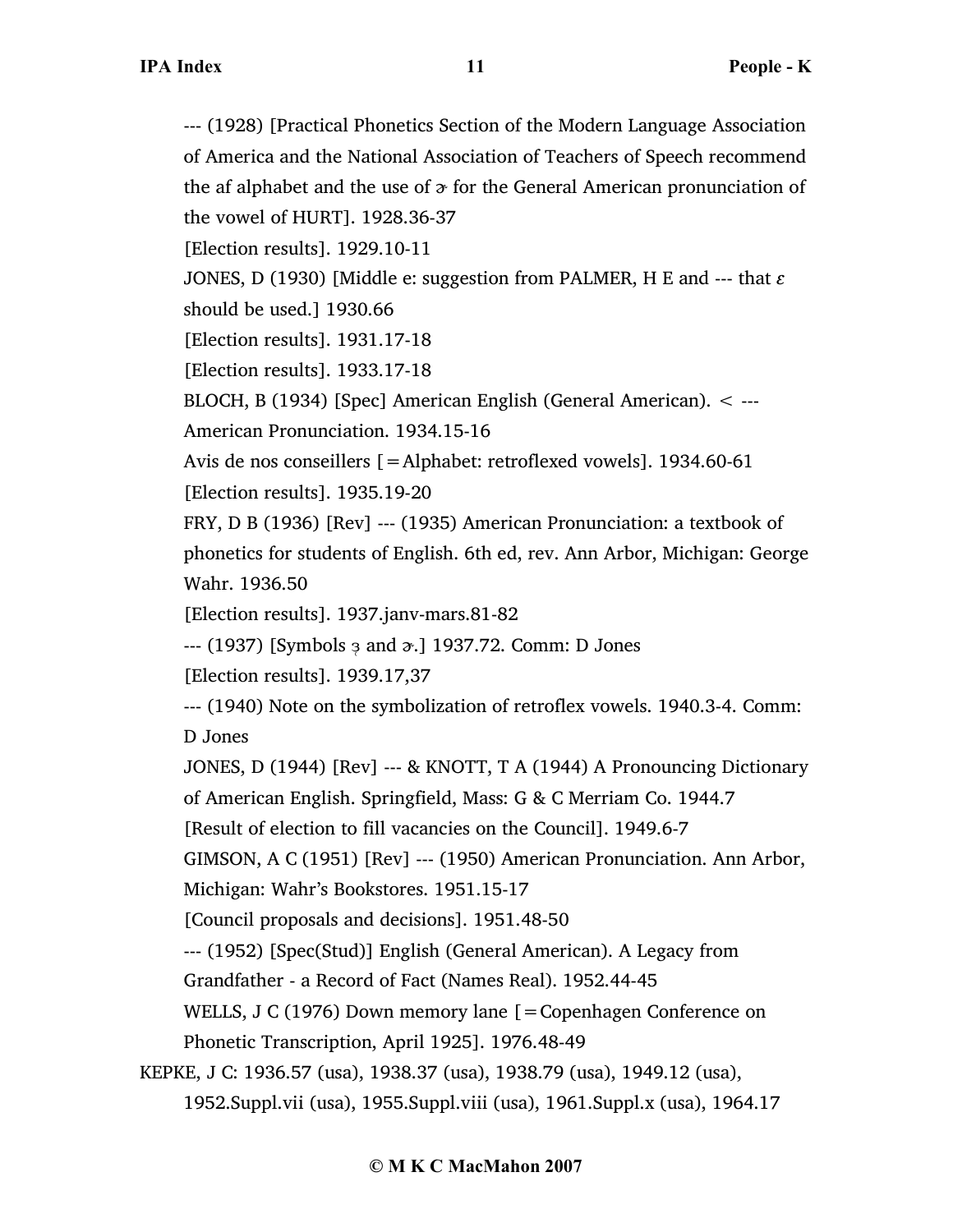--- (1928) [Practical Phonetics Section of the Modern Language Association of America and the National Association of Teachers of Speech recommend the af alphabet and the use of ɚ for the General American pronunciation of the vowel of HURT]. 1928.36-37

[Election results]. 1929.10-11

JONES, D (1930) [Middle e: suggestion from PALMER, H E and --- that ɛ should be used.] 1930.66

[Election results]. 1931.17-18

[Election results]. 1933.17-18

BLOCH, B (1934) [Spec] American English (General American). < --- American Pronunciation. 1934.15-16

Avis de nos conseillers [=Alphabet: retroflexed vowels]. 1934.60-61

[Election results]. 1935.19-20

FRY, D B (1936) [Rev] --- (1935) American Pronunciation: a textbook of phonetics for students of English. 6th ed, rev. Ann Arbor, Michigan: George Wahr. 1936.50

[Election results]. 1937.janv-mars.81-82

--- (1937) [Symbols ɜ̦ and ɚ.] 1937.72. Comm: D Jones

[Election results]. 1939.17,37

--- (1940) Note on the symbolization of retroflex vowels. 1940.3-4. Comm: D Jones

JONES, D (1944) [Rev] --- & KNOTT, T A (1944) A Pronouncing Dictionary of American English. Springfield, Mass: G & C Merriam Co. 1944.7

[Result of election to fill vacancies on the Council]. 1949.6-7

GIMSON, A C (1951) [Rev] --- (1950) American Pronunciation. Ann Arbor, Michigan: Wahr's Bookstores. 1951.15-17

[Council proposals and decisions]. 1951.48-50

--- (1952) [Spec(Stud)] English (General American). A Legacy from Grandfather - a Record of Fact (Names Real). 1952.44-45

WELLS, J C (1976) Down memory lane [=Copenhagen Conference on Phonetic Transcription, April 1925]. 1976.48-49

KEPKE, J C: 1936.57 (usa), 1938.37 (usa), 1938.79 (usa), 1949.12 (usa), 1952.Suppl.vii (usa), 1955.Suppl.viii (usa), 1961.Suppl.x (usa), 1964.17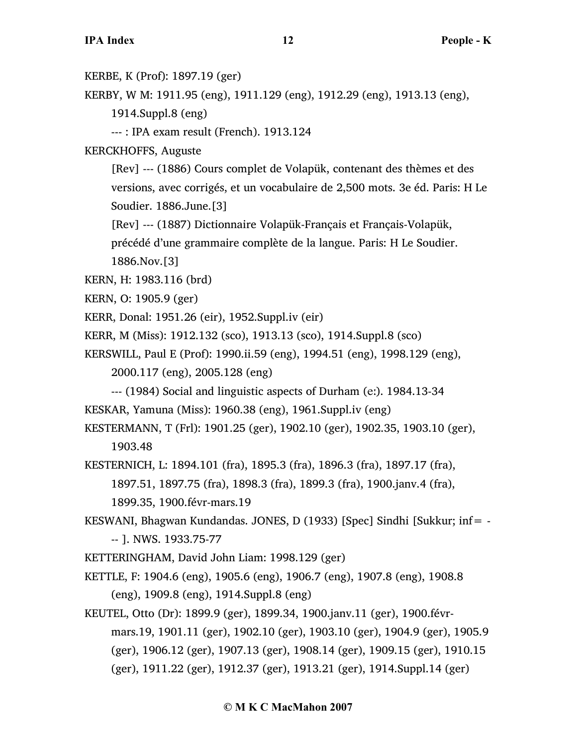KERBE, K (Prof): 1897.19 (ger)

KERBY, W M: 1911.95 (eng), 1911.129 (eng), 1912.29 (eng), 1913.13 (eng), 1914.Suppl.8 (eng)

--- : IPA exam result (French). 1913.124

KERCKHOFFS, Auguste

[Rev] --- (1886) Cours complet de Volapük, contenant des thèmes et des versions, avec corrigés, et un vocabulaire de 2,500 mots. 3e éd. Paris: H Le Soudier. 1886.June.[3]

[Rev] --- (1887) Dictionnaire Volapük-Français et Français-Volapük, précédé d'une grammaire complète de la langue. Paris: H Le Soudier. 1886.Nov.[3]

KERN, H: 1983.116 (brd)

KERN, O: 1905.9 (ger)

KERR, Donal: 1951.26 (eir), 1952.Suppl.iv (eir)

KERR, M (Miss): 1912.132 (sco), 1913.13 (sco), 1914.Suppl.8 (sco)

KERSWILL, Paul E (Prof): 1990.ii.59 (eng), 1994.51 (eng), 1998.129 (eng), 2000.117 (eng), 2005.128 (eng)

--- (1984) Social and linguistic aspects of Durham (eː). 1984.13-34

KESKAR, Yamuna (Miss): 1960.38 (eng), 1961.Suppl.iv (eng)

KESTERMANN, T (Frl): 1901.25 (ger), 1902.10 (ger), 1902.35, 1903.10 (ger), 1903.48

KESTERNICH, L: 1894.101 (fra), 1895.3 (fra), 1896.3 (fra), 1897.17 (fra), 1897.51, 1897.75 (fra), 1898.3 (fra), 1899.3 (fra), 1900.janv.4 (fra), 1899.35, 1900.févr-mars.19

KESWANI, Bhagwan Kundandas. JONES, D (1933) [Spec] Sindhi [Sukkur; inf= --- ]. NWS. 1933.75-77

KETTERINGHAM, David John Liam: 1998.129 (ger)

KETTLE, F: 1904.6 (eng), 1905.6 (eng), 1906.7 (eng), 1907.8 (eng), 1908.8 (eng), 1909.8 (eng), 1914.Suppl.8 (eng)

KEUTEL, Otto (Dr): 1899.9 (ger), 1899.34, 1900.janv.11 (ger), 1900.févr-mars.19, 1901.11 (ger), 1902.10 (ger), 1903.10 (ger), 1904.9 (ger), 1905.9 (ger), 1906.12 (ger), 1907.13 (ger), 1908.14 (ger), 1909.15 (ger), 1910.15 (ger), 1911.22 (ger), 1912.37 (ger), 1913.21 (ger), 1914.Suppl.14 (ger)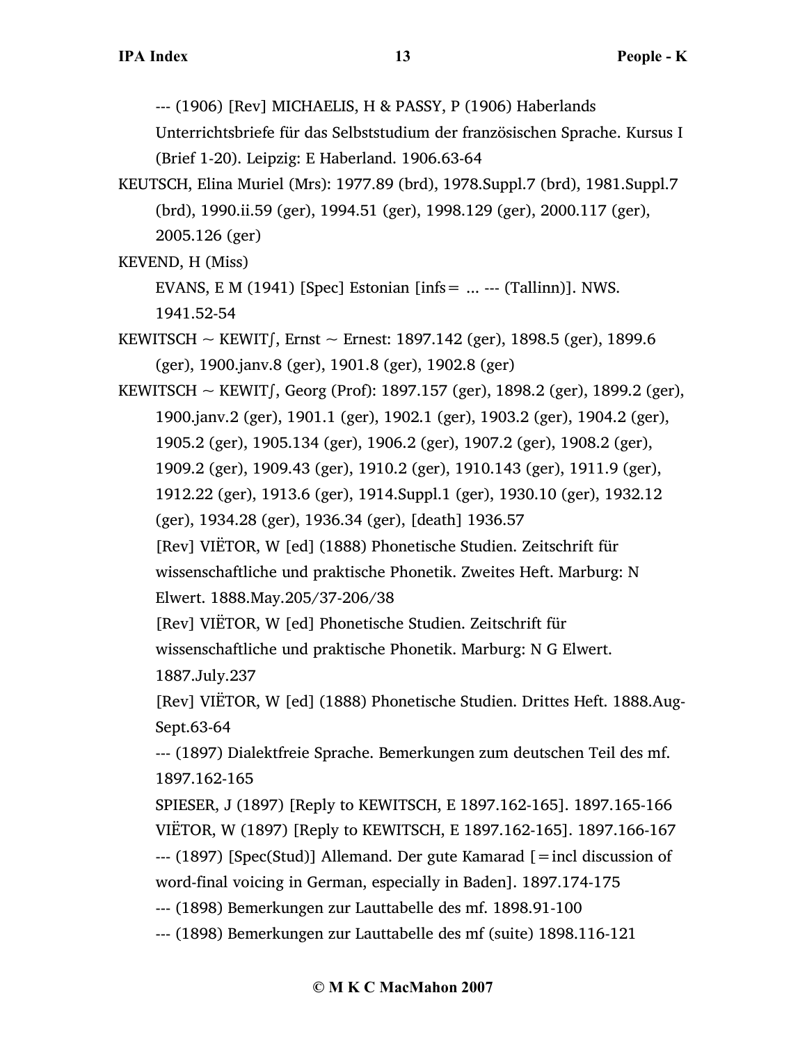--- (1906) [Rev] MICHAELIS, H & PASSY, P (1906) Haberlands Unterrichtsbriefe für das Selbststudium der französischen Sprache. Kursus I (Brief 1-20). Leipzig: E Haberland. 1906.63-64

KEUTSCH, Elina Muriel (Mrs): 1977.89 (brd), 1978.Suppl.7 (brd), 1981.Suppl.7 (brd), 1990.ii.59 (ger), 1994.51 (ger), 1998.129 (ger), 2000.117 (ger), 2005.126 (ger)

KEVEND, H (Miss)

EVANS, E M (1941) [Spec] Estonian [infs= ... --- (Tallinn)]. NWS. 1941.52-54

KEWITSCH ~ KEWITʃ, Ernst ~ Ernest: 1897.142 (ger), 1898.5 (ger), 1899.6 (ger), 1900.janv.8 (ger), 1901.8 (ger), 1902.8 (ger)

KEWITSCH ~ KEWITʃ, Georg (Prof): 1897.157 (ger), 1898.2 (ger), 1899.2 (ger), 1900.janv.2 (ger), 1901.1 (ger), 1902.1 (ger), 1903.2 (ger), 1904.2 (ger), 1905.2 (ger), 1905.134 (ger), 1906.2 (ger), 1907.2 (ger), 1908.2 (ger), 1909.2 (ger), 1909.43 (ger), 1910.2 (ger), 1910.143 (ger), 1911.9 (ger), 1912.22 (ger), 1913.6 (ger), 1914.Suppl.1 (ger), 1930.10 (ger), 1932.12 (ger), 1934.28 (ger), 1936.34 (ger), [death] 1936.57

[Rev] VIËTOR, W [ed] (1888) Phonetische Studien. Zeitschrift für wissenschaftliche und praktische Phonetik. Zweites Heft. Marburg: N Elwert. 1888.May.205/37-206/38

[Rev] VIËTOR, W [ed] Phonetische Studien. Zeitschrift für wissenschaftliche und praktische Phonetik. Marburg: N G Elwert. 1887.July.237

[Rev] VIËTOR, W [ed] (1888) Phonetische Studien. Drittes Heft. 1888.Aug-Sept.63-64

--- (1897) Dialektfreie Sprache. Bemerkungen zum deutschen Teil des mf. 1897.162-165

SPIESER, J (1897) [Reply to KEWITSCH, E 1897.162-165]. 1897.165-166

VIËTOR, W (1897) [Reply to KEWITSCH, E 1897.162-165]. 1897.166-167

--- (1897) [Spec(Stud)] Allemand. Der gute Kamarad [=incl discussion of word-final voicing in German, especially in Baden]. 1897.174-175

--- (1898) Bemerkungen zur Lauttabelle des mf. 1898.91-100

--- (1898) Bemerkungen zur Lauttabelle des mf (suite) 1898.116-121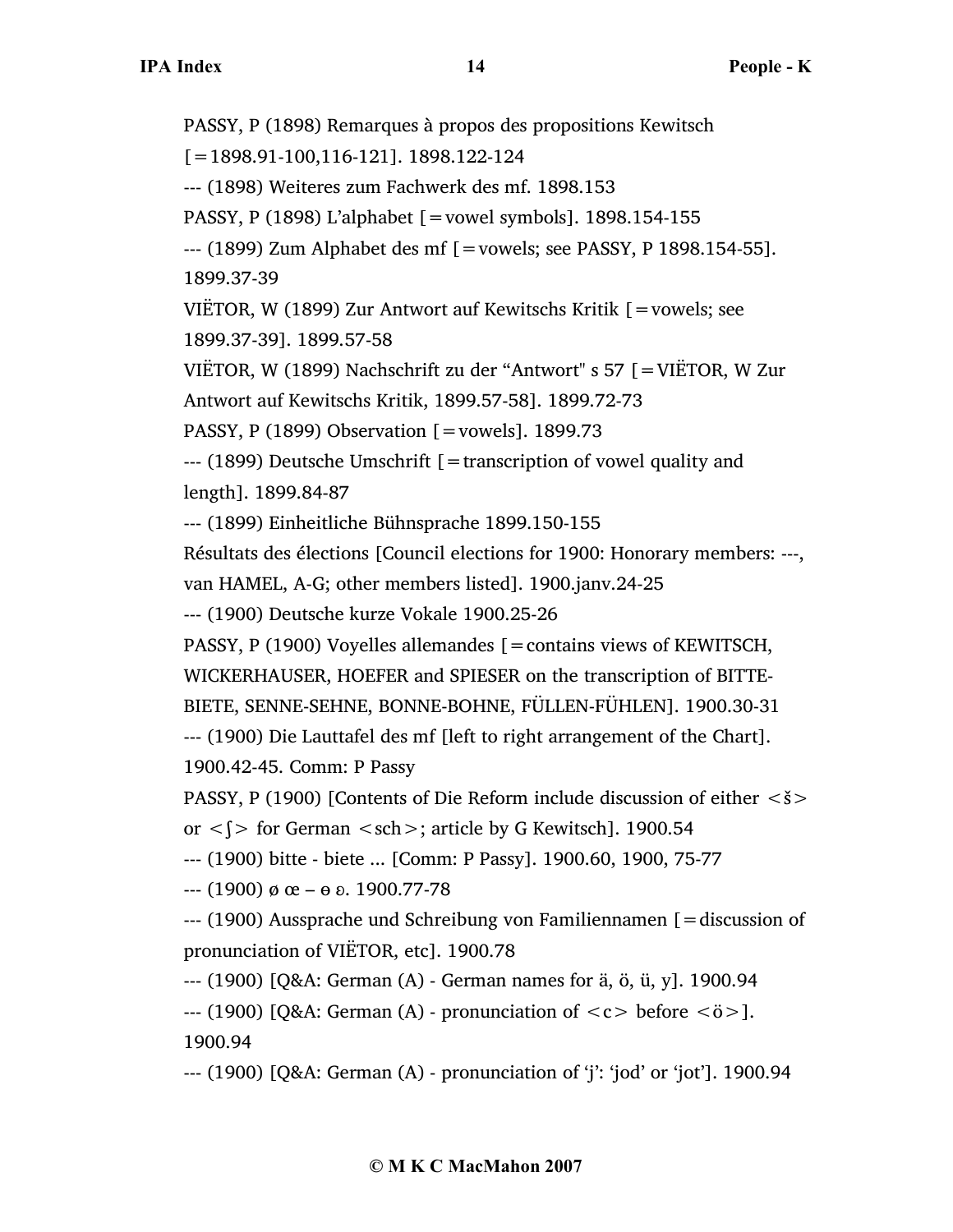PASSY, P (1898) Remarques à propos des propositions Kewitsch [=1898.91-100,116-121]. 1898.122-124

--- (1898) Weiteres zum Fachwerk des mf. 1898.153

PASSY, P (1898) L'alphabet [=vowel symbols]. 1898.154-155

--- (1899) Zum Alphabet des mf [=vowels; see PASSY, P 1898.154-55]. 1899.37-39

VIËTOR, W (1899) Zur Antwort auf Kewitschs Kritik [=vowels; see 1899.37-39]. 1899.57-58

VIËTOR, W (1899) Nachschrift zu der "Antwort" s 57 [=VIËTOR, W Zur Antwort auf Kewitschs Kritik, 1899.57-58]. 1899.72-73

PASSY, P (1899) Observation [=vowels]. 1899.73

--- (1899) Deutsche Umschrift [=transcription of vowel quality and length]. 1899.84-87

--- (1899) Einheitliche Bühnsprache 1899.150-155

Résultats des élections [Council elections for 1900: Honorary members: ---, van HAMEL, A-G; other members listed]. 1900.janv.24-25

--- (1900) Deutsche kurze Vokale 1900.25-26

PASSY, P (1900) Voyelles allemandes [=contains views of KEWITSCH, WICKERHAUSER, HOEFER and SPIESER on the transcription of BITTE-BIETE, SENNE-SEHNE, BONNE-BOHNE, FÜLLEN-FÜHLEN]. 1900.30-31

--- (1900) Die Lauttafel des mf [left to right arrangement of the Chart]. 1900.42-45. Comm: P Passy

PASSY, P (1900) [Contents of Die Reform include discussion of either <š> or <ʃ> for German <sch>; article by G Kewitsch]. 1900.54

--- (1900) bitte - biete ... [Comm: P Passy]. 1900.60, 1900, 75-77

--- (1900) ø œ – ɵ ɞ. 1900.77-78

--- (1900) Aussprache und Schreibung von Familiennamen [=discussion of pronunciation of VIËTOR, etc]. 1900.78

--- (1900) [Q&A: German (A) - German names for ä, ö, ü, y]. 1900.94

--- (1900) [Q&A: German (A) - pronunciation of <c> before <ö>]. 1900.94

--- (1900) [Q&A: German (A) - pronunciation of 'j': 'jod' or 'jot']. 1900.94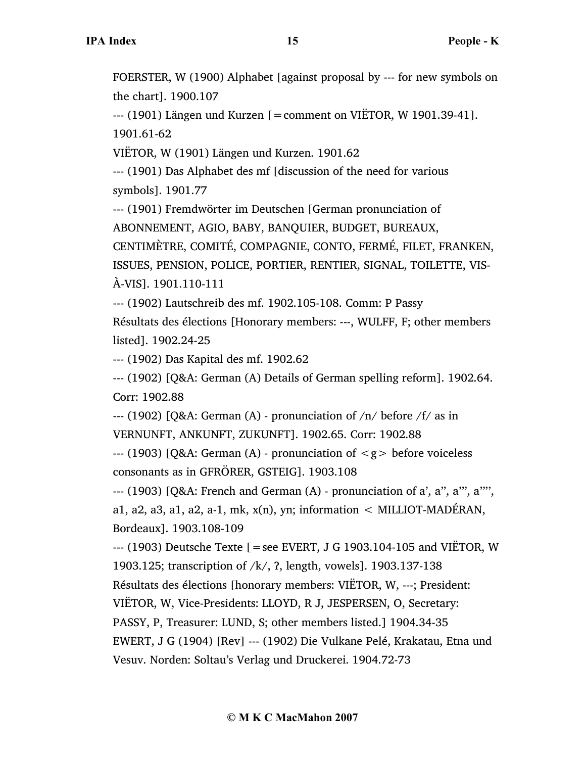FOERSTER, W (1900) Alphabet [against proposal by --- for new symbols on the chart]. 1900.107

--- (1901) Längen und Kurzen [=comment on VIËTOR, W 1901.39-41]. 1901.61-62

VIËTOR, W (1901) Längen und Kurzen. 1901.62

--- (1901) Das Alphabet des mf [discussion of the need for various symbols]. 1901.77

--- (1901) Fremdwörter im Deutschen [German pronunciation of ABONNEMENT, AGIO, BABY, BANQUIER, BUDGET, BUREAUX, CENTIMÈTRE, COMITÉ, COMPAGNIE, CONTO, FERMÉ, FILET, FRANKEN, ISSUES, PENSION, POLICE, PORTIER, RENTIER, SIGNAL, TOILETTE, VIS-À-VIS]. 1901.110-111

--- (1902) Lautschreib des mf. 1902.105-108. Comm: P Passy

Résultats des élections [Honorary members: ---, WULFF, F; other members listed]. 1902.24-25

--- (1902) Das Kapital des mf. 1902.62

--- (1902) [Q&A: German (A) Details of German spelling reform]. 1902.64. Corr: 1902.88

--- (1902) [Q&A: German (A) - pronunciation of /n/ before /f/ as in VERNUNFT, ANKUNFT, ZUKUNFT]. 1902.65. Corr: 1902.88

--- (1903) [Q&A: German (A) - pronunciation of <g> before voiceless consonants as in GFRÖRER, GSTEIG]. 1903.108

--- (1903) [Q&A: French and German (A) - pronunciation of a', a'', a''', a'''', a1, a2, a3, a1, a2, a-1, mk, x(n), yn; information < MILLIOT-MADÉRAN, Bordeaux]. 1903.108-109

--- (1903) Deutsche Texte [=see EVERT, J G 1903.104-105 and VIËTOR, W 1903.125; transcription of /k/, ʔ, length, vowels]. 1903.137-138

Résultats des élections [honorary members: VIËTOR, W, ---; President: VIËTOR, W, Vice-Presidents: LLOYD, R J, JESPERSEN, O, Secretary: PASSY, P, Treasurer: LUND, S; other members listed.] 1904.34-35

EWERT, J G (1904) [Rev] --- (1902) Die Vulkane Pelé, Krakatau, Etna und Vesuv. Norden: Soltau's Verlag und Druckerei. 1904.72-73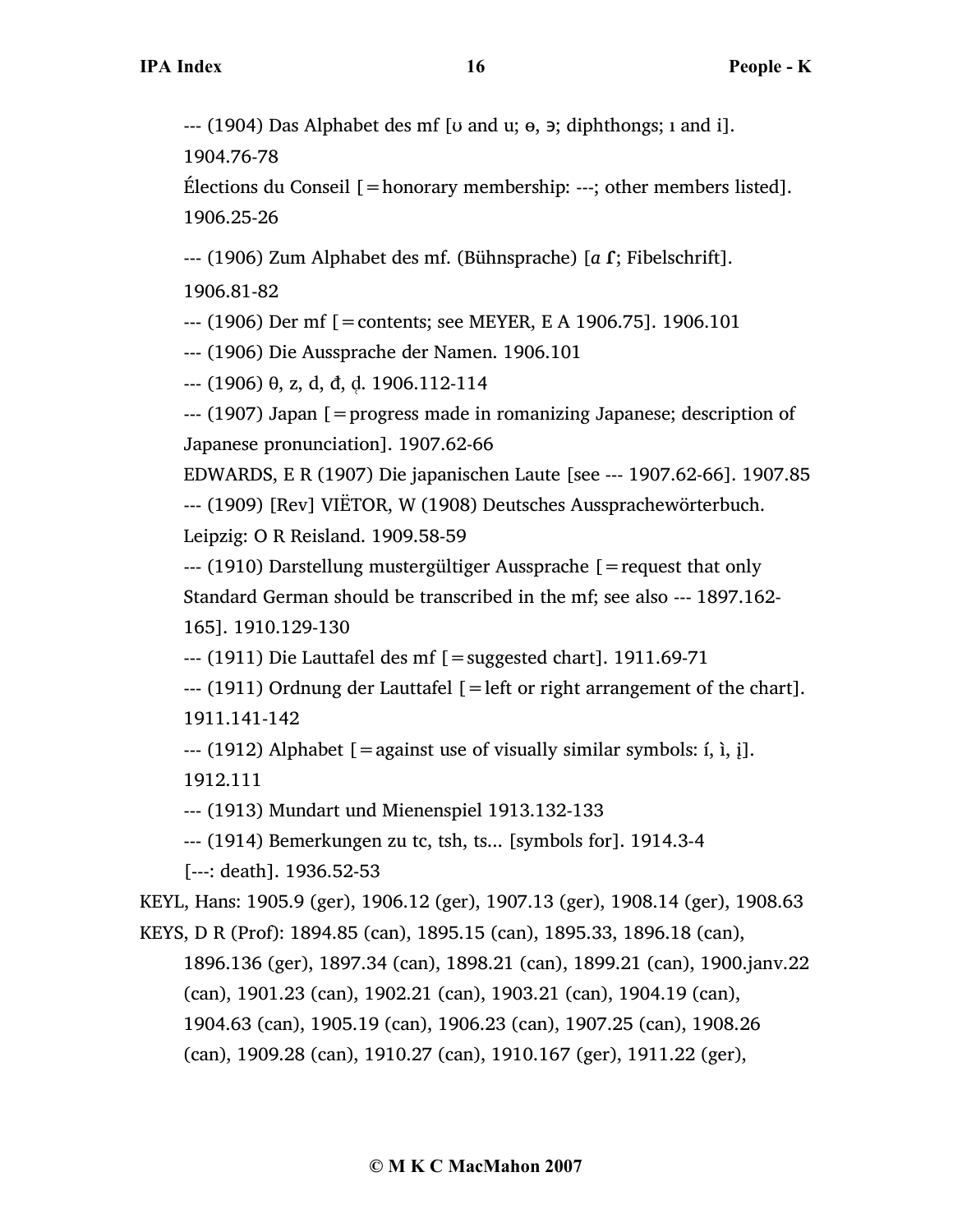--- (1904) Das Alphabet des mf [ʊ and u; ɵ, ɜ; diphthongs; ı and i]. 1904.76-78

Élections du Conseil [=honorary membership: ---; other members listed]. 1906.25-26

--- (1906) Zum Alphabet des mf. (Bühnsprache) [ɑ ɾ; Fibelschrift]. 1906.81-82

--- (1906) Der mf [=contents; see MEYER, E A 1906.75]. 1906.101

--- (1906) Die Aussprache der Namen. 1906.101

--- (1906) θ, z, d, đ, d̜. 1906.112-114

--- (1907) Japan [=progress made in romanizing Japanese; description of Japanese pronunciation]. 1907.62-66

EDWARDS, E R (1907) Die japanischen Laute [see --- 1907.62-66]. 1907.85

--- (1909) [Rev] VIËTOR, W (1908) Deutsches Aussprachewörterbuch. Leipzig: O R Reisland. 1909.58-59

--- (1910) Darstellung mustergültiger Aussprache [=request that only Standard German should be transcribed in the mf; see also --- 1897.162-165]. 1910.129-130

--- (1911) Die Lauttafel des mf [=suggested chart]. 1911.69-71

--- (1911) Ordnung der Lauttafel [=left or right arrangement of the chart]. 1911.141-142

--- (1912) Alphabet [=against use of visually similar symbols: í, ì, i̯]. 1912.111

--- (1913) Mundart und Mienenspiel 1913.132-133

--- (1914) Bemerkungen zu tc, tsh, ts... [symbols for]. 1914.3-4

[---: death]. 1936.52-53

KEYL, Hans: 1905.9 (ger), 1906.12 (ger), 1907.13 (ger), 1908.14 (ger), 1908.63

KEYS, D R (Prof): 1894.85 (can), 1895.15 (can), 1895.33, 1896.18 (can), 1896.136 (ger), 1897.34 (can), 1898.21 (can), 1899.21 (can), 1900.janv.22 (can), 1901.23 (can), 1902.21 (can), 1903.21 (can), 1904.19 (can), 1904.63 (can), 1905.19 (can), 1906.23 (can), 1907.25 (can), 1908.26 (can), 1909.28 (can), 1910.27 (can), 1910.167 (ger), 1911.22 (ger),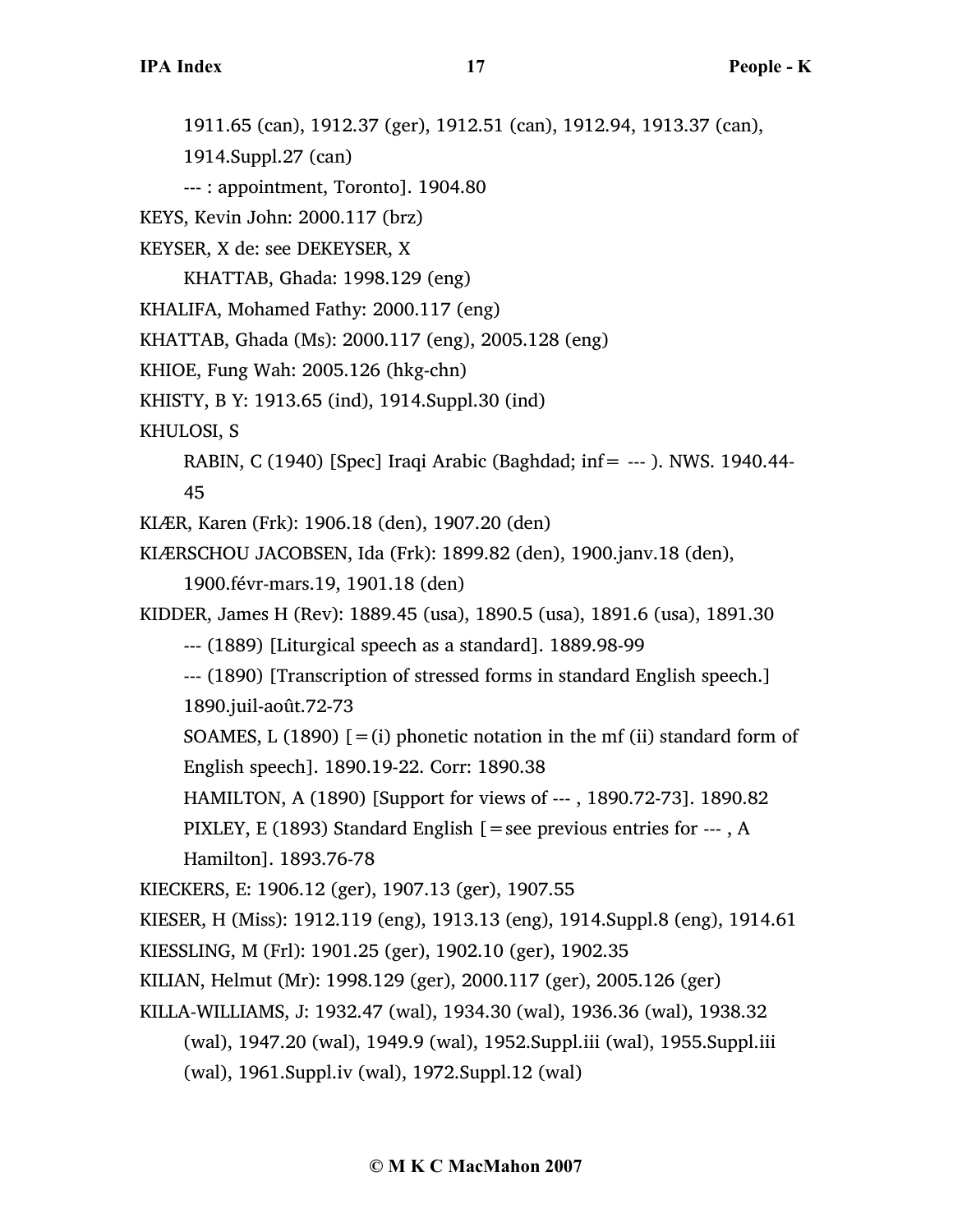1911.65 (can), 1912.37 (ger), 1912.51 (can), 1912.94, 1913.37 (can), 1914.Suppl.27 (can)

--- : appointment, Toronto]. 1904.80

KEYS, Kevin John: 2000.117 (brz)

KEYSER, X de: see DEKEYSER, X

KHATTAB, Ghada: 1998.129 (eng)

KHALIFA, Mohamed Fathy: 2000.117 (eng)

KHATTAB, Ghada (Ms): 2000.117 (eng), 2005.128 (eng)

KHIOE, Fung Wah: 2005.126 (hkg-chn)

KHISTY, B Y: 1913.65 (ind), 1914.Suppl.30 (ind)

KHULOSI, S

RABIN, C (1940) [Spec] Iraqi Arabic (Baghdad; inf= --- ). NWS. 1940.44-45

KIÆR, Karen (Frk): 1906.18 (den), 1907.20 (den)

KIÆRSCHOU JACOBSEN, Ida (Frk): 1899.82 (den), 1900.janv.18 (den), 1900.févr-mars.19, 1901.18 (den)

KIDDER, James H (Rev): 1889.45 (usa), 1890.5 (usa), 1891.6 (usa), 1891.30

--- (1889) [Liturgical speech as a standard]. 1889.98-99

--- (1890) [Transcription of stressed forms in standard English speech.] 1890.juil-août.72-73

SOAMES, L (1890) [=(i) phonetic notation in the mf (ii) standard form of English speech]. 1890.19-22. Corr: 1890.38

HAMILTON, A (1890) [Support for views of --- , 1890.72-73]. 1890.82

PIXLEY, E (1893) Standard English [=see previous entries for --- , A Hamilton]. 1893.76-78

KIECKERS, E: 1906.12 (ger), 1907.13 (ger), 1907.55

KIESER, H (Miss): 1912.119 (eng), 1913.13 (eng), 1914.Suppl.8 (eng), 1914.61

KIESSLING, M (Frl): 1901.25 (ger), 1902.10 (ger), 1902.35

KILIAN, Helmut (Mr): 1998.129 (ger), 2000.117 (ger), 2005.126 (ger)

KILLA-WILLIAMS, J: 1932.47 (wal), 1934.30 (wal), 1936.36 (wal), 1938.32 (wal), 1947.20 (wal), 1949.9 (wal), 1952.Suppl.iii (wal), 1955.Suppl.iii (wal), 1961.Suppl.iv (wal), 1972.Suppl.12 (wal)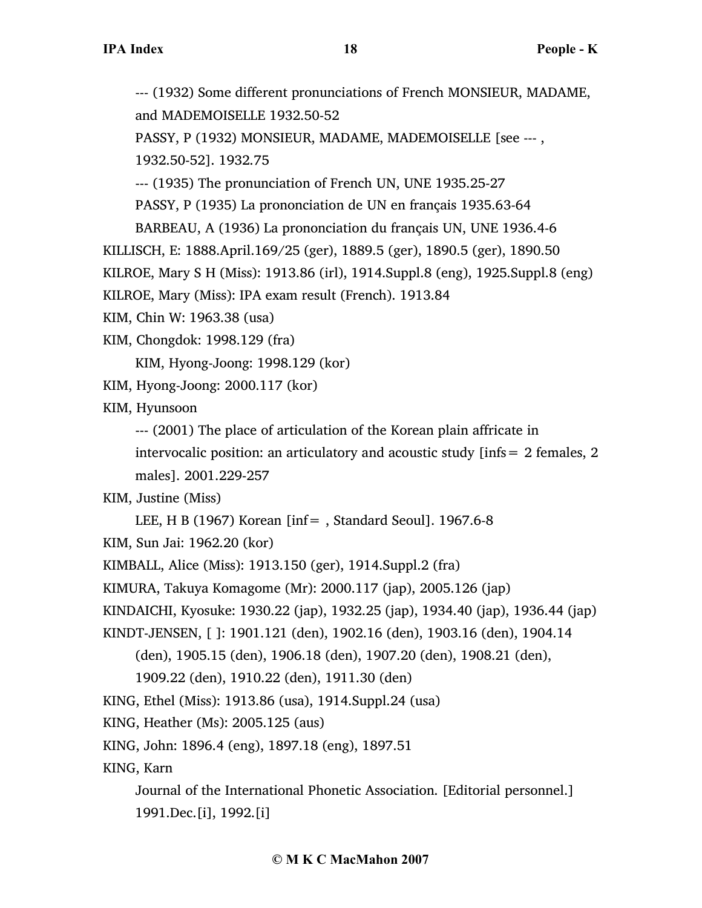--- (1932) Some different pronunciations of French MONSIEUR, MADAME, and MADEMOISELLE 1932.50-52

PASSY, P (1932) MONSIEUR, MADAME, MADEMOISELLE [see --- , 1932.50-52]. 1932.75

--- (1935) The pronunciation of French UN, UNE 1935.25-27

PASSY, P (1935) La prononciation de UN en français 1935.63-64

BARBEAU, A (1936) La prononciation du français UN, UNE 1936.4-6

KILLISCH, E: 1888.April.169/25 (ger), 1889.5 (ger), 1890.5 (ger), 1890.50

KILROE, Mary S H (Miss): 1913.86 (irl), 1914.Suppl.8 (eng), 1925.Suppl.8 (eng)

KILROE, Mary (Miss): IPA exam result (French). 1913.84

KIM, Chin W: 1963.38 (usa)

KIM, Chongdok: 1998.129 (fra)

KIM, Hyong-Joong: 1998.129 (kor)

KIM, Hyong-Joong: 2000.117 (kor)

KIM, Hyunsoon

--- (2001) The place of articulation of the Korean plain affricate in intervocalic position: an articulatory and acoustic study [infs = 2 females, 2 males]. 2001.229-257

KIM, Justine (Miss)

LEE, H B (1967) Korean [inf = , Standard Seoul]. 1967.6-8

KIM, Sun Jai: 1962.20 (kor)

KIMBALL, Alice (Miss): 1913.150 (ger), 1914.Suppl.2 (fra)

KIMURA, Takuya Komagome (Mr): 2000.117 (jap), 2005.126 (jap)

KINDAICHI, Kyosuke: 1930.22 (jap), 1932.25 (jap), 1934.40 (jap), 1936.44 (jap)

KINDT-JENSEN, [ ]: 1901.121 (den), 1902.16 (den), 1903.16 (den), 1904.14 (den), 1905.15 (den), 1906.18 (den), 1907.20 (den), 1908.21 (den), 1909.22 (den), 1910.22 (den), 1911.30 (den)

KING, Ethel (Miss): 1913.86 (usa), 1914.Suppl.24 (usa)

KING, Heather (Ms): 2005.125 (aus)

KING, John: 1896.4 (eng), 1897.18 (eng), 1897.51

KING, Karn

Journal of the International Phonetic Association. [Editorial personnel.] 1991.Dec.[i], 1992.[i]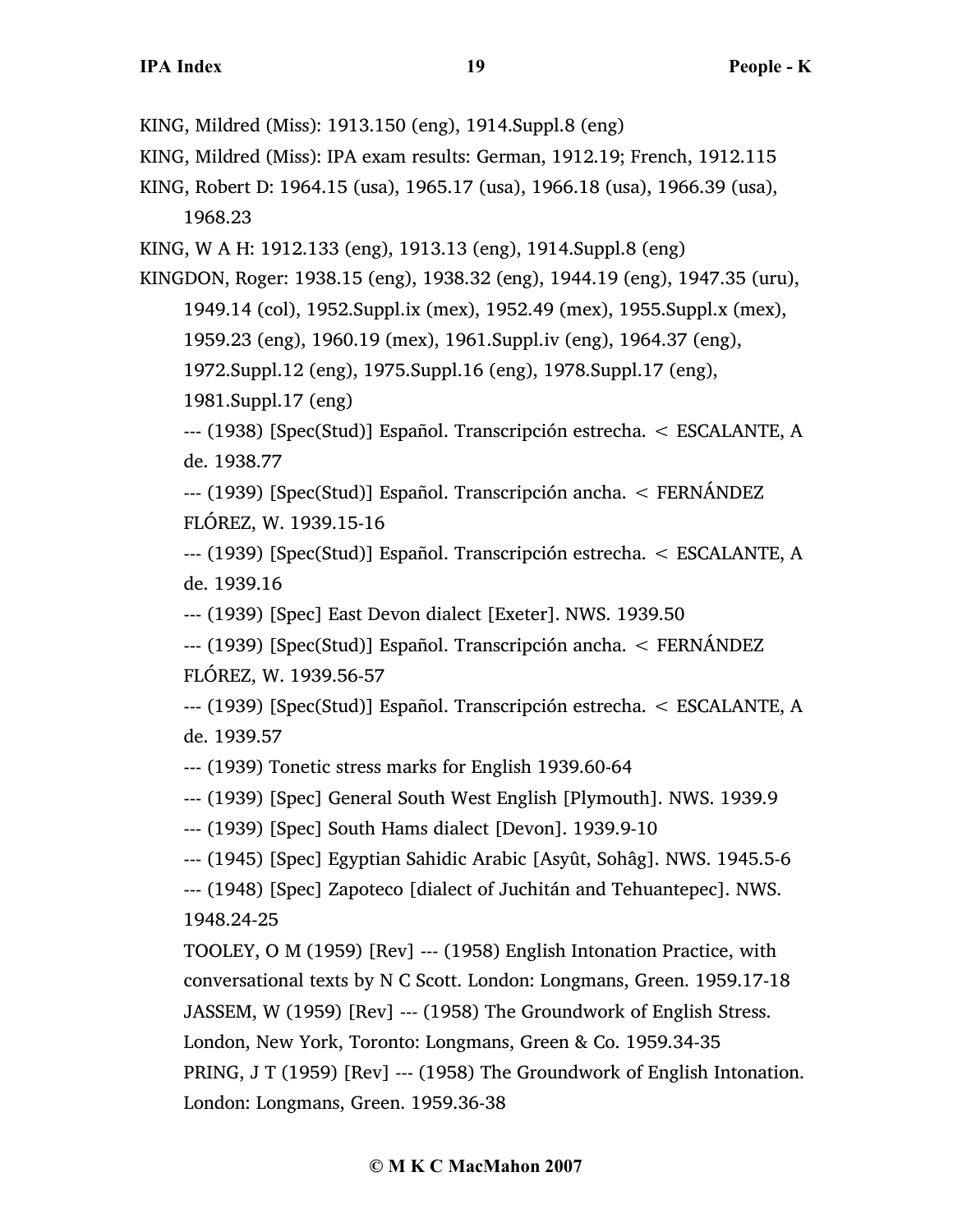KING, Mildred (Miss): 1913.150 (eng), 1914.Suppl.8 (eng)

KING, Mildred (Miss): IPA exam results: German, 1912.19; French, 1912.115

KING, Robert D: 1964.15 (usa), 1965.17 (usa), 1966.18 (usa), 1966.39 (usa), 1968.23

KING, W A H: 1912.133 (eng), 1913.13 (eng), 1914.Suppl.8 (eng)

KINGDON, Roger: 1938.15 (eng), 1938.32 (eng), 1944.19 (eng), 1947.35 (uru), 1949.14 (col), 1952.Suppl.ix (mex), 1952.49 (mex), 1955.Suppl.x (mex), 1959.23 (eng), 1960.19 (mex), 1961.Suppl.iv (eng), 1964.37 (eng), 1972.Suppl.12 (eng), 1975.Suppl.16 (eng), 1978.Suppl.17 (eng), 1981.Suppl.17 (eng)

--- (1938) [Spec(Stud)] Español. Transcripción estrecha. < ESCALANTE, A de. 1938.77

--- (1939) [Spec(Stud)] Español. Transcripción ancha. < FERNÁNDEZ FLÓREZ, W. 1939.15-16

--- (1939) [Spec(Stud)] Español. Transcripción estrecha. < ESCALANTE, A de. 1939.16

--- (1939) [Spec] East Devon dialect [Exeter]. NWS. 1939.50

--- (1939) [Spec(Stud)] Español. Transcripción ancha. < FERNÁNDEZ FLÓREZ, W. 1939.56-57

--- (1939) [Spec(Stud)] Español. Transcripción estrecha. < ESCALANTE, A de. 1939.57

--- (1939) Tonetic stress marks for English 1939.60-64

--- (1939) [Spec] General South West English [Plymouth]. NWS. 1939.9

--- (1939) [Spec] South Hams dialect [Devon]. 1939.9-10

--- (1945) [Spec] Egyptian Sahidic Arabic [Asyût, Sohâg]. NWS. 1945.5-6

--- (1948) [Spec] Zapoteco [dialect of Juchitán and Tehuantepec]. NWS. 1948.24-25

TOOLEY, O M (1959) [Rev] --- (1958) English Intonation Practice, with conversational texts by N C Scott. London: Longmans, Green. 1959.17-18

JASSEM, W (1959) [Rev] --- (1958) The Groundwork of English Stress. London, New York, Toronto: Longmans, Green & Co. 1959.34-35

PRING, J T (1959) [Rev] --- (1958) The Groundwork of English Intonation. London: Longmans, Green. 1959.36-38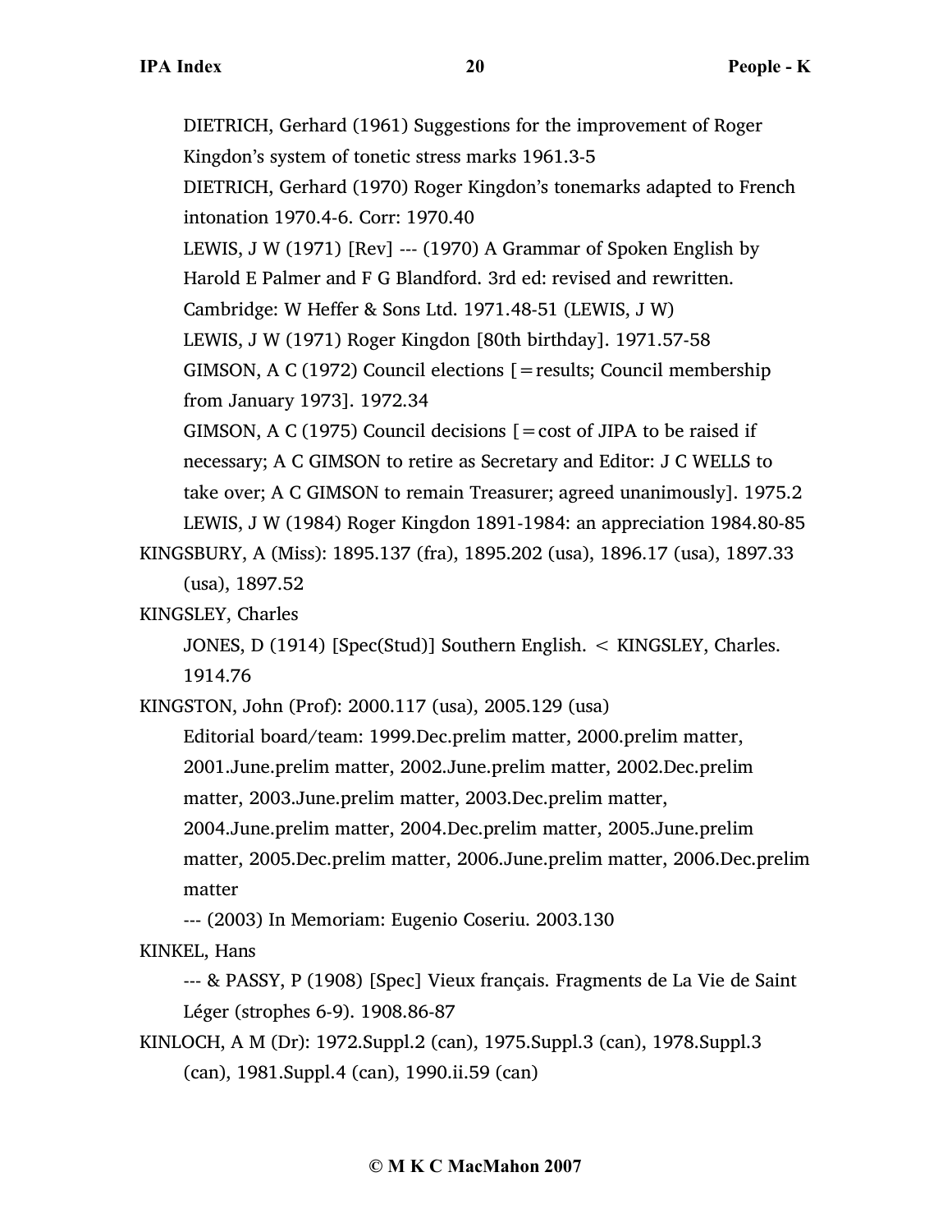DIETRICH, Gerhard (1961) Suggestions for the improvement of Roger Kingdon's system of tonetic stress marks 1961.3-5

DIETRICH, Gerhard (1970) Roger Kingdon's tonemarks adapted to French intonation 1970.4-6. Corr: 1970.40

LEWIS, J W (1971) [Rev] --- (1970) A Grammar of Spoken English by Harold E Palmer and F G Blandford. 3rd ed: revised and rewritten. Cambridge: W Heffer & Sons Ltd. 1971.48-51 (LEWIS, J W)

LEWIS, J W (1971) Roger Kingdon [80th birthday]. 1971.57-58

GIMSON, A C (1972) Council elections [=results; Council membership from January 1973]. 1972.34

GIMSON, A C (1975) Council decisions [=cost of JIPA to be raised if necessary; A C GIMSON to retire as Secretary and Editor: J C WELLS to take over; A C GIMSON to remain Treasurer; agreed unanimously]. 1975.2

LEWIS, J W (1984) Roger Kingdon 1891-1984: an appreciation 1984.80-85

KINGSBURY, A (Miss): 1895.137 (fra), 1895.202 (usa), 1896.17 (usa), 1897.33 (usa), 1897.52

KINGSLEY, Charles

JONES, D (1914) [Spec(Stud)] Southern English. < KINGSLEY, Charles. 1914.76

KINGSTON, John (Prof): 2000.117 (usa), 2005.129 (usa)

Editorial board/team: 1999.Dec.prelim matter, 2000.prelim matter, 2001.June.prelim matter, 2002.June.prelim matter, 2002.Dec.prelim matter, 2003.June.prelim matter, 2003.Dec.prelim matter, 2004.June.prelim matter, 2004.Dec.prelim matter, 2005.June.prelim matter, 2005.Dec.prelim matter, 2006.June.prelim matter, 2006.Dec.prelim matter

--- (2003) In Memoriam: Eugenio Coseriu. 2003.130

KINKEL, Hans

--- & PASSY, P (1908) [Spec] Vieux français. Fragments de La Vie de Saint Léger (strophes 6-9). 1908.86-87

KINLOCH, A M (Dr): 1972.Suppl.2 (can), 1975.Suppl.3 (can), 1978.Suppl.3 (can), 1981.Suppl.4 (can), 1990.ii.59 (can)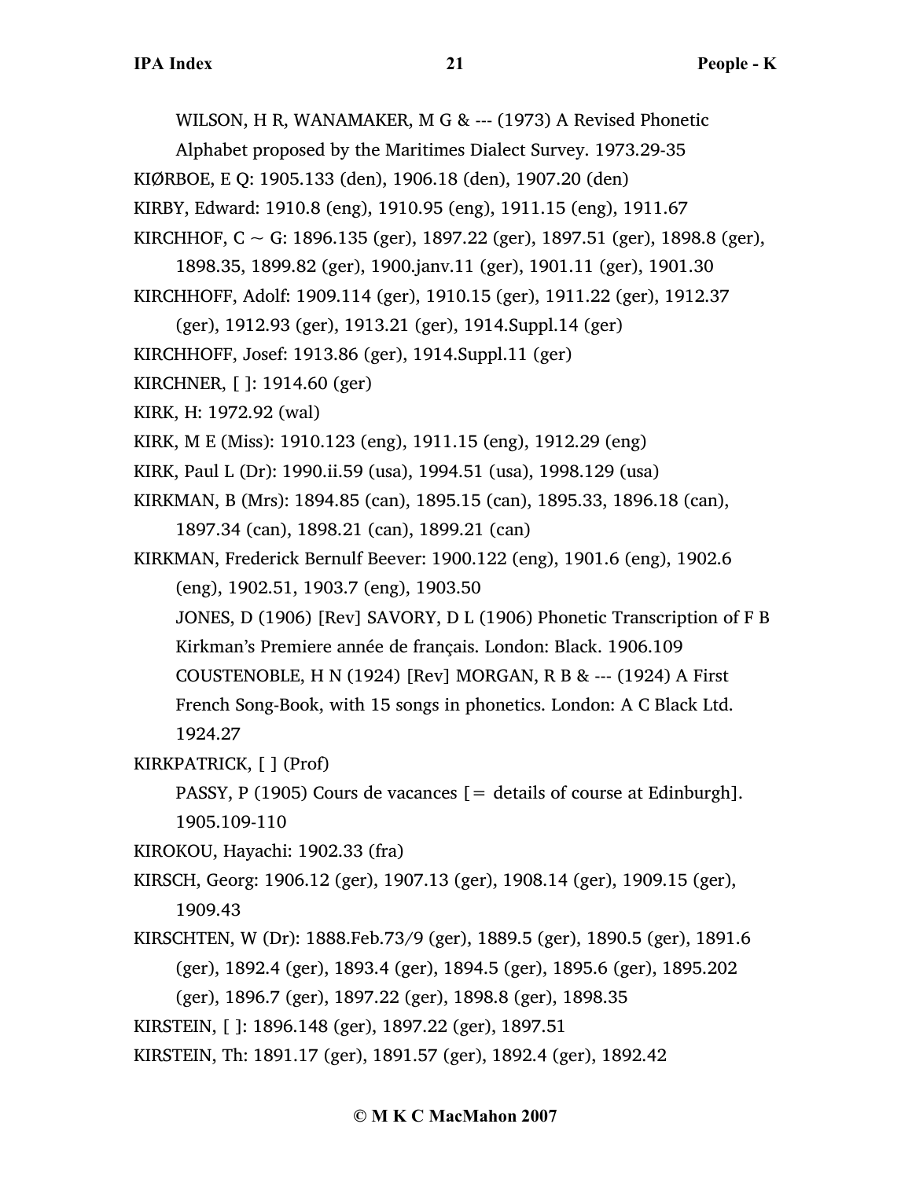WILSON, H R, WANAMAKER, M G & --- (1973) A Revised Phonetic Alphabet proposed by the Maritimes Dialect Survey. 1973.29-35

KIØRBOE, E Q: 1905.133 (den), 1906.18 (den), 1907.20 (den)

KIRBY, Edward: 1910.8 (eng), 1910.95 (eng), 1911.15 (eng), 1911.67

KIRCHHOF, C ~ G: 1896.135 (ger), 1897.22 (ger), 1897.51 (ger), 1898.8 (ger), 1898.35, 1899.82 (ger), 1900.janv.11 (ger), 1901.11 (ger), 1901.30

KIRCHHOFF, Adolf: 1909.114 (ger), 1910.15 (ger), 1911.22 (ger), 1912.37 (ger), 1912.93 (ger), 1913.21 (ger), 1914.Suppl.14 (ger)

KIRCHHOFF, Josef: 1913.86 (ger), 1914.Suppl.11 (ger)

KIRCHNER, [ ]: 1914.60 (ger)

KIRK, H: 1972.92 (wal)

KIRK, M E (Miss): 1910.123 (eng), 1911.15 (eng), 1912.29 (eng)

KIRK, Paul L (Dr): 1990.ii.59 (usa), 1994.51 (usa), 1998.129 (usa)

KIRKMAN, B (Mrs): 1894.85 (can), 1895.15 (can), 1895.33, 1896.18 (can), 1897.34 (can), 1898.21 (can), 1899.21 (can)

KIRKMAN, Frederick Bernulf Beever: 1900.122 (eng), 1901.6 (eng), 1902.6 (eng), 1902.51, 1903.7 (eng), 1903.50

JONES, D (1906) [Rev] SAVORY, D L (1906) Phonetic Transcription of F B Kirkman's Premiere année de français. London: Black. 1906.109

COUSTENOBLE, H N (1924) [Rev] MORGAN, R B & --- (1924) A First French Song-Book, with 15 songs in phonetics. London: A C Black Ltd. 1924.27

KIRKPATRICK, [ ] (Prof)

PASSY, P (1905) Cours de vacances [= details of course at Edinburgh]. 1905.109-110

KIROKOU, Hayachi: 1902.33 (fra)

KIRSCH, Georg: 1906.12 (ger), 1907.13 (ger), 1908.14 (ger), 1909.15 (ger), 1909.43

KIRSCHTEN, W (Dr): 1888.Feb.73/9 (ger), 1889.5 (ger), 1890.5 (ger), 1891.6 (ger), 1892.4 (ger), 1893.4 (ger), 1894.5 (ger), 1895.6 (ger), 1895.202 (ger), 1896.7 (ger), 1897.22 (ger), 1898.8 (ger), 1898.35

KIRSTEIN, [ ]: 1896.148 (ger), 1897.22 (ger), 1897.51

KIRSTEIN, Th: 1891.17 (ger), 1891.57 (ger), 1892.4 (ger), 1892.42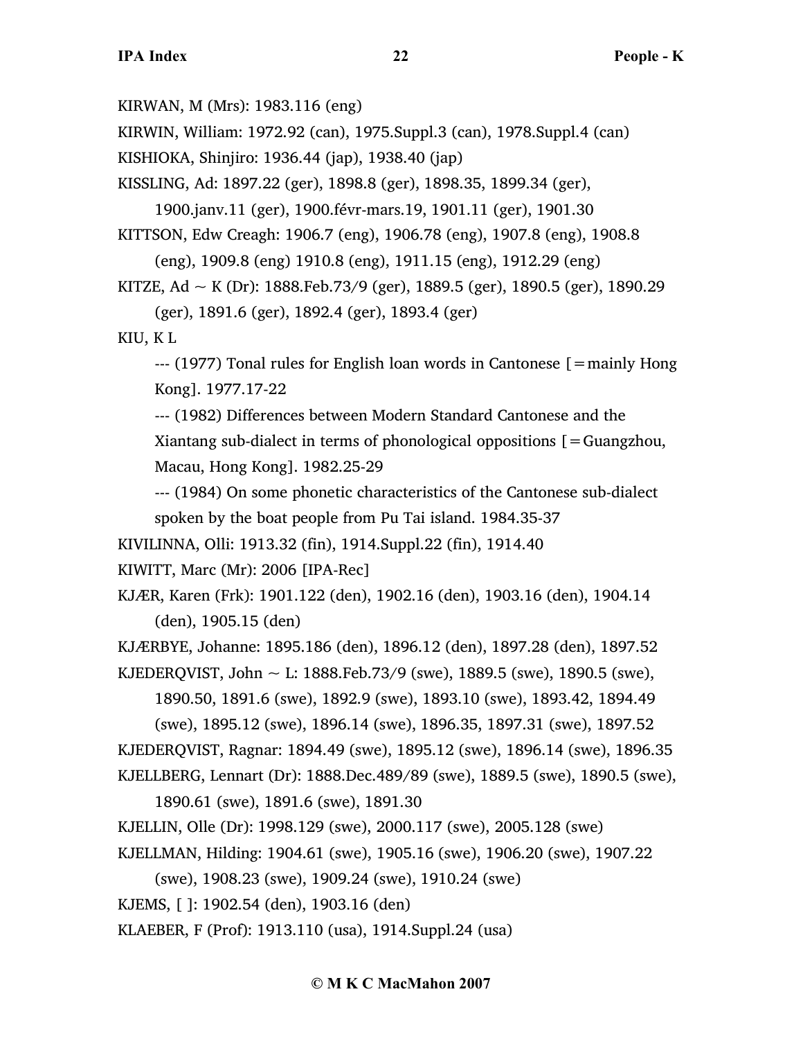KIRWAN, M (Mrs): 1983.116 (eng)

KIRWIN, William: 1972.92 (can), 1975.Suppl.3 (can), 1978.Suppl.4 (can)

KISHIOKA, Shinjiro: 1936.44 (jap), 1938.40 (jap)

KISSLING, Ad: 1897.22 (ger), 1898.8 (ger), 1898.35, 1899.34 (ger), 1900.janv.11 (ger), 1900.févr-mars.19, 1901.11 (ger), 1901.30

KITTSON, Edw Creagh: 1906.7 (eng), 1906.78 (eng), 1907.8 (eng), 1908.8 (eng), 1909.8 (eng) 1910.8 (eng), 1911.15 (eng), 1912.29 (eng)

KITZE, Ad ~ K (Dr): 1888.Feb.73/9 (ger), 1889.5 (ger), 1890.5 (ger), 1890.29 (ger), 1891.6 (ger), 1892.4 (ger), 1893.4 (ger)

KIU, K L

--- (1977) Tonal rules for English loan words in Cantonese [=mainly Hong Kong]. 1977.17-22

--- (1982) Differences between Modern Standard Cantonese and the Xiantang sub-dialect in terms of phonological oppositions [=Guangzhou, Macau, Hong Kong]. 1982.25-29

--- (1984) On some phonetic characteristics of the Cantonese sub-dialect spoken by the boat people from Pu Tai island. 1984.35-37

KIVILINNA, Olli: 1913.32 (fin), 1914.Suppl.22 (fin), 1914.40

KIWITT, Marc (Mr): 2006 [IPA-Rec]

KJÆR, Karen (Frk): 1901.122 (den), 1902.16 (den), 1903.16 (den), 1904.14 (den), 1905.15 (den)

KJÆRBYE, Johanne: 1895.186 (den), 1896.12 (den), 1897.28 (den), 1897.52

KJEDERQVIST, John ~ L: 1888.Feb.73/9 (swe), 1889.5 (swe), 1890.5 (swe), 1890.50, 1891.6 (swe), 1892.9 (swe), 1893.10 (swe), 1893.42, 1894.49 (swe), 1895.12 (swe), 1896.14 (swe), 1896.35, 1897.31 (swe), 1897.52

KJEDERQVIST, Ragnar: 1894.49 (swe), 1895.12 (swe), 1896.14 (swe), 1896.35

KJELLBERG, Lennart (Dr): 1888.Dec.489/89 (swe), 1889.5 (swe), 1890.5 (swe), 1890.61 (swe), 1891.6 (swe), 1891.30

KJELLIN, Olle (Dr): 1998.129 (swe), 2000.117 (swe), 2005.128 (swe)

KJELLMAN, Hilding: 1904.61 (swe), 1905.16 (swe), 1906.20 (swe), 1907.22 (swe), 1908.23 (swe), 1909.24 (swe), 1910.24 (swe)

KJEMS, [ ]: 1902.54 (den), 1903.16 (den)

KLAEBER, F (Prof): 1913.110 (usa), 1914.Suppl.24 (usa)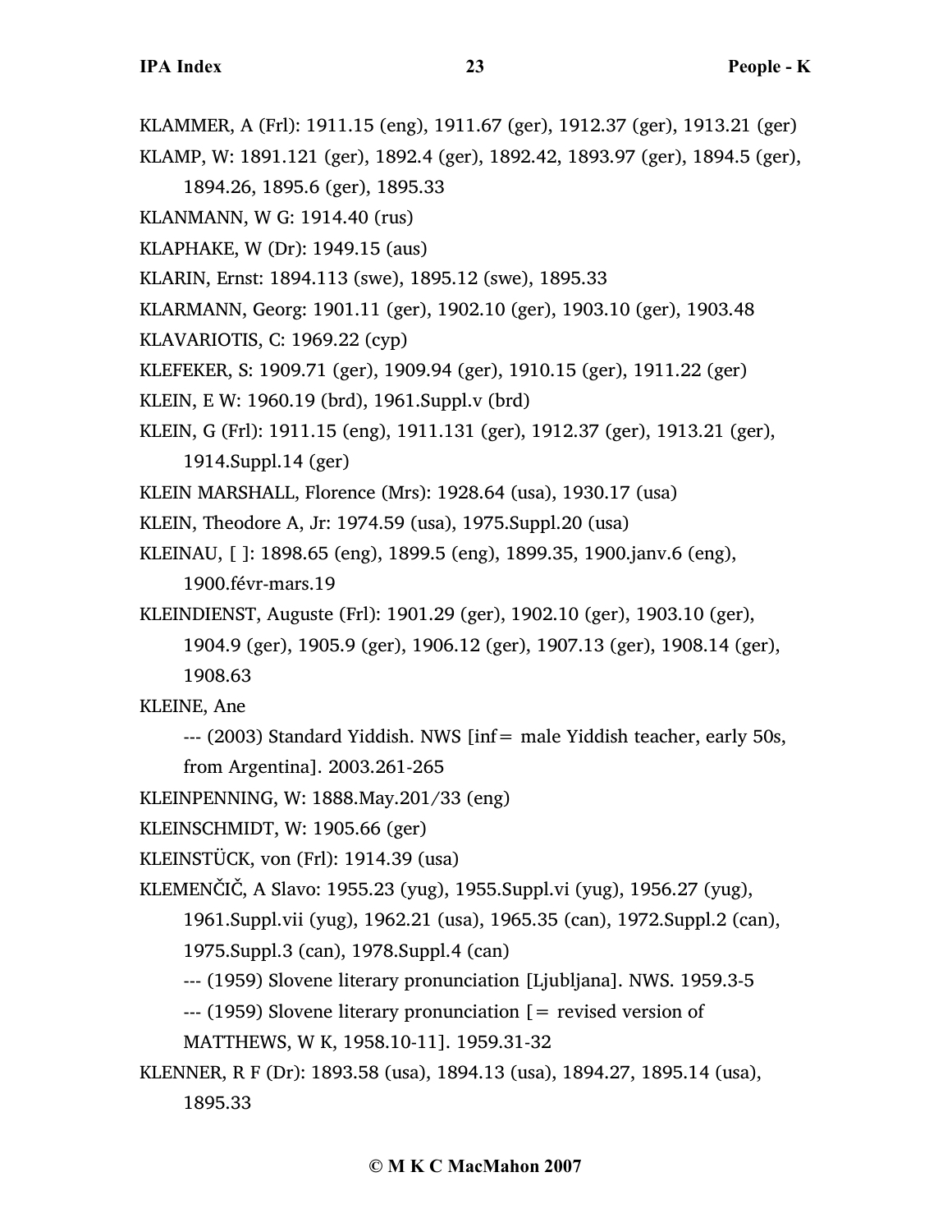KLAMMER, A (Frl): 1911.15 (eng), 1911.67 (ger), 1912.37 (ger), 1913.21 (ger)

KLAMP, W: 1891.121 (ger), 1892.4 (ger), 1892.42, 1893.97 (ger), 1894.5 (ger), 1894.26, 1895.6 (ger), 1895.33

KLANMANN, W G: 1914.40 (rus)

KLAPHAKE, W (Dr): 1949.15 (aus)

KLARIN, Ernst: 1894.113 (swe), 1895.12 (swe), 1895.33

KLARMANN, Georg: 1901.11 (ger), 1902.10 (ger), 1903.10 (ger), 1903.48

KLAVARIOTIS, C: 1969.22 (cyp)

KLEFEKER, S: 1909.71 (ger), 1909.94 (ger), 1910.15 (ger), 1911.22 (ger)

KLEIN, E W: 1960.19 (brd), 1961.Suppl.v (brd)

KLEIN, G (Frl): 1911.15 (eng), 1911.131 (ger), 1912.37 (ger), 1913.21 (ger), 1914.Suppl.14 (ger)

KLEIN MARSHALL, Florence (Mrs): 1928.64 (usa), 1930.17 (usa)

KLEIN, Theodore A, Jr: 1974.59 (usa), 1975.Suppl.20 (usa)

KLEINAU, [ ]: 1898.65 (eng), 1899.5 (eng), 1899.35, 1900.janv.6 (eng), 1900.févr-mars.19

KLEINDIENST, Auguste (Frl): 1901.29 (ger), 1902.10 (ger), 1903.10 (ger), 1904.9 (ger), 1905.9 (ger), 1906.12 (ger), 1907.13 (ger), 1908.14 (ger), 1908.63

KLEINE, Ane

--- (2003) Standard Yiddish. NWS [inf= male Yiddish teacher, early 50s, from Argentina]. 2003.261-265

KLEINPENNING, W: 1888.May.201/33 (eng)

KLEINSCHMIDT, W: 1905.66 (ger)

KLEINSTÜCK, von (Frl): 1914.39 (usa)

KLEMENČIČ, A Slavo: 1955.23 (yug), 1955.Suppl.vi (yug), 1956.27 (yug), 1961.Suppl.vii (yug), 1962.21 (usa), 1965.35 (can), 1972.Suppl.2 (can), 1975.Suppl.3 (can), 1978.Suppl.4 (can)

--- (1959) Slovene literary pronunciation [Ljubljana]. NWS. 1959.3-5

--- (1959) Slovene literary pronunciation [= revised version of MATTHEWS, W K, 1958.10-11]. 1959.31-32

KLENNER, R F (Dr): 1893.58 (usa), 1894.13 (usa), 1894.27, 1895.14 (usa), 1895.33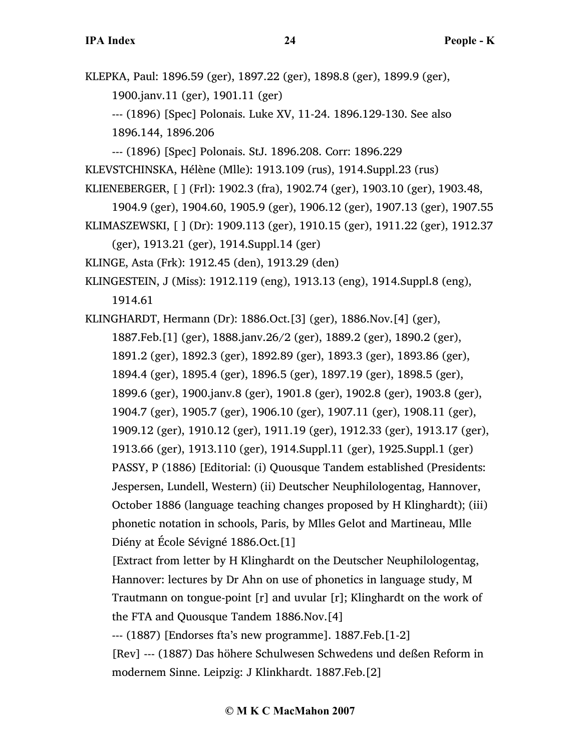KLEPKA, Paul: 1896.59 (ger), 1897.22 (ger), 1898.8 (ger), 1899.9 (ger), 1900.janv.11 (ger), 1901.11 (ger)

--- (1896) [Spec] Polonais. Luke XV, 11-24. 1896.129-130. See also 1896.144, 1896.206

--- (1896) [Spec] Polonais. StJ. 1896.208. Corr: 1896.229

KLEVSTCHINSKA, Hélène (Mlle): 1913.109 (rus), 1914.Suppl.23 (rus)

KLIENEBERGER, [ ] (Frl): 1902.3 (fra), 1902.74 (ger), 1903.10 (ger), 1903.48, 1904.9 (ger), 1904.60, 1905.9 (ger), 1906.12 (ger), 1907.13 (ger), 1907.55

KLIMASZEWSKI, [ ] (Dr): 1909.113 (ger), 1910.15 (ger), 1911.22 (ger), 1912.37 (ger), 1913.21 (ger), 1914.Suppl.14 (ger)

KLINGE, Asta (Frk): 1912.45 (den), 1913.29 (den)

KLINGESTEIN, J (Miss): 1912.119 (eng), 1913.13 (eng), 1914.Suppl.8 (eng), 1914.61

KLINGHARDT, Hermann (Dr): 1886.Oct.[3] (ger), 1886.Nov.[4] (ger), 1887.Feb.[1] (ger), 1888.janv.26/2 (ger), 1889.2 (ger), 1890.2 (ger), 1891.2 (ger), 1892.3 (ger), 1892.89 (ger), 1893.3 (ger), 1893.86 (ger), 1894.4 (ger), 1895.4 (ger), 1896.5 (ger), 1897.19 (ger), 1898.5 (ger), 1899.6 (ger), 1900.janv.8 (ger), 1901.8 (ger), 1902.8 (ger), 1903.8 (ger), 1904.7 (ger), 1905.7 (ger), 1906.10 (ger), 1907.11 (ger), 1908.11 (ger), 1909.12 (ger), 1910.12 (ger), 1911.19 (ger), 1912.33 (ger), 1913.17 (ger), 1913.66 (ger), 1913.110 (ger), 1914.Suppl.11 (ger), 1925.Suppl.1 (ger)

PASSY, P (1886) [Editorial: (i) Quousque Tandem established (Presidents: Jespersen, Lundell, Western) (ii) Deutscher Neuphilologentag, Hannover, October 1886 (language teaching changes proposed by H Klinghardt); (iii) phonetic notation in schools, Paris, by Mlles Gelot and Martineau, Mlle Diény at École Sévigné 1886.Oct.[1]

[Extract from letter by H Klinghardt on the Deutscher Neuphilologentag, Hannover: lectures by Dr Ahn on use of phonetics in language study, M Trautmann on tongue-point [r] and uvular [r]; Klinghardt on the work of the FTA and Quousque Tandem 1886.Nov.[4]

--- (1887) [Endorses fta's new programme]. 1887.Feb.[1-2]

[Rev] --- (1887) Das höhere Schulwesen Schwedens und deßen Reform in modernem Sinne. Leipzig: J Klinkhardt. 1887.Feb.[2]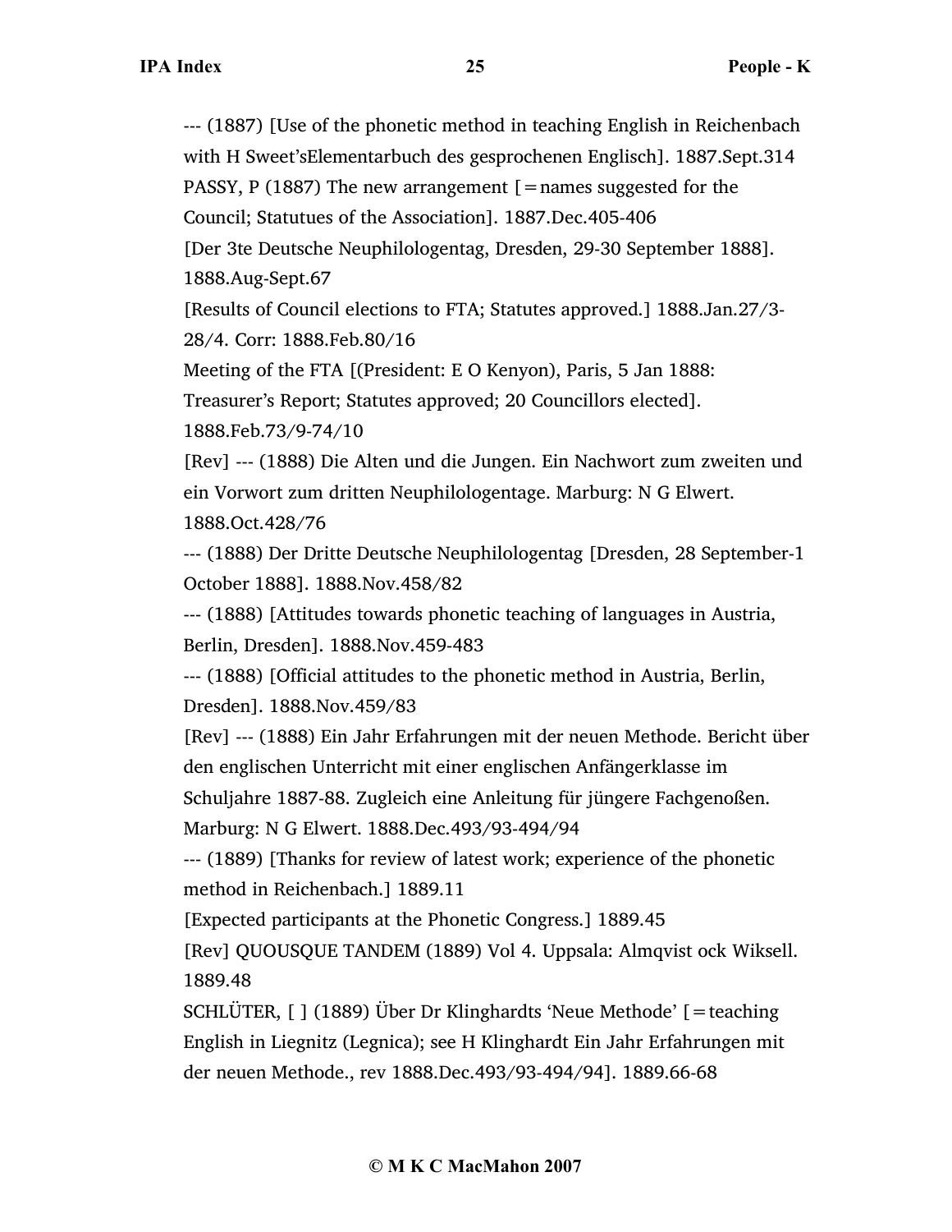--- (1887) [Use of the phonetic method in teaching English in Reichenbach with H Sweet'sElementarbuch des gesprochenen Englisch]. 1887.Sept.314

PASSY, P (1887) The new arrangement [=names suggested for the Council; Statutues of the Association]. 1887.Dec.405-406

[Der 3te Deutsche Neuphilologentag, Dresden, 29-30 September 1888]. 1888.Aug-Sept.67

[Results of Council elections to FTA; Statutes approved.] 1888.Jan.27/3-28/4. Corr: 1888.Feb.80/16

Meeting of the FTA [(President: E O Kenyon), Paris, 5 Jan 1888: Treasurer's Report; Statutes approved; 20 Councillors elected]. 1888.Feb.73/9-74/10

[Rev] --- (1888) Die Alten und die Jungen. Ein Nachwort zum zweiten und ein Vorwort zum dritten Neuphilologentage. Marburg: N G Elwert. 1888.Oct.428/76

--- (1888) Der Dritte Deutsche Neuphilologentag [Dresden, 28 September-1 October 1888]. 1888.Nov.458/82

--- (1888) [Attitudes towards phonetic teaching of languages in Austria, Berlin, Dresden]. 1888.Nov.459-483

--- (1888) [Official attitudes to the phonetic method in Austria, Berlin, Dresden]. 1888.Nov.459/83

[Rev] --- (1888) Ein Jahr Erfahrungen mit der neuen Methode. Bericht über den englischen Unterricht mit einer englischen Anfängerklasse im Schuljahre 1887-88. Zugleich eine Anleitung für jüngere Fachgenoßen. Marburg: N G Elwert. 1888.Dec.493/93-494/94

--- (1889) [Thanks for review of latest work; experience of the phonetic method in Reichenbach.] 1889.11

[Expected participants at the Phonetic Congress.] 1889.45

[Rev] QUOUSQUE TANDEM (1889) Vol 4. Uppsala: Almqvist ock Wiksell. 1889.48

SCHLÜTER, [ ] (1889) Über Dr Klinghardts 'Neue Methode' [=teaching English in Liegnitz (Legnica); see H Klinghardt Ein Jahr Erfahrungen mit der neuen Methode., rev 1888.Dec.493/93-494/94]. 1889.66-68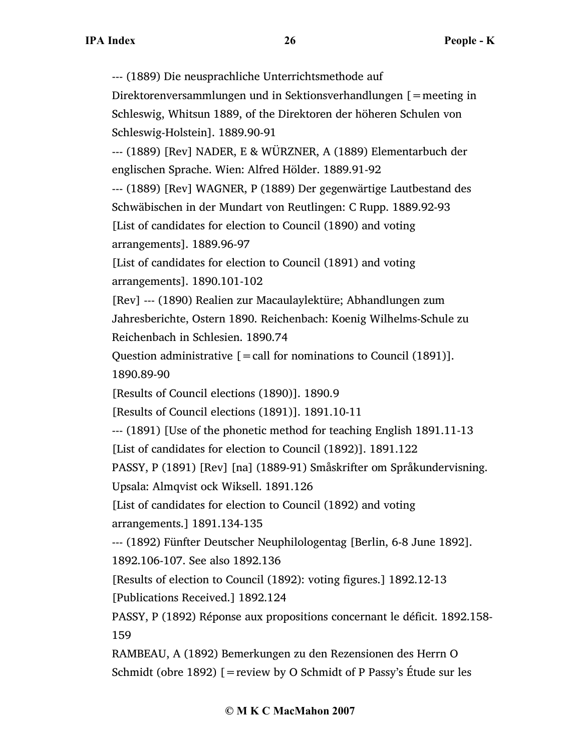--- (1889) Die neusprachliche Unterrichtsmethode auf Direktorenversammlungen und in Sektionsverhandlungen [=meeting in Schleswig, Whitsun 1889, of the Direktoren der höheren Schulen von Schleswig-Holstein]. 1889.90-91

--- (1889) [Rev] NADER, E & WÜRZNER, A (1889) Elementarbuch der englischen Sprache. Wien: Alfred Hölder. 1889.91-92

--- (1889) [Rev] WAGNER, P (1889) Der gegenwärtige Lautbestand des Schwäbischen in der Mundart von Reutlingen: C Rupp. 1889.92-93

[List of candidates for election to Council (1890) and voting arrangements]. 1889.96-97

[List of candidates for election to Council (1891) and voting arrangements]. 1890.101-102

[Rev] --- (1890) Realien zur Macaulaylektüre; Abhandlungen zum Jahresberichte, Ostern 1890. Reichenbach: Koenig Wilhelms-Schule zu Reichenbach in Schlesien. 1890.74

Question administrative [=call for nominations to Council (1891)]. 1890.89-90

[Results of Council elections (1890)]. 1890.9

[Results of Council elections (1891)]. 1891.10-11

--- (1891) [Use of the phonetic method for teaching English 1891.11-13

[List of candidates for election to Council (1892)]. 1891.122

PASSY, P (1891) [Rev] [na] (1889-91) Småskrifter om Språkundervisning. Upsala: Almqvist ock Wiksell. 1891.126

[List of candidates for election to Council (1892) and voting arrangements.] 1891.134-135

--- (1892) Fünfter Deutscher Neuphilologentag [Berlin, 6-8 June 1892]. 1892.106-107. See also 1892.136

[Results of election to Council (1892): voting figures.] 1892.12-13

[Publications Received.] 1892.124

PASSY, P (1892) Réponse aux propositions concernant le déficit. 1892.158-159

RAMBEAU, A (1892) Bemerkungen zu den Rezensionen des Herrn O Schmidt (obre 1892) [=review by O Schmidt of P Passy's Étude sur les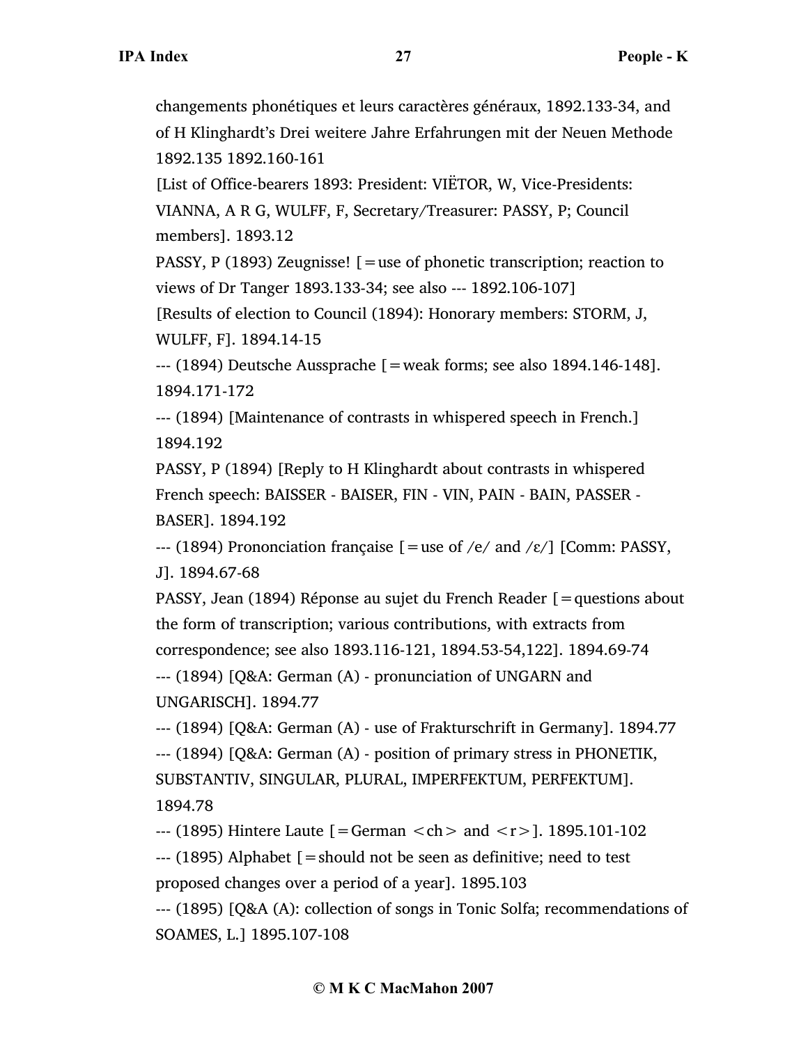changements phonétiques et leurs caractères généraux, 1892.133-34, and of H Klinghardt's Drei weitere Jahre Erfahrungen mit der Neuen Methode 1892.135 1892.160-161

[List of Office-bearers 1893: President: VIËTOR, W, Vice-Presidents: VIANNA, A R G, WULFF, F, Secretary/Treasurer: PASSY, P; Council members]. 1893.12

PASSY, P (1893) Zeugnisse! [=use of phonetic transcription; reaction to views of Dr Tanger 1893.133-34; see also --- 1892.106-107]

[Results of election to Council (1894): Honorary members: STORM, J, WULFF, F]. 1894.14-15

--- (1894) Deutsche Aussprache [=weak forms; see also 1894.146-148]. 1894.171-172

--- (1894) [Maintenance of contrasts in whispered speech in French.] 1894.192

PASSY, P (1894) [Reply to H Klinghardt about contrasts in whispered French speech: BAISSER - BAISER, FIN - VIN, PAIN - BAIN, PASSER - BASER]. 1894.192

--- (1894) Prononciation française [=use of /e/ and /ɛ/] [Comm: PASSY, J]. 1894.67-68

PASSY, Jean (1894) Réponse au sujet du French Reader [=questions about the form of transcription; various contributions, with extracts from correspondence; see also 1893.116-121, 1894.53-54,122]. 1894.69-74

--- (1894) [Q&A: German (A) - pronunciation of UNGARN and UNGARISCH]. 1894.77

--- (1894) [Q&A: German (A) - use of Frakturschrift in Germany]. 1894.77

--- (1894) [Q&A: German (A) - position of primary stress in PHONETIK, SUBSTANTIV, SINGULAR, PLURAL, IMPERFEKTUM, PERFEKTUM]. 1894.78

--- (1895) Hintere Laute [=German <ch> and <r>]. 1895.101-102

--- (1895) Alphabet [=should not be seen as definitive; need to test proposed changes over a period of a year]. 1895.103

--- (1895) [Q&A (A): collection of songs in Tonic Solfa; recommendations of SOAMES, L.] 1895.107-108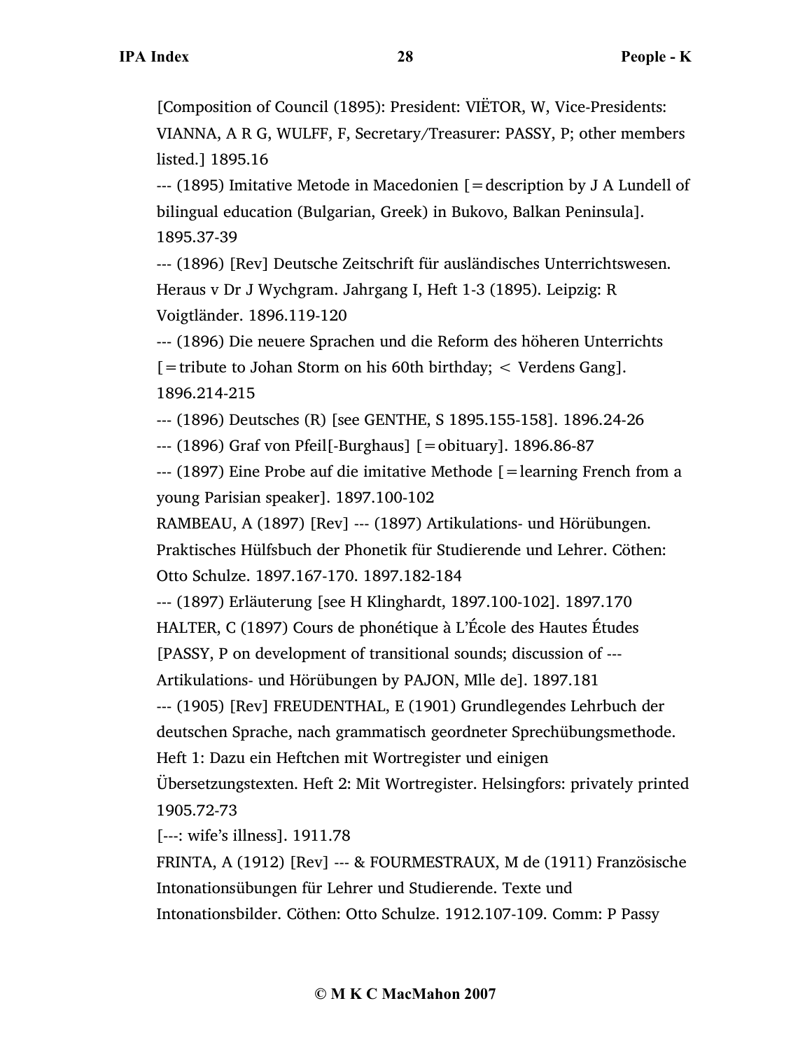[Composition of Council (1895): President: VIËTOR, W, Vice-Presidents: VIANNA, A R G, WULFF, F, Secretary/Treasurer: PASSY, P; other members listed.] 1895.16

--- (1895) Imitative Metode in Macedonien [=description by J A Lundell of bilingual education (Bulgarian, Greek) in Bukovo, Balkan Peninsula]. 1895.37-39

--- (1896) [Rev] Deutsche Zeitschrift für ausländisches Unterrichtswesen. Heraus v Dr J Wychgram. Jahrgang I, Heft 1-3 (1895). Leipzig: R Voigtländer. 1896.119-120

--- (1896) Die neuere Sprachen und die Reform des höheren Unterrichts [=tribute to Johan Storm on his 60th birthday; < Verdens Gang]. 1896.214-215

--- (1896) Deutsches (R) [see GENTHE, S 1895.155-158]. 1896.24-26

--- (1896) Graf von Pfeil[-Burghaus] [=obituary]. 1896.86-87

--- (1897) Eine Probe auf die imitative Methode [=learning French from a young Parisian speaker]. 1897.100-102

RAMBEAU, A (1897) [Rev] --- (1897) Artikulations- und Hörübungen. Praktisches Hülfsbuch der Phonetik für Studierende und Lehrer. Cöthen: Otto Schulze. 1897.167-170. 1897.182-184

--- (1897) Erläuterung [see H Klinghardt, 1897.100-102]. 1897.170

HALTER, C (1897) Cours de phonétique à L'École des Hautes Études [PASSY, P on development of transitional sounds; discussion of --- Artikulations- und Hörübungen by PAJON, Mlle de]. 1897.181

--- (1905) [Rev] FREUDENTHAL, E (1901) Grundlegendes Lehrbuch der deutschen Sprache, nach grammatisch geordneter Sprechübungsmethode. Heft 1: Dazu ein Heftchen mit Wortregister und einigen Übersetzungstexten. Heft 2: Mit Wortregister. Helsingfors: privately printed 1905.72-73

[---: wife's illness]. 1911.78

FRINTA, A (1912) [Rev] --- & FOURMESTRAUX, M de (1911) Französische Intonationsübungen für Lehrer und Studierende. Texte und Intonationsbilder. Cöthen: Otto Schulze. 1912.107-109. Comm: P Passy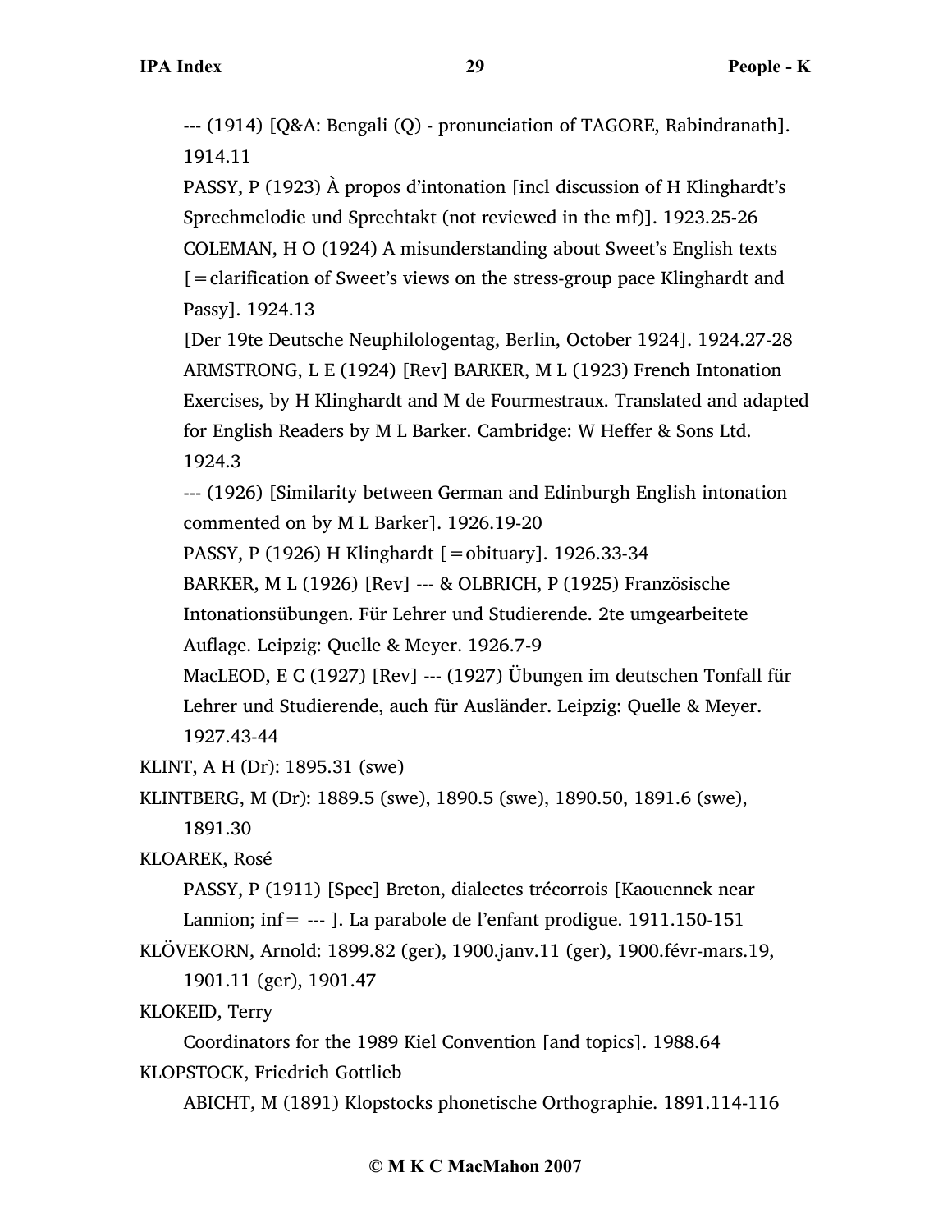--- (1914) [Q&A: Bengali (Q) - pronunciation of TAGORE, Rabindranath]. 1914.11

PASSY, P (1923) À propos d'intonation [incl discussion of H Klinghardt's Sprechmelodie und Sprechtakt (not reviewed in the mf)]. 1923.25-26

COLEMAN, H O (1924) A misunderstanding about Sweet's English texts [=clarification of Sweet's views on the stress-group pace Klinghardt and Passy]. 1924.13

[Der 19te Deutsche Neuphilologentag, Berlin, October 1924]. 1924.27-28

ARMSTRONG, L E (1924) [Rev] BARKER, M L (1923) French Intonation Exercises, by H Klinghardt and M de Fourmestraux. Translated and adapted for English Readers by M L Barker. Cambridge: W Heffer & Sons Ltd. 1924.3

--- (1926) [Similarity between German and Edinburgh English intonation commented on by M L Barker]. 1926.19-20

PASSY, P (1926) H Klinghardt [=obituary]. 1926.33-34

BARKER, M L (1926) [Rev] --- & OLBRICH, P (1925) Französische Intonationsübungen. Für Lehrer und Studierende. 2te umgearbeitete Auflage. Leipzig: Quelle & Meyer. 1926.7-9

MacLEOD, E C (1927) [Rev] --- (1927) Übungen im deutschen Tonfall für Lehrer und Studierende, auch für Ausländer. Leipzig: Quelle & Meyer. 1927.43-44

KLINT, A H (Dr): 1895.31 (swe)

KLINTBERG, M (Dr): 1889.5 (swe), 1890.5 (swe), 1890.50, 1891.6 (swe), 1891.30

KLOAREK, Rosé

PASSY, P (1911) [Spec] Breton, dialectes trécorrois [Kaouennek near Lannion; inf= --- ]. La parabole de l'enfant prodigue. 1911.150-151

KLÖVEKORN, Arnold: 1899.82 (ger), 1900.janv.11 (ger), 1900.févr-mars.19, 1901.11 (ger), 1901.47

KLOKEID, Terry

Coordinators for the 1989 Kiel Convention [and topics]. 1988.64

KLOPSTOCK, Friedrich Gottlieb

ABICHT, M (1891) Klopstocks phonetische Orthographie. 1891.114-116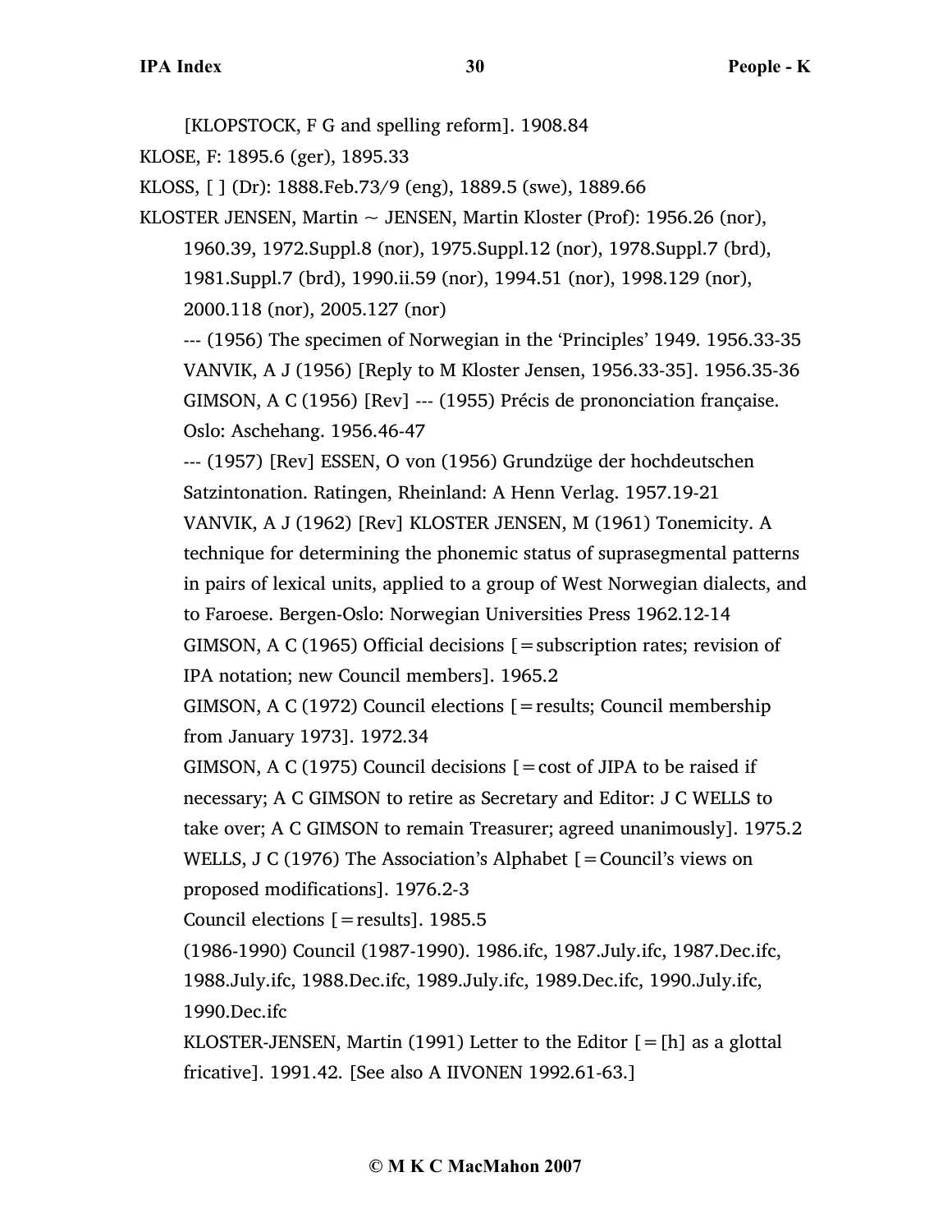[KLOPSTOCK, F G and spelling reform]. 1908.84

KLOSE, F: 1895.6 (ger), 1895.33

KLOSS, [ ] (Dr): 1888.Feb.73/9 (eng), 1889.5 (swe), 1889.66

KLOSTER JENSEN, Martin ~ JENSEN, Martin Kloster (Prof): 1956.26 (nor), 1960.39, 1972.Suppl.8 (nor), 1975.Suppl.12 (nor), 1978.Suppl.7 (brd), 1981.Suppl.7 (brd), 1990.ii.59 (nor), 1994.51 (nor), 1998.129 (nor), 2000.118 (nor), 2005.127 (nor)

--- (1956) The specimen of Norwegian in the 'Principles' 1949. 1956.33-35

VANVIK, A J (1956) [Reply to M Kloster Jensen, 1956.33-35]. 1956.35-36

GIMSON, A C (1956) [Rev] --- (1955) Précis de prononciation française. Oslo: Aschehang. 1956.46-47

--- (1957) [Rev] ESSEN, O von (1956) Grundzüge der hochdeutschen Satzintonation. Ratingen, Rheinland: A Henn Verlag. 1957.19-21

VANVIK, A J (1962) [Rev] KLOSTER JENSEN, M (1961) Tonemicity. A technique for determining the phonemic status of suprasegmental patterns in pairs of lexical units, applied to a group of West Norwegian dialects, and to Faroese. Bergen-Oslo: Norwegian Universities Press 1962.12-14

GIMSON, A C (1965) Official decisions [=subscription rates; revision of IPA notation; new Council members]. 1965.2

GIMSON, A C (1972) Council elections [=results; Council membership from January 1973]. 1972.34

GIMSON, A C (1975) Council decisions [=cost of JIPA to be raised if necessary; A C GIMSON to retire as Secretary and Editor: J C WELLS to take over; A C GIMSON to remain Treasurer; agreed unanimously]. 1975.2

WELLS, J C (1976) The Association's Alphabet [=Council's views on proposed modifications]. 1976.2-3

Council elections [=results]. 1985.5

(1986-1990) Council (1987-1990). 1986.ifc, 1987.July.ifc, 1987.Dec.ifc, 1988.July.ifc, 1988.Dec.ifc, 1989.July.ifc, 1989.Dec.ifc, 1990.July.ifc, 1990.Dec.ifc

KLOSTER-JENSEN, Martin (1991) Letter to the Editor [=[h] as a glottal fricative]. 1991.42. [See also A IIVONEN 1992.61-63.]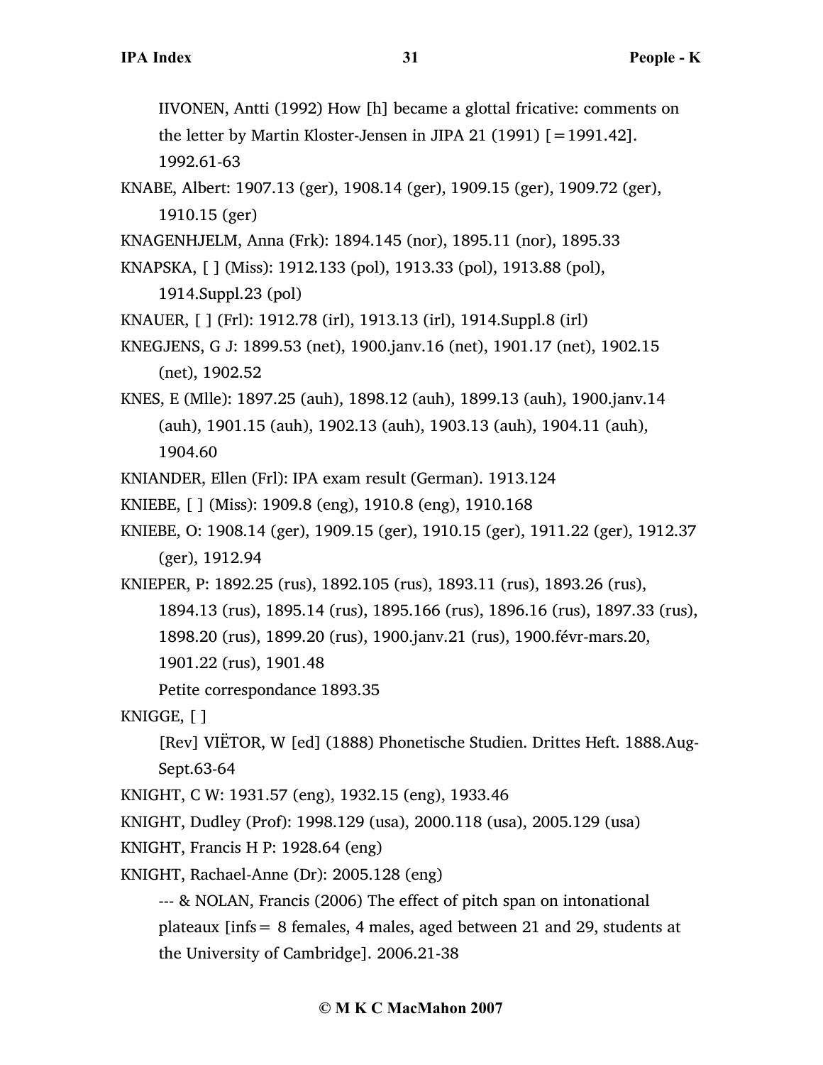IIVONEN, Antti (1992) How [h] became a glottal fricative: comments on the letter by Martin Kloster-Jensen in JIPA 21 (1991) [=1991.42]. 1992.61-63

KNABE, Albert: 1907.13 (ger), 1908.14 (ger), 1909.15 (ger), 1909.72 (ger), 1910.15 (ger)

KNAGENHJELM, Anna (Frk): 1894.145 (nor), 1895.11 (nor), 1895.33

KNAPSKA, [ ] (Miss): 1912.133 (pol), 1913.33 (pol), 1913.88 (pol), 1914.Suppl.23 (pol)

KNAUER, [ ] (Frl): 1912.78 (irl), 1913.13 (irl), 1914.Suppl.8 (irl)

KNEGJENS, G J: 1899.53 (net), 1900.janv.16 (net), 1901.17 (net), 1902.15 (net), 1902.52

KNES, E (Mlle): 1897.25 (auh), 1898.12 (auh), 1899.13 (auh), 1900.janv.14 (auh), 1901.15 (auh), 1902.13 (auh), 1903.13 (auh), 1904.11 (auh), 1904.60

KNIANDER, Ellen (Frl): IPA exam result (German). 1913.124

KNIEBE, [ ] (Miss): 1909.8 (eng), 1910.8 (eng), 1910.168

KNIEBE, O: 1908.14 (ger), 1909.15 (ger), 1910.15 (ger), 1911.22 (ger), 1912.37 (ger), 1912.94

KNIEPER, P: 1892.25 (rus), 1892.105 (rus), 1893.11 (rus), 1893.26 (rus), 1894.13 (rus), 1895.14 (rus), 1895.166 (rus), 1896.16 (rus), 1897.33 (rus), 1898.20 (rus), 1899.20 (rus), 1900.janv.21 (rus), 1900.févr-mars.20, 1901.22 (rus), 1901.48

Petite correspondance 1893.35

KNIGGE, [ ]

[Rev] VIËTOR, W [ed] (1888) Phonetische Studien. Drittes Heft. 1888.Aug-Sept.63-64

KNIGHT, C W: 1931.57 (eng), 1932.15 (eng), 1933.46

KNIGHT, Dudley (Prof): 1998.129 (usa), 2000.118 (usa), 2005.129 (usa)

KNIGHT, Francis H P: 1928.64 (eng)

KNIGHT, Rachael-Anne (Dr): 2005.128 (eng)

--- & NOLAN, Francis (2006) The effect of pitch span on intonational plateaux [infs= 8 females, 4 males, aged between 21 and 29, students at the University of Cambridge]. 2006.21-38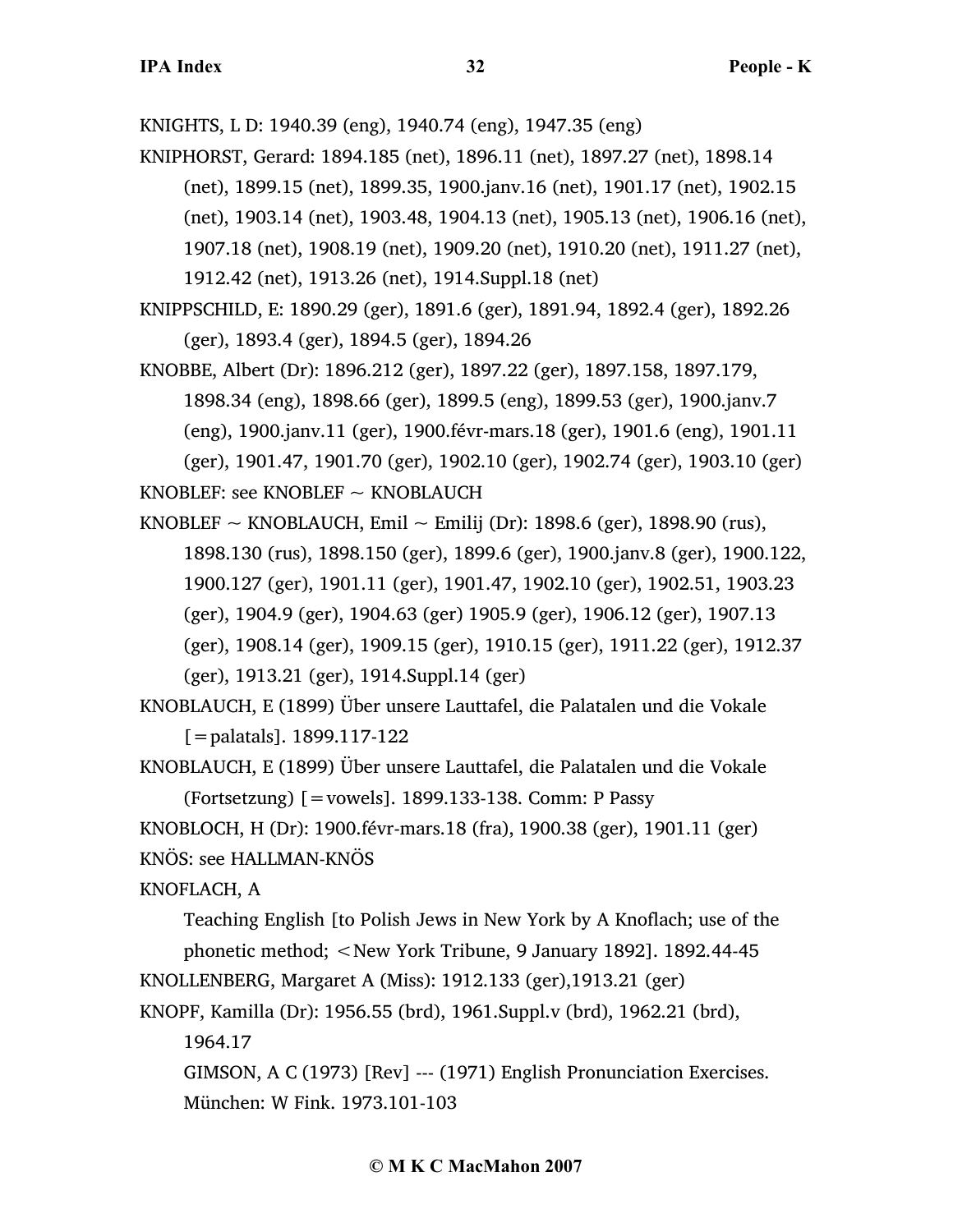KNIGHTS, L D: 1940.39 (eng), 1940.74 (eng), 1947.35 (eng)

KNIPHORST, Gerard: 1894.185 (net), 1896.11 (net), 1897.27 (net), 1898.14 (net), 1899.15 (net), 1899.35, 1900.janv.16 (net), 1901.17 (net), 1902.15 (net), 1903.14 (net), 1903.48, 1904.13 (net), 1905.13 (net), 1906.16 (net), 1907.18 (net), 1908.19 (net), 1909.20 (net), 1910.20 (net), 1911.27 (net), 1912.42 (net), 1913.26 (net), 1914.Suppl.18 (net)

KNIPPSCHILD, E: 1890.29 (ger), 1891.6 (ger), 1891.94, 1892.4 (ger), 1892.26 (ger), 1893.4 (ger), 1894.5 (ger), 1894.26

KNOBBE, Albert (Dr): 1896.212 (ger), 1897.22 (ger), 1897.158, 1897.179, 1898.34 (eng), 1898.66 (ger), 1899.5 (eng), 1899.53 (ger), 1900.janv.7 (eng), 1900.janv.11 (ger), 1900.févr-mars.18 (ger), 1901.6 (eng), 1901.11 (ger), 1901.47, 1901.70 (ger), 1902.10 (ger), 1902.74 (ger), 1903.10 (ger)

KNOBLEF: see KNOBLEF ~ KNOBLAUCH

KNOBLEF ~ KNOBLAUCH, Emil ~ Emilij (Dr): 1898.6 (ger), 1898.90 (rus), 1898.130 (rus), 1898.150 (ger), 1899.6 (ger), 1900.janv.8 (ger), 1900.122, 1900.127 (ger), 1901.11 (ger), 1901.47, 1902.10 (ger), 1902.51, 1903.23 (ger), 1904.9 (ger), 1904.63 (ger) 1905.9 (ger), 1906.12 (ger), 1907.13 (ger), 1908.14 (ger), 1909.15 (ger), 1910.15 (ger), 1911.22 (ger), 1912.37 (ger), 1913.21 (ger), 1914.Suppl.14 (ger)

KNOBLAUCH, E (1899) Über unsere Lauttafel, die Palatalen und die Vokale [=palatals]. 1899.117-122

KNOBLAUCH, E (1899) Über unsere Lauttafel, die Palatalen und die Vokale (Fortsetzung) [=vowels]. 1899.133-138. Comm: P Passy

KNOBLOCH, H (Dr): 1900.févr-mars.18 (fra), 1900.38 (ger), 1901.11 (ger)

KNÖS: see HALLMAN-KNÖS

KNOFLACH, A

Teaching English [to Polish Jews in New York by A Knoflach; use of the phonetic method; <New York Tribune, 9 January 1892]. 1892.44-45

KNOLLENBERG, Margaret A (Miss): 1912.133 (ger),1913.21 (ger)

KNOPF, Kamilla (Dr): 1956.55 (brd), 1961.Suppl.v (brd), 1962.21 (brd), 1964.17

GIMSON, A C (1973) [Rev] --- (1971) English Pronunciation Exercises. München: W Fink. 1973.101-103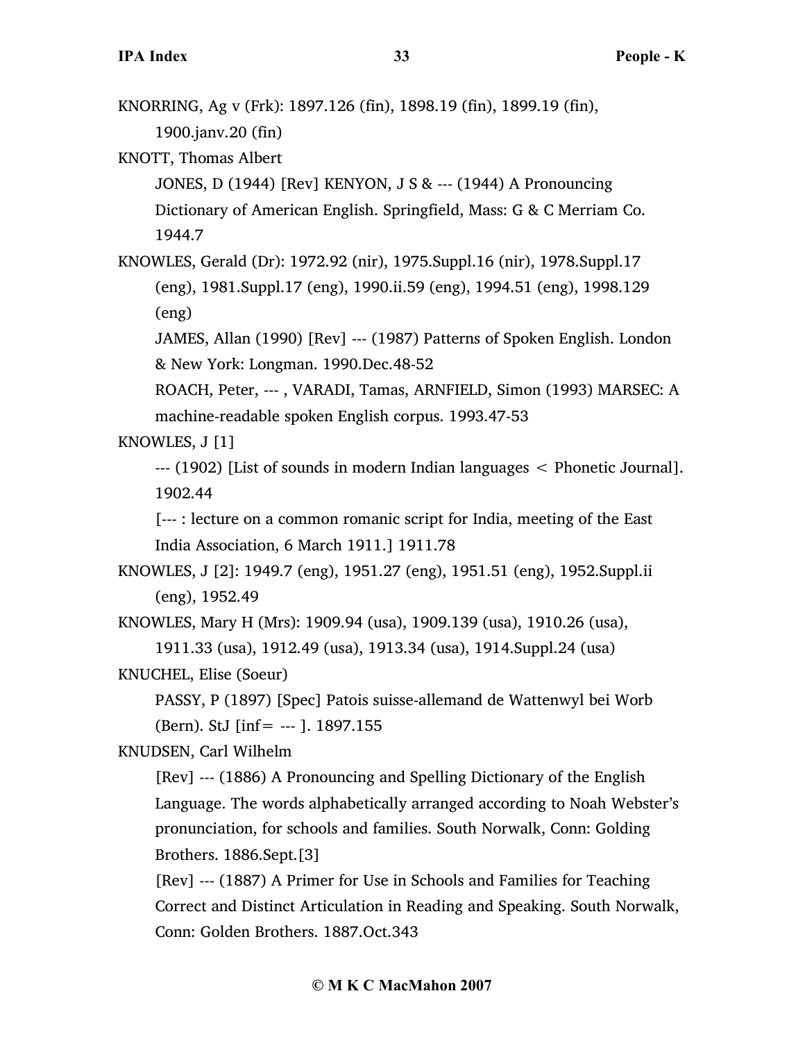KNORRING, Ag v (Frk): 1897.126 (fin), 1898.19 (fin), 1899.19 (fin), 1900.janv.20 (fin)

KNOTT, Thomas Albert

JONES, D (1944) [Rev] KENYON, J S & --- (1944) A Pronouncing Dictionary of American English. Springfield, Mass: G & C Merriam Co. 1944.7

KNOWLES, Gerald (Dr): 1972.92 (nir), 1975.Suppl.16 (nir), 1978.Suppl.17 (eng), 1981.Suppl.17 (eng), 1990.ii.59 (eng), 1994.51 (eng), 1998.129 (eng)

JAMES, Allan (1990) [Rev] --- (1987) Patterns of Spoken English. London & New York: Longman. 1990.Dec.48-52

ROACH, Peter, --- , VARADI, Tamas, ARNFIELD, Simon (1993) MARSEC: A machine-readable spoken English corpus. 1993.47-53

KNOWLES, J [1]

--- (1902) [List of sounds in modern Indian languages < Phonetic Journal]. 1902.44

[--- : lecture on a common romanic script for India, meeting of the East India Association, 6 March 1911.] 1911.78

KNOWLES, J [2]: 1949.7 (eng), 1951.27 (eng), 1951.51 (eng), 1952.Suppl.ii (eng), 1952.49

KNOWLES, Mary H (Mrs): 1909.94 (usa), 1909.139 (usa), 1910.26 (usa), 1911.33 (usa), 1912.49 (usa), 1913.34 (usa), 1914.Suppl.24 (usa)

KNUCHEL, Elise (Soeur)

PASSY, P (1897) [Spec] Patois suisse-allemand de Wattenwyl bei Worb (Bern). StJ [inf= --- ]. 1897.155

KNUDSEN, Carl Wilhelm

[Rev] --- (1886) A Pronouncing and Spelling Dictionary of the English Language. The words alphabetically arranged according to Noah Webster's pronunciation, for schools and families. South Norwalk, Conn: Golding Brothers. 1886.Sept.[3]

[Rev] --- (1887) A Primer for Use in Schools and Families for Teaching Correct and Distinct Articulation in Reading and Speaking. South Norwalk, Conn: Golden Brothers. 1887.Oct.343

© M K C MacMahon 2007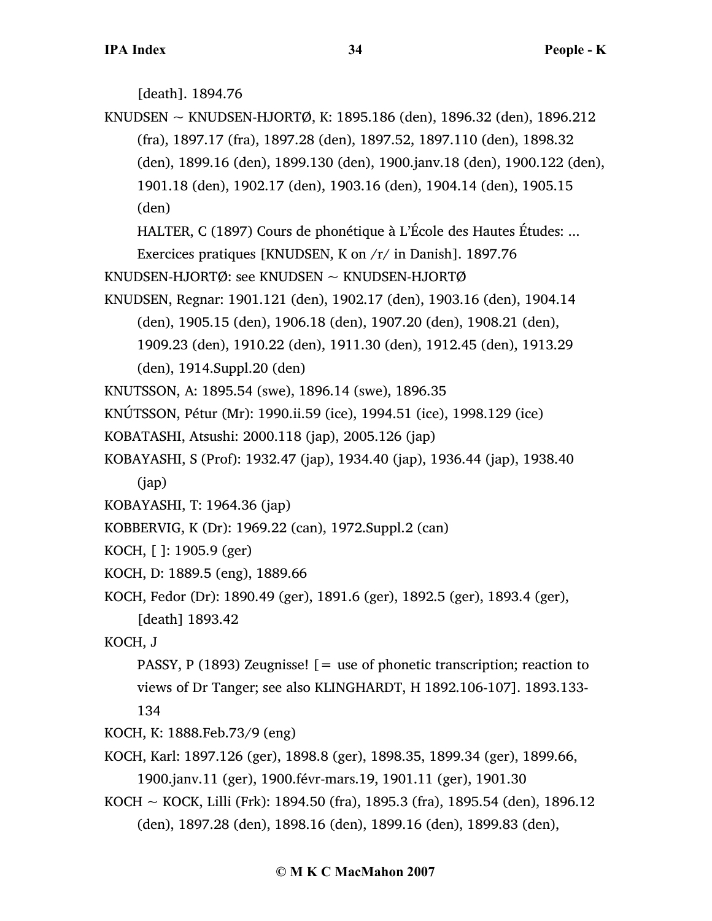[death]. 1894.76

KNUDSEN ~ KNUDSEN-HJORTØ, K: 1895.186 (den), 1896.32 (den), 1896.212 (fra), 1897.17 (fra), 1897.28 (den), 1897.52, 1897.110 (den), 1898.32 (den), 1899.16 (den), 1899.130 (den), 1900.janv.18 (den), 1900.122 (den), 1901.18 (den), 1902.17 (den), 1903.16 (den), 1904.14 (den), 1905.15 (den)

HALTER, C (1897) Cours de phonétique à L'École des Hautes Études: ... Exercices pratiques [KNUDSEN, K on /r/ in Danish]. 1897.76

KNUDSEN-HJORTØ: see KNUDSEN ~ KNUDSEN-HJORTØ

KNUDSEN, Regnar: 1901.121 (den), 1902.17 (den), 1903.16 (den), 1904.14 (den), 1905.15 (den), 1906.18 (den), 1907.20 (den), 1908.21 (den), 1909.23 (den), 1910.22 (den), 1911.30 (den), 1912.45 (den), 1913.29 (den), 1914.Suppl.20 (den)

KNUTSSON, A: 1895.54 (swe), 1896.14 (swe), 1896.35

KNÚTSSON, Pétur (Mr): 1990.ii.59 (ice), 1994.51 (ice), 1998.129 (ice)

KOBATASHI, Atsushi: 2000.118 (jap), 2005.126 (jap)

KOBAYASHI, S (Prof): 1932.47 (jap), 1934.40 (jap), 1936.44 (jap), 1938.40 (jap)

KOBAYASHI, T: 1964.36 (jap)

KOBBERVIG, K (Dr): 1969.22 (can), 1972.Suppl.2 (can)

KOCH, [ ]: 1905.9 (ger)

KOCH, D: 1889.5 (eng), 1889.66

KOCH, Fedor (Dr): 1890.49 (ger), 1891.6 (ger), 1892.5 (ger), 1893.4 (ger), [death] 1893.42

KOCH, J

PASSY, P (1893) Zeugnisse! [= use of phonetic transcription; reaction to views of Dr Tanger; see also KLINGHARDT, H 1892.106-107]. 1893.133-134

KOCH, K: 1888.Feb.73/9 (eng)

KOCH, Karl: 1897.126 (ger), 1898.8 (ger), 1898.35, 1899.34 (ger), 1899.66, 1900.janv.11 (ger), 1900.févr-mars.19, 1901.11 (ger), 1901.30

KOCH ~ KOCK, Lilli (Frk): 1894.50 (fra), 1895.3 (fra), 1895.54 (den), 1896.12 (den), 1897.28 (den), 1898.16 (den), 1899.16 (den), 1899.83 (den),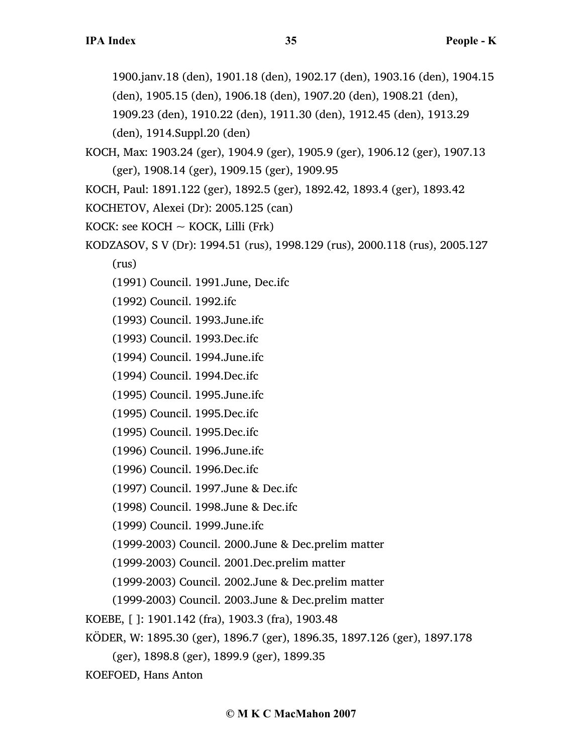1900.janv.18 (den), 1901.18 (den), 1902.17 (den), 1903.16 (den), 1904.15 (den), 1905.15 (den), 1906.18 (den), 1907.20 (den), 1908.21 (den), 1909.23 (den), 1910.22 (den), 1911.30 (den), 1912.45 (den), 1913.29 (den), 1914.Suppl.20 (den)

KOCH, Max: 1903.24 (ger), 1904.9 (ger), 1905.9 (ger), 1906.12 (ger), 1907.13 (ger), 1908.14 (ger), 1909.15 (ger), 1909.95

KOCH, Paul: 1891.122 (ger), 1892.5 (ger), 1892.42, 1893.4 (ger), 1893.42

KOCHETOV, Alexei (Dr): 2005.125 (can)

KOCK: see KOCH ~ KOCK, Lilli (Frk)

KODZASOV, S V (Dr): 1994.51 (rus), 1998.129 (rus), 2000.118 (rus), 2005.127 (rus)

(1991) Council. 1991.June, Dec.ifc

(1992) Council. 1992.ifc

(1993) Council. 1993.June.ifc

(1993) Council. 1993.Dec.ifc

(1994) Council. 1994.June.ifc

(1994) Council. 1994.Dec.ifc

(1995) Council. 1995.June.ifc

(1995) Council. 1995.Dec.ifc

(1995) Council. 1995.Dec.ifc

(1996) Council. 1996.June.ifc

(1996) Council. 1996.Dec.ifc

(1997) Council. 1997.June & Dec.ifc

(1998) Council. 1998.June & Dec.ifc

(1999) Council. 1999.June.ifc

(1999-2003) Council. 2000.June & Dec.prelim matter

(1999-2003) Council. 2001.Dec.prelim matter

(1999-2003) Council. 2002.June & Dec.prelim matter

(1999-2003) Council. 2003.June & Dec.prelim matter

KOEBE, [ ]: 1901.142 (fra), 1903.3 (fra), 1903.48

KÖDER, W: 1895.30 (ger), 1896.7 (ger), 1896.35, 1897.126 (ger), 1897.178 (ger), 1898.8 (ger), 1899.9 (ger), 1899.35

KOEFOED, Hans Anton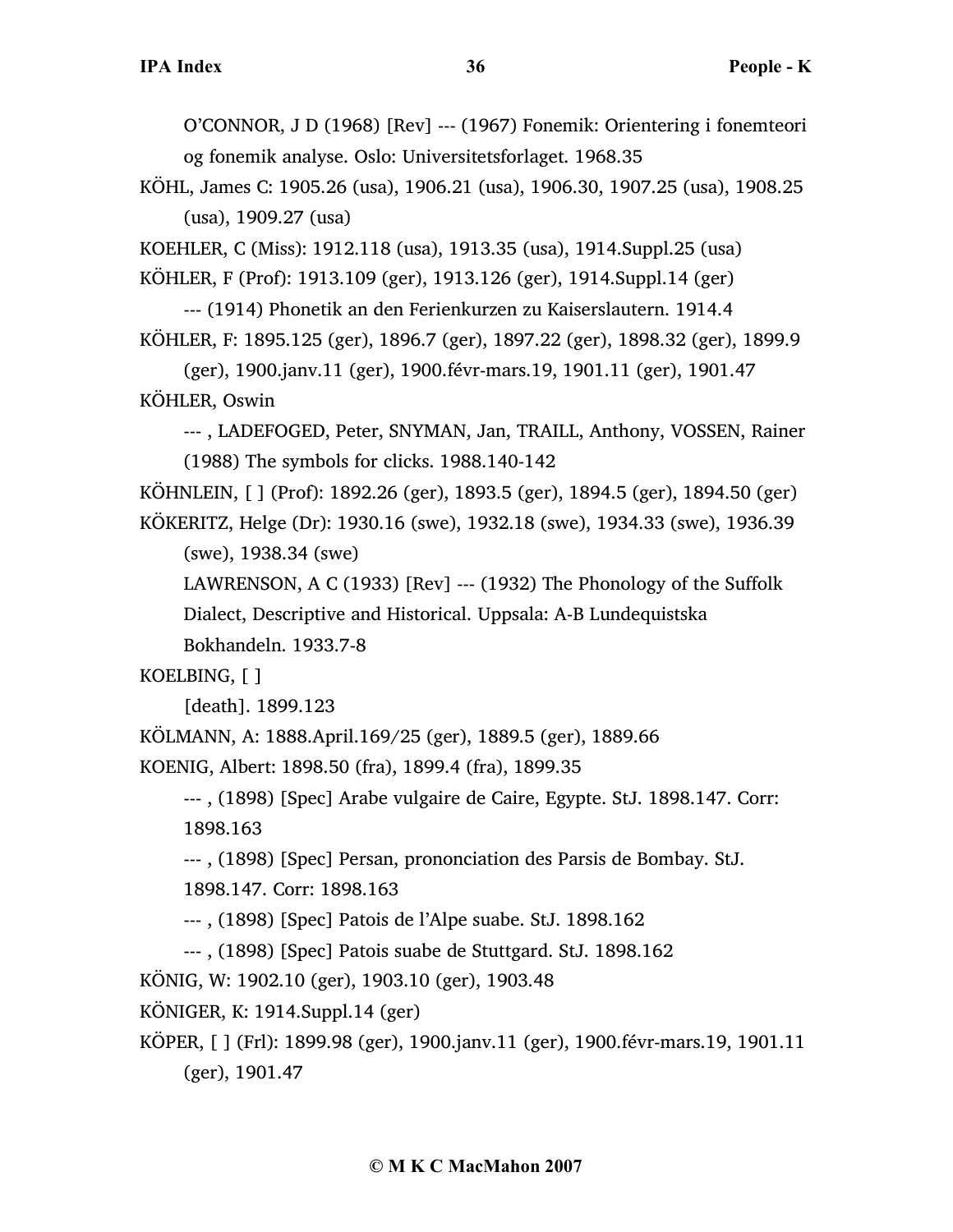O'CONNOR, J D (1968) [Rev] --- (1967) Fonemik: Orientering i fonemteori og fonemik analyse. Oslo: Universitetsforlaget. 1968.35

KÖHL, James C: 1905.26 (usa), 1906.21 (usa), 1906.30, 1907.25 (usa), 1908.25 (usa), 1909.27 (usa)

KOEHLER, C (Miss): 1912.118 (usa), 1913.35 (usa), 1914.Suppl.25 (usa)

KÖHLER, F (Prof): 1913.109 (ger), 1913.126 (ger), 1914.Suppl.14 (ger)

--- (1914) Phonetik an den Ferienkurzen zu Kaiserslautern. 1914.4

KÖHLER, F: 1895.125 (ger), 1896.7 (ger), 1897.22 (ger), 1898.32 (ger), 1899.9 (ger), 1900.janv.11 (ger), 1900.févr-mars.19, 1901.11 (ger), 1901.47

KÖHLER, Oswin

--- , LADEFOGED, Peter, SNYMAN, Jan, TRAILL, Anthony, VOSSEN, Rainer (1988) The symbols for clicks. 1988.140-142

KÖHNLEIN, [ ] (Prof): 1892.26 (ger), 1893.5 (ger), 1894.5 (ger), 1894.50 (ger)

KÖKERITZ, Helge (Dr): 1930.16 (swe), 1932.18 (swe), 1934.33 (swe), 1936.39 (swe), 1938.34 (swe)

LAWRENSON, A C (1933) [Rev] --- (1932) The Phonology of the Suffolk Dialect, Descriptive and Historical. Uppsala: A-B Lundequistska Bokhandeln. 1933.7-8

KOELBING, [ ]

[death]. 1899.123

KÖLMANN, A: 1888.April.169/25 (ger), 1889.5 (ger), 1889.66

KOENIG, Albert: 1898.50 (fra), 1899.4 (fra), 1899.35

--- , (1898) [Spec] Arabe vulgaire de Caire, Egypte. StJ. 1898.147. Corr: 1898.163

--- , (1898) [Spec] Persan, prononciation des Parsis de Bombay. StJ. 1898.147. Corr: 1898.163

--- , (1898) [Spec] Patois de l'Alpe suabe. StJ. 1898.162

--- , (1898) [Spec] Patois suabe de Stuttgard. StJ. 1898.162

KÖNIG, W: 1902.10 (ger), 1903.10 (ger), 1903.48

KÖNIGER, K: 1914.Suppl.14 (ger)

KÖPER, [ ] (Frl): 1899.98 (ger), 1900.janv.11 (ger), 1900.févr-mars.19, 1901.11 (ger), 1901.47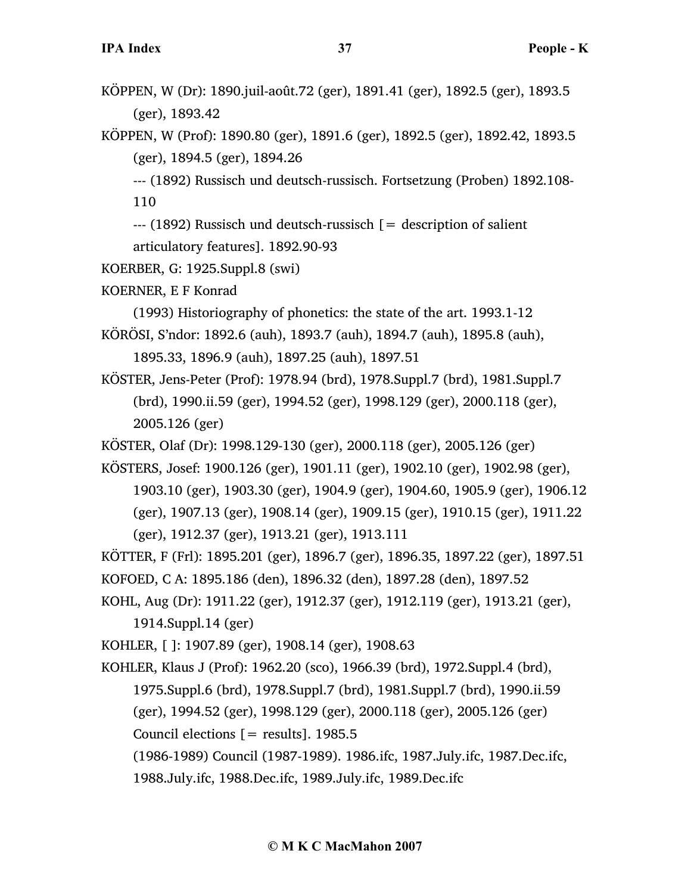KÖPPEN, W (Dr): 1890.juil-août.72 (ger), 1891.41 (ger), 1892.5 (ger), 1893.5 (ger), 1893.42

KÖPPEN, W (Prof): 1890.80 (ger), 1891.6 (ger), 1892.5 (ger), 1892.42, 1893.5 (ger), 1894.5 (ger), 1894.26

--- (1892) Russisch und deutsch-russisch. Fortsetzung (Proben) 1892.108-110

--- (1892) Russisch und deutsch-russisch [= description of salient articulatory features]. 1892.90-93

KOERBER, G: 1925.Suppl.8 (swi)

KOERNER, E F Konrad

(1993) Historiography of phonetics: the state of the art. 1993.1-12

KÖRÖSI, S'ndor: 1892.6 (auh), 1893.7 (auh), 1894.7 (auh), 1895.8 (auh), 1895.33, 1896.9 (auh), 1897.25 (auh), 1897.51

KÖSTER, Jens-Peter (Prof): 1978.94 (brd), 1978.Suppl.7 (brd), 1981.Suppl.7 (brd), 1990.ii.59 (ger), 1994.52 (ger), 1998.129 (ger), 2000.118 (ger), 2005.126 (ger)

KÖSTER, Olaf (Dr): 1998.129-130 (ger), 2000.118 (ger), 2005.126 (ger)

KÖSTERS, Josef: 1900.126 (ger), 1901.11 (ger), 1902.10 (ger), 1902.98 (ger), 1903.10 (ger), 1903.30 (ger), 1904.9 (ger), 1904.60, 1905.9 (ger), 1906.12 (ger), 1907.13 (ger), 1908.14 (ger), 1909.15 (ger), 1910.15 (ger), 1911.22 (ger), 1912.37 (ger), 1913.21 (ger), 1913.111

KÖTTER, F (Frl): 1895.201 (ger), 1896.7 (ger), 1896.35, 1897.22 (ger), 1897.51

KOFOED, C A: 1895.186 (den), 1896.32 (den), 1897.28 (den), 1897.52

KOHL, Aug (Dr): 1911.22 (ger), 1912.37 (ger), 1912.119 (ger), 1913.21 (ger), 1914.Suppl.14 (ger)

KOHLER, [ ]: 1907.89 (ger), 1908.14 (ger), 1908.63

KOHLER, Klaus J (Prof): 1962.20 (sco), 1966.39 (brd), 1972.Suppl.4 (brd), 1975.Suppl.6 (brd), 1978.Suppl.7 (brd), 1981.Suppl.7 (brd), 1990.ii.59 (ger), 1994.52 (ger), 1998.129 (ger), 2000.118 (ger), 2005.126 (ger)

Council elections [= results]. 1985.5

(1986-1989) Council (1987-1989). 1986.ifc, 1987.July.ifc, 1987.Dec.ifc, 1988.July.ifc, 1988.Dec.ifc, 1989.July.ifc, 1989.Dec.ifc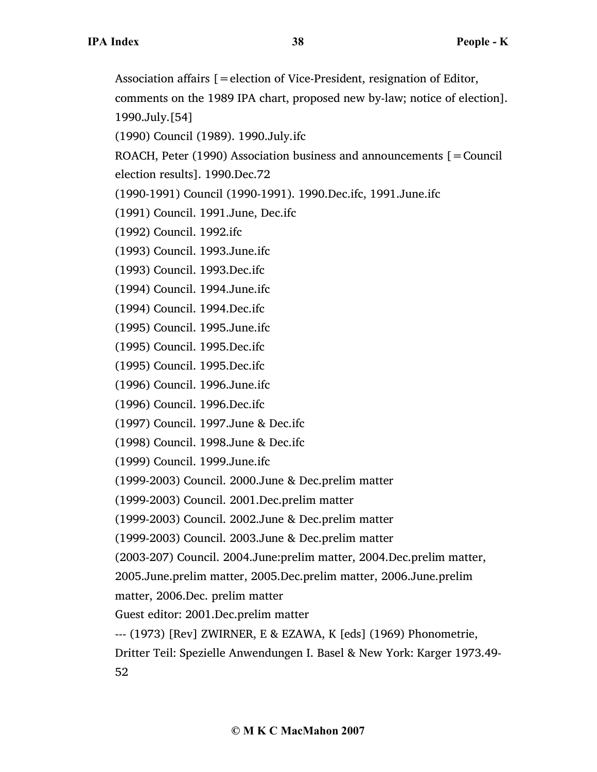Association affairs [=election of Vice-President, resignation of Editor, comments on the 1989 IPA chart, proposed new by-law; notice of election]. 1990.July.[54]

(1990) Council (1989). 1990.July.ifc

ROACH, Peter (1990) Association business and announcements [=Council election results]. 1990.Dec.72

(1990-1991) Council (1990-1991). 1990.Dec.ifc, 1991.June.ifc

(1991) Council. 1991.June, Dec.ifc

(1992) Council. 1992.ifc

(1993) Council. 1993.June.ifc

(1993) Council. 1993.Dec.ifc

(1994) Council. 1994.June.ifc

(1994) Council. 1994.Dec.ifc

(1995) Council. 1995.June.ifc

(1995) Council. 1995.Dec.ifc

(1995) Council. 1995.Dec.ifc

(1996) Council. 1996.June.ifc

(1996) Council. 1996.Dec.ifc

(1997) Council. 1997.June & Dec.ifc

(1998) Council. 1998.June & Dec.ifc

(1999) Council. 1999.June.ifc

(1999-2003) Council. 2000.June & Dec.prelim matter

(1999-2003) Council. 2001.Dec.prelim matter

(1999-2003) Council. 2002.June & Dec.prelim matter

(1999-2003) Council. 2003.June & Dec.prelim matter

(2003-207) Council. 2004.June:prelim matter, 2004.Dec.prelim matter, 2005.June.prelim matter, 2005.Dec.prelim matter, 2006.June.prelim matter, 2006.Dec. prelim matter

Guest editor: 2001.Dec.prelim matter

--- (1973) [Rev] ZWIRNER, E & EZAWA, K [eds] (1969) Phonometrie, Dritter Teil: Spezielle Anwendungen I. Basel & New York: Karger 1973.49-52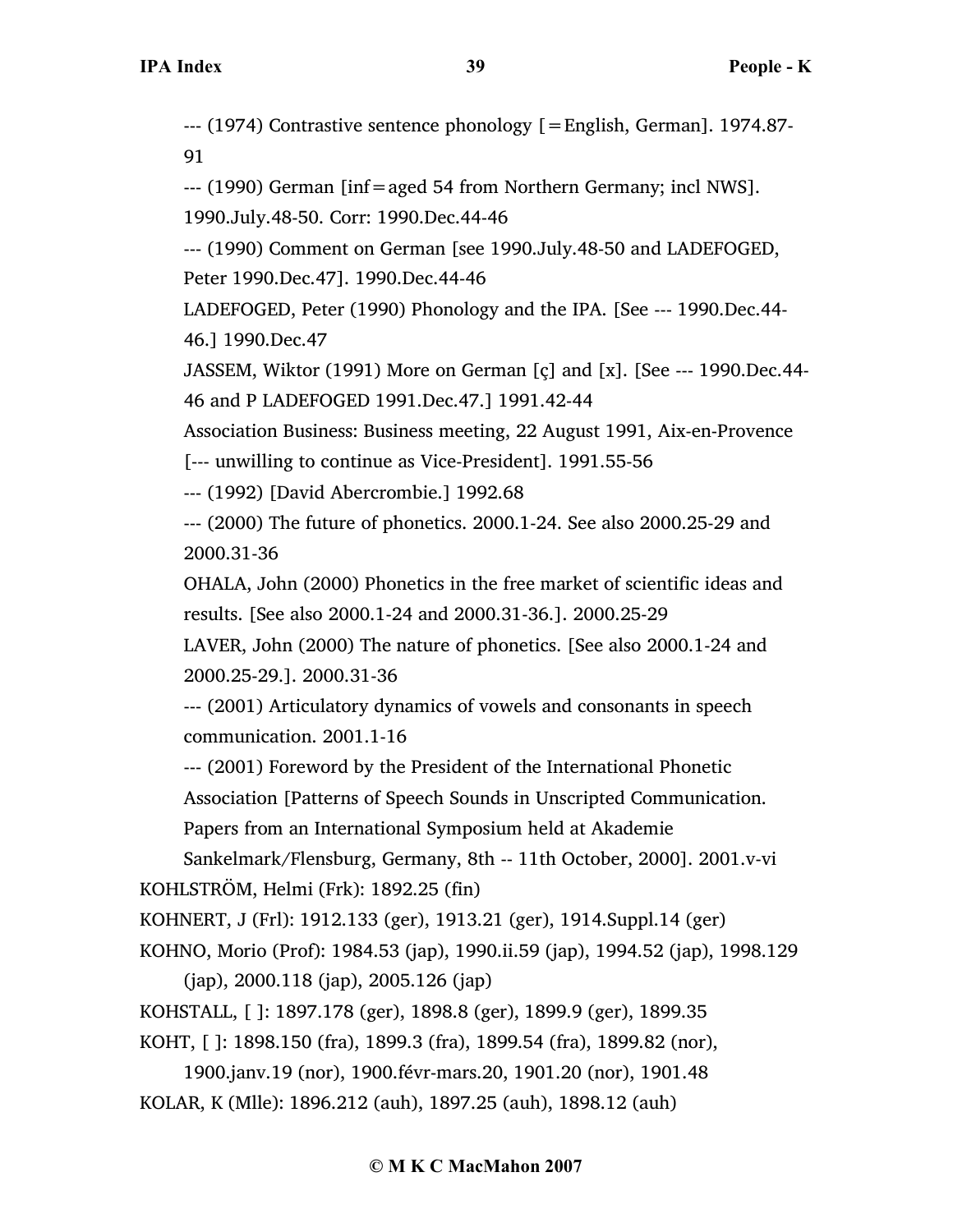--- (1974) Contrastive sentence phonology [=English, German]. 1974.87-91

--- (1990) German [inf=aged 54 from Northern Germany; incl NWS]. 1990.July.48-50. Corr: 1990.Dec.44-46

--- (1990) Comment on German [see 1990.July.48-50 and LADEFOGED, Peter 1990.Dec.47]. 1990.Dec.44-46

LADEFOGED, Peter (1990) Phonology and the IPA. [See --- 1990.Dec.44-46.] 1990.Dec.47

JASSEM, Wiktor (1991) More on German [ç] and [x]. [See --- 1990.Dec.44-46 and P LADEFOGED 1991.Dec.47.] 1991.42-44

Association Business: Business meeting, 22 August 1991, Aix-en-Provence [--- unwilling to continue as Vice-President]. 1991.55-56

--- (1992) [David Abercrombie.] 1992.68

--- (2000) The future of phonetics. 2000.1-24. See also 2000.25-29 and 2000.31-36

OHALA, John (2000) Phonetics in the free market of scientific ideas and results. [See also 2000.1-24 and 2000.31-36.]. 2000.25-29

LAVER, John (2000) The nature of phonetics. [See also 2000.1-24 and 2000.25-29.]. 2000.31-36

--- (2001) Articulatory dynamics of vowels and consonants in speech communication. 2001.1-16

--- (2001) Foreword by the President of the International Phonetic Association [Patterns of Speech Sounds in Unscripted Communication. Papers from an International Symposium held at Akademie Sankelmark/Flensburg, Germany, 8th -- 11th October, 2000]. 2001.v-vi

KOHLSTRÖM, Helmi (Frk): 1892.25 (fin)

KOHNERT, J (Frl): 1912.133 (ger), 1913.21 (ger), 1914.Suppl.14 (ger)

KOHNO, Morio (Prof): 1984.53 (jap), 1990.ii.59 (jap), 1994.52 (jap), 1998.129 (jap), 2000.118 (jap), 2005.126 (jap)

KOHSTALL, [ ]: 1897.178 (ger), 1898.8 (ger), 1899.9 (ger), 1899.35

KOHT, [ ]: 1898.150 (fra), 1899.3 (fra), 1899.54 (fra), 1899.82 (nor), 1900.janv.19 (nor), 1900.févr-mars.20, 1901.20 (nor), 1901.48

KOLAR, K (Mlle): 1896.212 (auh), 1897.25 (auh), 1898.12 (auh)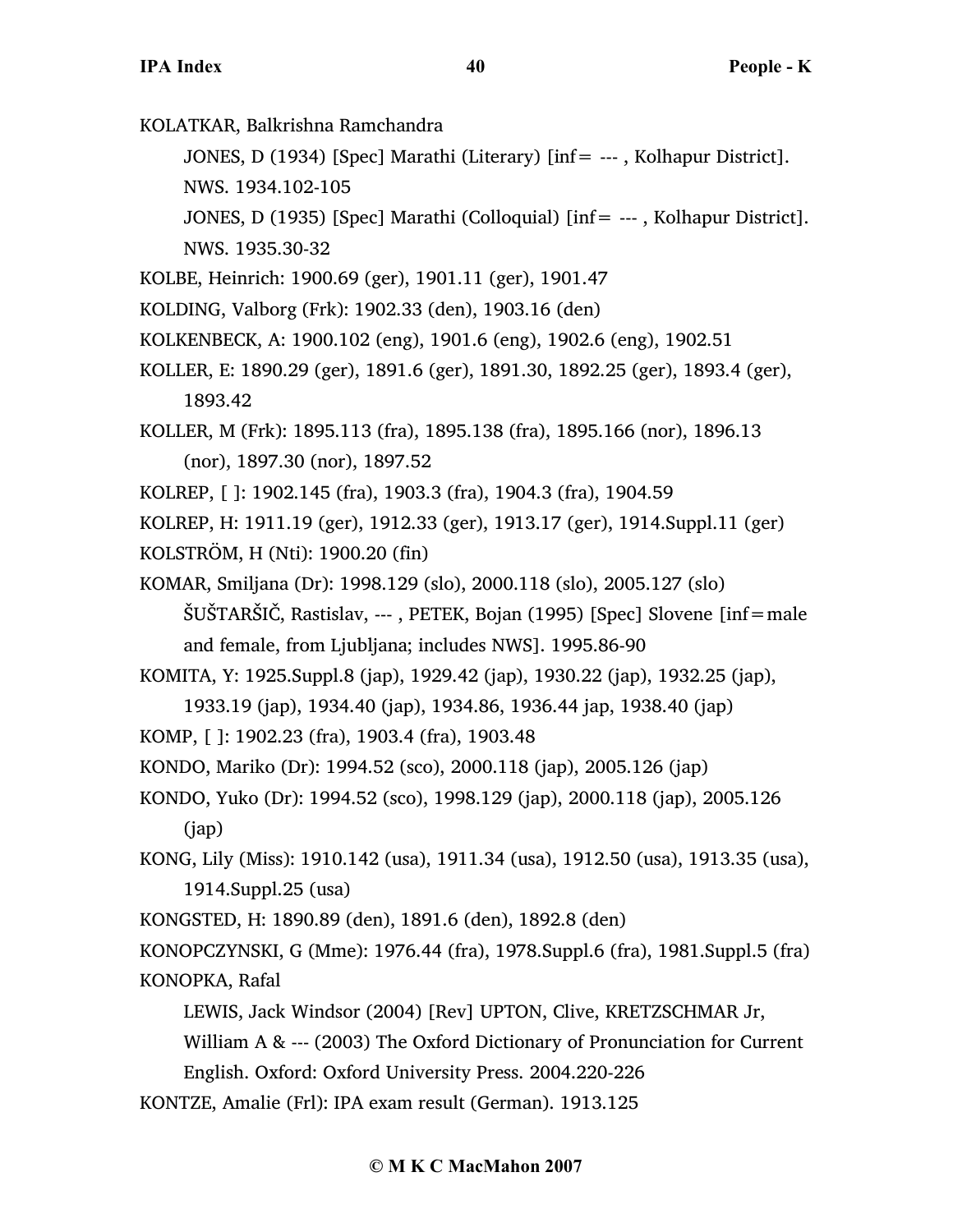KOLATKAR, Balkrishna Ramchandra

JONES, D (1934) [Spec] Marathi (Literary) [inf= --- , Kolhapur District]. NWS. 1934.102-105

JONES, D (1935) [Spec] Marathi (Colloquial) [inf= --- , Kolhapur District]. NWS. 1935.30-32

KOLBE, Heinrich: 1900.69 (ger), 1901.11 (ger), 1901.47

KOLDING, Valborg (Frk): 1902.33 (den), 1903.16 (den)

KOLKENBECK, A: 1900.102 (eng), 1901.6 (eng), 1902.6 (eng), 1902.51

KOLLER, E: 1890.29 (ger), 1891.6 (ger), 1891.30, 1892.25 (ger), 1893.4 (ger), 1893.42

KOLLER, M (Frk): 1895.113 (fra), 1895.138 (fra), 1895.166 (nor), 1896.13 (nor), 1897.30 (nor), 1897.52

KOLREP, [ ]: 1902.145 (fra), 1903.3 (fra), 1904.3 (fra), 1904.59

KOLREP, H: 1911.19 (ger), 1912.33 (ger), 1913.17 (ger), 1914.Suppl.11 (ger)

KOLSTRÖM, H (Nti): 1900.20 (fin)

KOMAR, Smiljana (Dr): 1998.129 (slo), 2000.118 (slo), 2005.127 (slo)

ŠUŠTARŠIČ, Rastislav, --- , PETEK, Bojan (1995) [Spec] Slovene [inf=male and female, from Ljubljana; includes NWS]. 1995.86-90

KOMITA, Y: 1925.Suppl.8 (jap), 1929.42 (jap), 1930.22 (jap), 1932.25 (jap), 1933.19 (jap), 1934.40 (jap), 1934.86, 1936.44 jap, 1938.40 (jap)

KOMP, [ ]: 1902.23 (fra), 1903.4 (fra), 1903.48

KONDO, Mariko (Dr): 1994.52 (sco), 2000.118 (jap), 2005.126 (jap)

KONDO, Yuko (Dr): 1994.52 (sco), 1998.129 (jap), 2000.118 (jap), 2005.126 (jap)

KONG, Lily (Miss): 1910.142 (usa), 1911.34 (usa), 1912.50 (usa), 1913.35 (usa), 1914.Suppl.25 (usa)

KONGSTED, H: 1890.89 (den), 1891.6 (den), 1892.8 (den)

KONOPCZYNSKI, G (Mme): 1976.44 (fra), 1978.Suppl.6 (fra), 1981.Suppl.5 (fra)

KONOPKA, Rafal

LEWIS, Jack Windsor (2004) [Rev] UPTON, Clive, KRETZSCHMAR Jr, William A & --- (2003) The Oxford Dictionary of Pronunciation for Current English. Oxford: Oxford University Press. 2004.220-226

KONTZE, Amalie (Frl): IPA exam result (German). 1913.125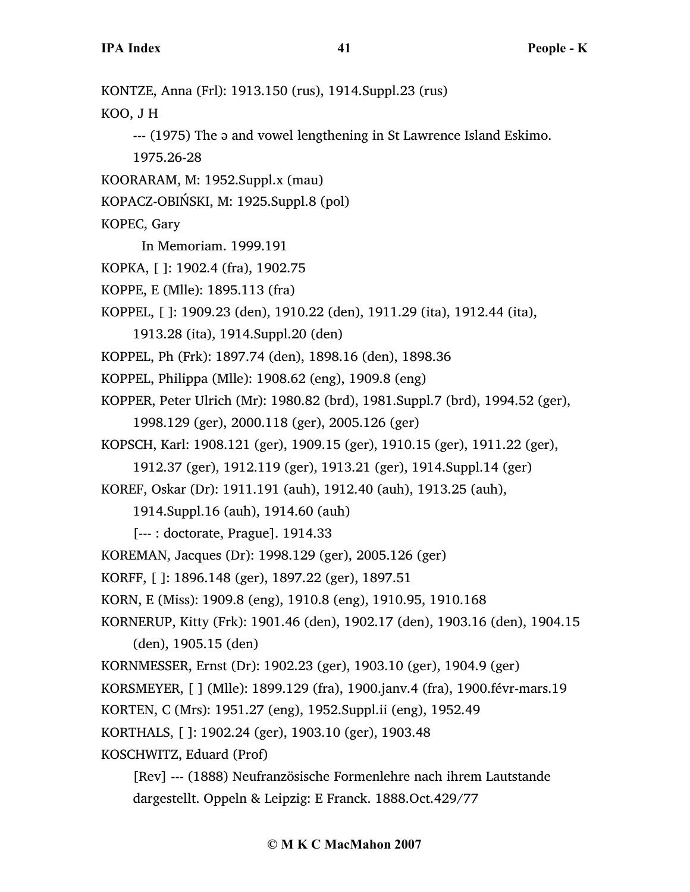KONTZE, Anna (Frl): 1913.150 (rus), 1914.Suppl.23 (rus)

KOO, J H

--- (1975) The ə and vowel lengthening in St Lawrence Island Eskimo. 1975.26-28

KOORARAM, M: 1952.Suppl.x (mau)

KOPACZ-OBIŃSKI, M: 1925.Suppl.8 (pol)

KOPEC, Gary

In Memoriam. 1999.191

KOPKA, [ ]: 1902.4 (fra), 1902.75

KOPPE, E (Mlle): 1895.113 (fra)

KOPPEL, [ ]: 1909.23 (den), 1910.22 (den), 1911.29 (ita), 1912.44 (ita), 1913.28 (ita), 1914.Suppl.20 (den)

KOPPEL, Ph (Frk): 1897.74 (den), 1898.16 (den), 1898.36

KOPPEL, Philippa (Mlle): 1908.62 (eng), 1909.8 (eng)

KOPPER, Peter Ulrich (Mr): 1980.82 (brd), 1981.Suppl.7 (brd), 1994.52 (ger), 1998.129 (ger), 2000.118 (ger), 2005.126 (ger)

KOPSCH, Karl: 1908.121 (ger), 1909.15 (ger), 1910.15 (ger), 1911.22 (ger), 1912.37 (ger), 1912.119 (ger), 1913.21 (ger), 1914.Suppl.14 (ger)

KOREF, Oskar (Dr): 1911.191 (auh), 1912.40 (auh), 1913.25 (auh), 1914.Suppl.16 (auh), 1914.60 (auh)

[--- : doctorate, Prague]. 1914.33

KOREMAN, Jacques (Dr): 1998.129 (ger), 2005.126 (ger)

KORFF, [ ]: 1896.148 (ger), 1897.22 (ger), 1897.51

KORN, E (Miss): 1909.8 (eng), 1910.8 (eng), 1910.95, 1910.168

KORNERUP, Kitty (Frk): 1901.46 (den), 1902.17 (den), 1903.16 (den), 1904.15 (den), 1905.15 (den)

KORNMESSER, Ernst (Dr): 1902.23 (ger), 1903.10 (ger), 1904.9 (ger)

KORSMEYER, [ ] (Mlle): 1899.129 (fra), 1900.janv.4 (fra), 1900.févr-mars.19

KORTEN, C (Mrs): 1951.27 (eng), 1952.Suppl.ii (eng), 1952.49

KORTHALS, [ ]: 1902.24 (ger), 1903.10 (ger), 1903.48

KOSCHWITZ, Eduard (Prof)

[Rev] --- (1888) Neufranzösische Formenlehre nach ihrem Lautstande dargestellt. Oppeln & Leipzig: E Franck. 1888.Oct.429/77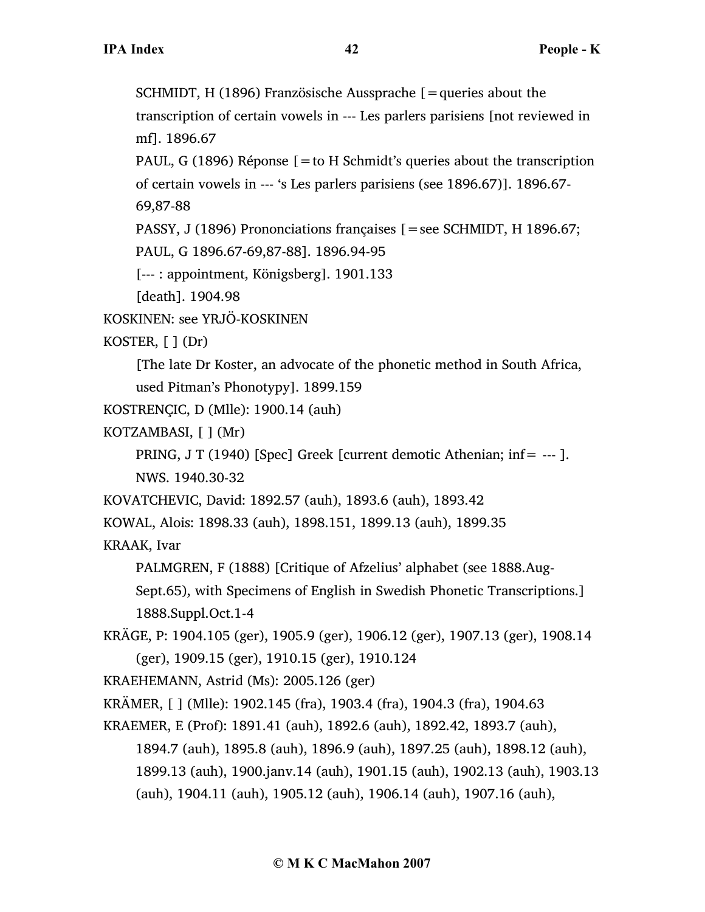SCHMIDT, H (1896) Französische Aussprache [=queries about the transcription of certain vowels in --- Les parlers parisiens [not reviewed in mf]. 1896.67

PAUL, G (1896) Réponse [=to H Schmidt's queries about the transcription of certain vowels in --- 's Les parlers parisiens (see 1896.67)]. 1896.67-69,87-88

PASSY, J (1896) Prononciations françaises [=see SCHMIDT, H 1896.67; PAUL, G 1896.67-69,87-88]. 1896.94-95

[--- : appointment, Königsberg]. 1901.133

[death]. 1904.98

KOSKINEN: see YRJÖ-KOSKINEN

KOSTER, [ ] (Dr)

[The late Dr Koster, an advocate of the phonetic method in South Africa, used Pitman's Phonotypy]. 1899.159

KOSTRENÇIC, D (Mlle): 1900.14 (auh)

KOTZAMBASI, [ ] (Mr)

PRING, J T (1940) [Spec] Greek [current demotic Athenian; inf= --- ]. NWS. 1940.30-32

KOVATCHEVIC, David: 1892.57 (auh), 1893.6 (auh), 1893.42

KOWAL, Alois: 1898.33 (auh), 1898.151, 1899.13 (auh), 1899.35

KRAAK, Ivar

PALMGREN, F (1888) [Critique of Afzelius' alphabet (see 1888.Aug-Sept.65), with Specimens of English in Swedish Phonetic Transcriptions.] 1888.Suppl.Oct.1-4

KRÄGE, P: 1904.105 (ger), 1905.9 (ger), 1906.12 (ger), 1907.13 (ger), 1908.14 (ger), 1909.15 (ger), 1910.15 (ger), 1910.124

KRAEHEMANN, Astrid (Ms): 2005.126 (ger)

KRÄMER, [ ] (Mlle): 1902.145 (fra), 1903.4 (fra), 1904.3 (fra), 1904.63

KRAEMER, E (Prof): 1891.41 (auh), 1892.6 (auh), 1892.42, 1893.7 (auh), 1894.7 (auh), 1895.8 (auh), 1896.9 (auh), 1897.25 (auh), 1898.12 (auh), 1899.13 (auh), 1900.janv.14 (auh), 1901.15 (auh), 1902.13 (auh), 1903.13 (auh), 1904.11 (auh), 1905.12 (auh), 1906.14 (auh), 1907.16 (auh),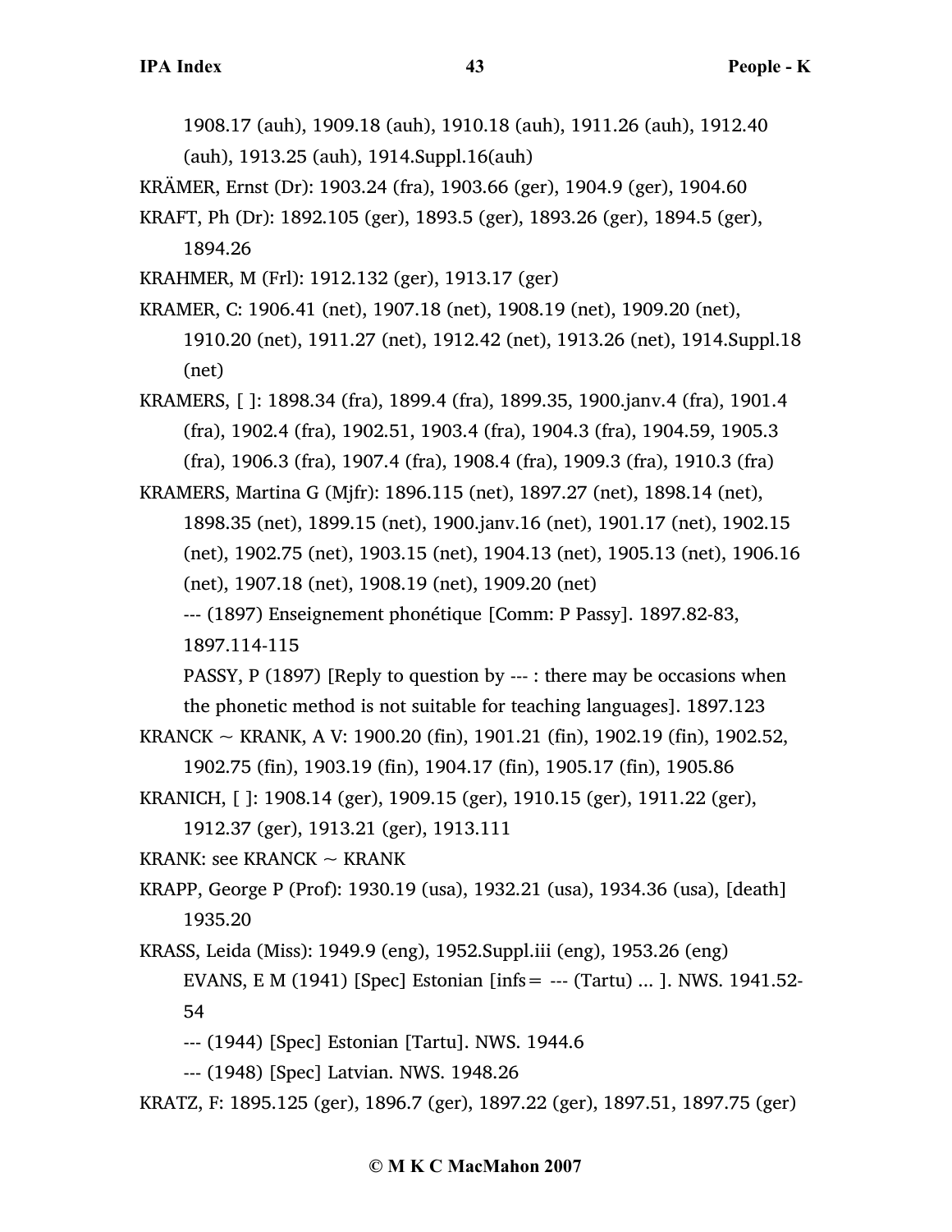1908.17 (auh), 1909.18 (auh), 1910.18 (auh), 1911.26 (auh), 1912.40 (auh), 1913.25 (auh), 1914.Suppl.16(auh)

KRÄMER, Ernst (Dr): 1903.24 (fra), 1903.66 (ger), 1904.9 (ger), 1904.60

KRAFT, Ph (Dr): 1892.105 (ger), 1893.5 (ger), 1893.26 (ger), 1894.5 (ger), 1894.26

KRAHMER, M (Frl): 1912.132 (ger), 1913.17 (ger)

KRAMER, C: 1906.41 (net), 1907.18 (net), 1908.19 (net), 1909.20 (net), 1910.20 (net), 1911.27 (net), 1912.42 (net), 1913.26 (net), 1914.Suppl.18 (net)

KRAMERS, [ ]: 1898.34 (fra), 1899.4 (fra), 1899.35, 1900.janv.4 (fra), 1901.4 (fra), 1902.4 (fra), 1902.51, 1903.4 (fra), 1904.3 (fra), 1904.59, 1905.3 (fra), 1906.3 (fra), 1907.4 (fra), 1908.4 (fra), 1909.3 (fra), 1910.3 (fra)

KRAMERS, Martina G (Mjfr): 1896.115 (net), 1897.27 (net), 1898.14 (net), 1898.35 (net), 1899.15 (net), 1900.janv.16 (net), 1901.17 (net), 1902.15 (net), 1902.75 (net), 1903.15 (net), 1904.13 (net), 1905.13 (net), 1906.16 (net), 1907.18 (net), 1908.19 (net), 1909.20 (net)

--- (1897) Enseignement phonétique [Comm: P Passy]. 1897.82-83, 1897.114-115

PASSY, P (1897) [Reply to question by --- : there may be occasions when the phonetic method is not suitable for teaching languages]. 1897.123

KRANCK ~ KRANK, A V: 1900.20 (fin), 1901.21 (fin), 1902.19 (fin), 1902.52, 1902.75 (fin), 1903.19 (fin), 1904.17 (fin), 1905.17 (fin), 1905.86

KRANICH, [ ]: 1908.14 (ger), 1909.15 (ger), 1910.15 (ger), 1911.22 (ger), 1912.37 (ger), 1913.21 (ger), 1913.111

KRANK: see KRANCK ~ KRANK

KRAPP, George P (Prof): 1930.19 (usa), 1932.21 (usa), 1934.36 (usa), [death] 1935.20

KRASS, Leida (Miss): 1949.9 (eng), 1952.Suppl.iii (eng), 1953.26 (eng)

EVANS, E M (1941) [Spec] Estonian [infs = --- (Tartu) ... ]. NWS. 1941.52-54

--- (1944) [Spec] Estonian [Tartu]. NWS. 1944.6

--- (1948) [Spec] Latvian. NWS. 1948.26

KRATZ, F: 1895.125 (ger), 1896.7 (ger), 1897.22 (ger), 1897.51, 1897.75 (ger)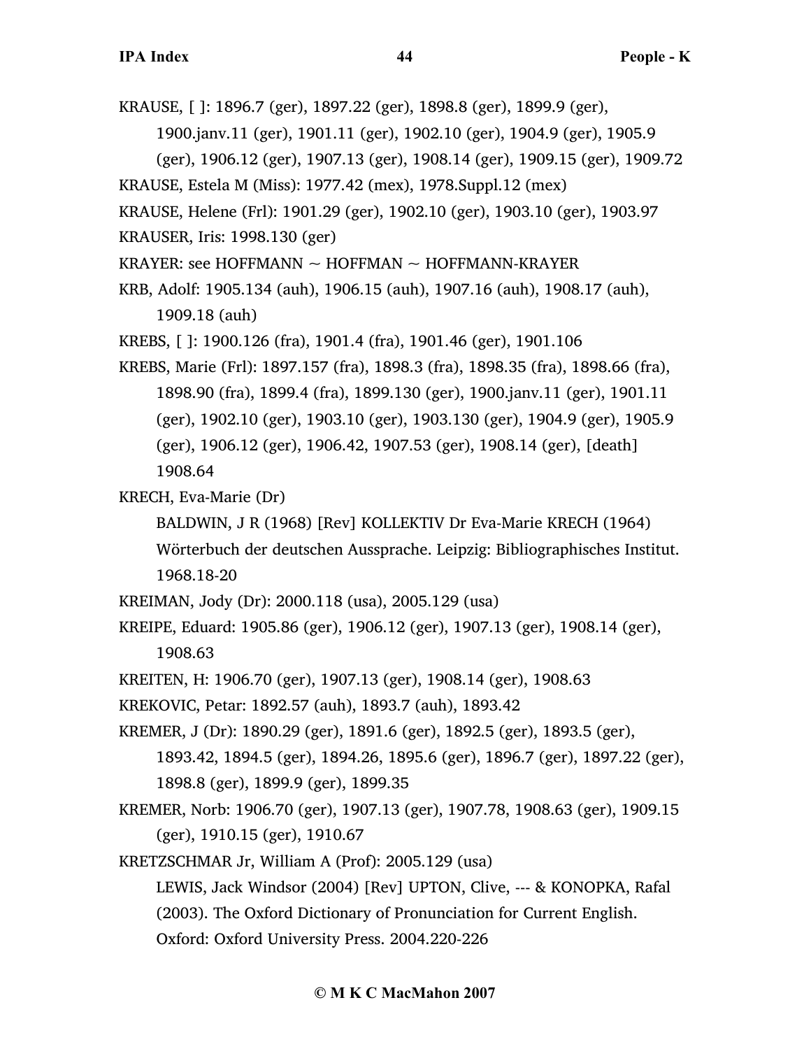KRAUSE, [ ]: 1896.7 (ger), 1897.22 (ger), 1898.8 (ger), 1899.9 (ger), 1900.janv.11 (ger), 1901.11 (ger), 1902.10 (ger), 1904.9 (ger), 1905.9 (ger), 1906.12 (ger), 1907.13 (ger), 1908.14 (ger), 1909.15 (ger), 1909.72

KRAUSE, Estela M (Miss): 1977.42 (mex), 1978.Suppl.12 (mex)

KRAUSE, Helene (Frl): 1901.29 (ger), 1902.10 (ger), 1903.10 (ger), 1903.97

KRAUSER, Iris: 1998.130 (ger)

KRAYER: see HOFFMANN ~ HOFFMAN ~ HOFFMANN-KRAYER

KRB, Adolf: 1905.134 (auh), 1906.15 (auh), 1907.16 (auh), 1908.17 (auh), 1909.18 (auh)

KREBS, [ ]: 1900.126 (fra), 1901.4 (fra), 1901.46 (ger), 1901.106

KREBS, Marie (Frl): 1897.157 (fra), 1898.3 (fra), 1898.35 (fra), 1898.66 (fra), 1898.90 (fra), 1899.4 (fra), 1899.130 (ger), 1900.janv.11 (ger), 1901.11 (ger), 1902.10 (ger), 1903.10 (ger), 1903.130 (ger), 1904.9 (ger), 1905.9 (ger), 1906.12 (ger), 1906.42, 1907.53 (ger), 1908.14 (ger), [death] 1908.64

KRECH, Eva-Marie (Dr)

BALDWIN, J R (1968) [Rev] KOLLEKTIV Dr Eva-Marie KRECH (1964) Wörterbuch der deutschen Aussprache. Leipzig: Bibliographisches Institut. 1968.18-20

KREIMAN, Jody (Dr): 2000.118 (usa), 2005.129 (usa)

KREIPE, Eduard: 1905.86 (ger), 1906.12 (ger), 1907.13 (ger), 1908.14 (ger), 1908.63

KREITEN, H: 1906.70 (ger), 1907.13 (ger), 1908.14 (ger), 1908.63

KREKOVIC, Petar: 1892.57 (auh), 1893.7 (auh), 1893.42

KREMER, J (Dr): 1890.29 (ger), 1891.6 (ger), 1892.5 (ger), 1893.5 (ger), 1893.42, 1894.5 (ger), 1894.26, 1895.6 (ger), 1896.7 (ger), 1897.22 (ger), 1898.8 (ger), 1899.9 (ger), 1899.35

KREMER, Norb: 1906.70 (ger), 1907.13 (ger), 1907.78, 1908.63 (ger), 1909.15 (ger), 1910.15 (ger), 1910.67

KRETZSCHMAR Jr, William A (Prof): 2005.129 (usa)

LEWIS, Jack Windsor (2004) [Rev] UPTON, Clive, --- & KONOPKA, Rafal (2003). The Oxford Dictionary of Pronunciation for Current English. Oxford: Oxford University Press. 2004.220-226

© M K C MacMahon 2007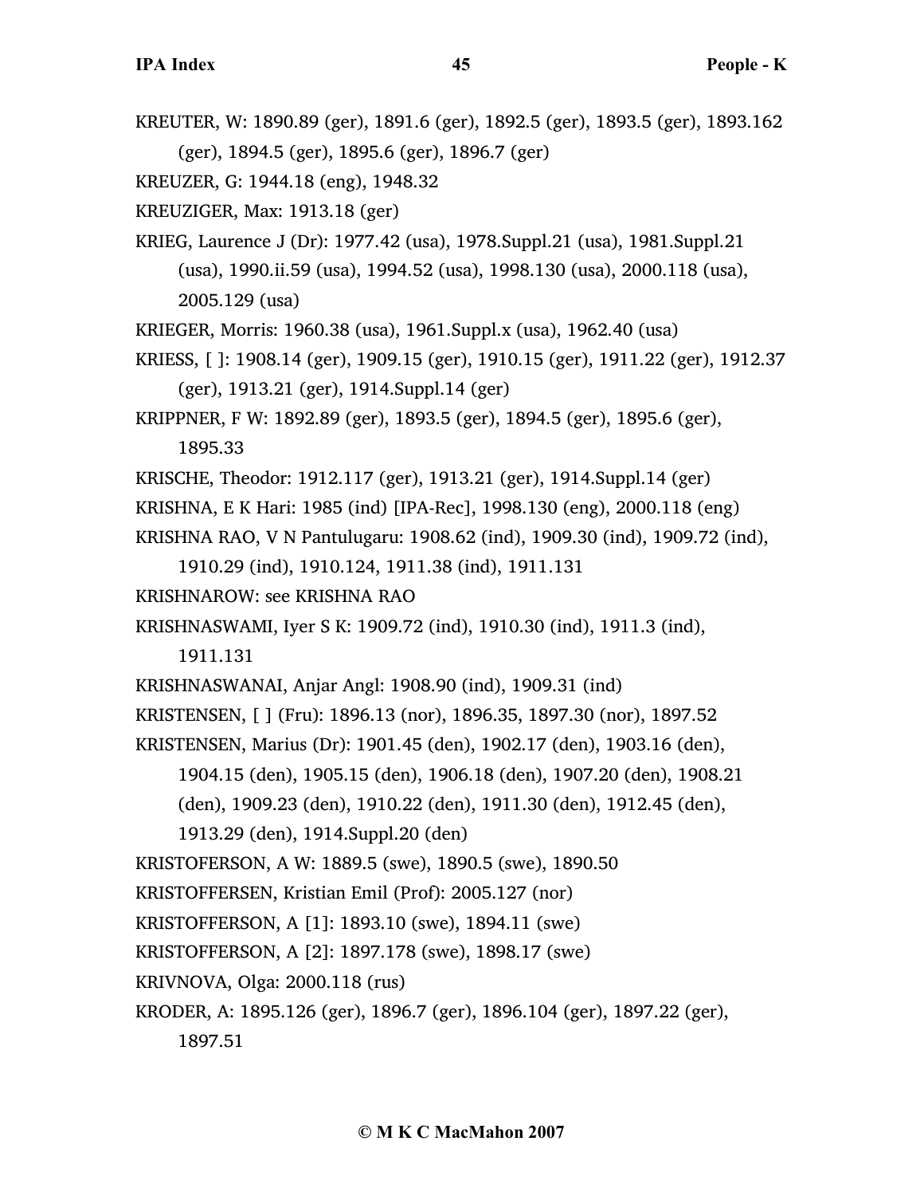KREUTER, W: 1890.89 (ger), 1891.6 (ger), 1892.5 (ger), 1893.5 (ger), 1893.162 (ger), 1894.5 (ger), 1895.6 (ger), 1896.7 (ger)

KREUZER, G: 1944.18 (eng), 1948.32

KREUZIGER, Max: 1913.18 (ger)

KRIEG, Laurence J (Dr): 1977.42 (usa), 1978.Suppl.21 (usa), 1981.Suppl.21 (usa), 1990.ii.59 (usa), 1994.52 (usa), 1998.130 (usa), 2000.118 (usa), 2005.129 (usa)

KRIEGER, Morris: 1960.38 (usa), 1961.Suppl.x (usa), 1962.40 (usa)

KRIESS, [ ]: 1908.14 (ger), 1909.15 (ger), 1910.15 (ger), 1911.22 (ger), 1912.37 (ger), 1913.21 (ger), 1914.Suppl.14 (ger)

KRIPPNER, F W: 1892.89 (ger), 1893.5 (ger), 1894.5 (ger), 1895.6 (ger), 1895.33

KRISCHE, Theodor: 1912.117 (ger), 1913.21 (ger), 1914.Suppl.14 (ger)

KRISHNA, E K Hari: 1985 (ind) [IPA-Rec], 1998.130 (eng), 2000.118 (eng)

KRISHNA RAO, V N Pantulugaru: 1908.62 (ind), 1909.30 (ind), 1909.72 (ind), 1910.29 (ind), 1910.124, 1911.38 (ind), 1911.131

KRISHNAROW: see KRISHNA RAO

KRISHNASWAMI, Iyer S K: 1909.72 (ind), 1910.30 (ind), 1911.3 (ind), 1911.131

KRISHNASWANAI, Anjar Angl: 1908.90 (ind), 1909.31 (ind)

KRISTENSEN, [ ] (Fru): 1896.13 (nor), 1896.35, 1897.30 (nor), 1897.52

KRISTENSEN, Marius (Dr): 1901.45 (den), 1902.17 (den), 1903.16 (den), 1904.15 (den), 1905.15 (den), 1906.18 (den), 1907.20 (den), 1908.21 (den), 1909.23 (den), 1910.22 (den), 1911.30 (den), 1912.45 (den), 1913.29 (den), 1914.Suppl.20 (den)

KRISTOFERSON, A W: 1889.5 (swe), 1890.5 (swe), 1890.50

KRISTOFFERSEN, Kristian Emil (Prof): 2005.127 (nor)

KRISTOFFERSON, A [1]: 1893.10 (swe), 1894.11 (swe)

KRISTOFFERSON, A [2]: 1897.178 (swe), 1898.17 (swe)

KRIVNOVA, Olga: 2000.118 (rus)

KRODER, A: 1895.126 (ger), 1896.7 (ger), 1896.104 (ger), 1897.22 (ger), 1897.51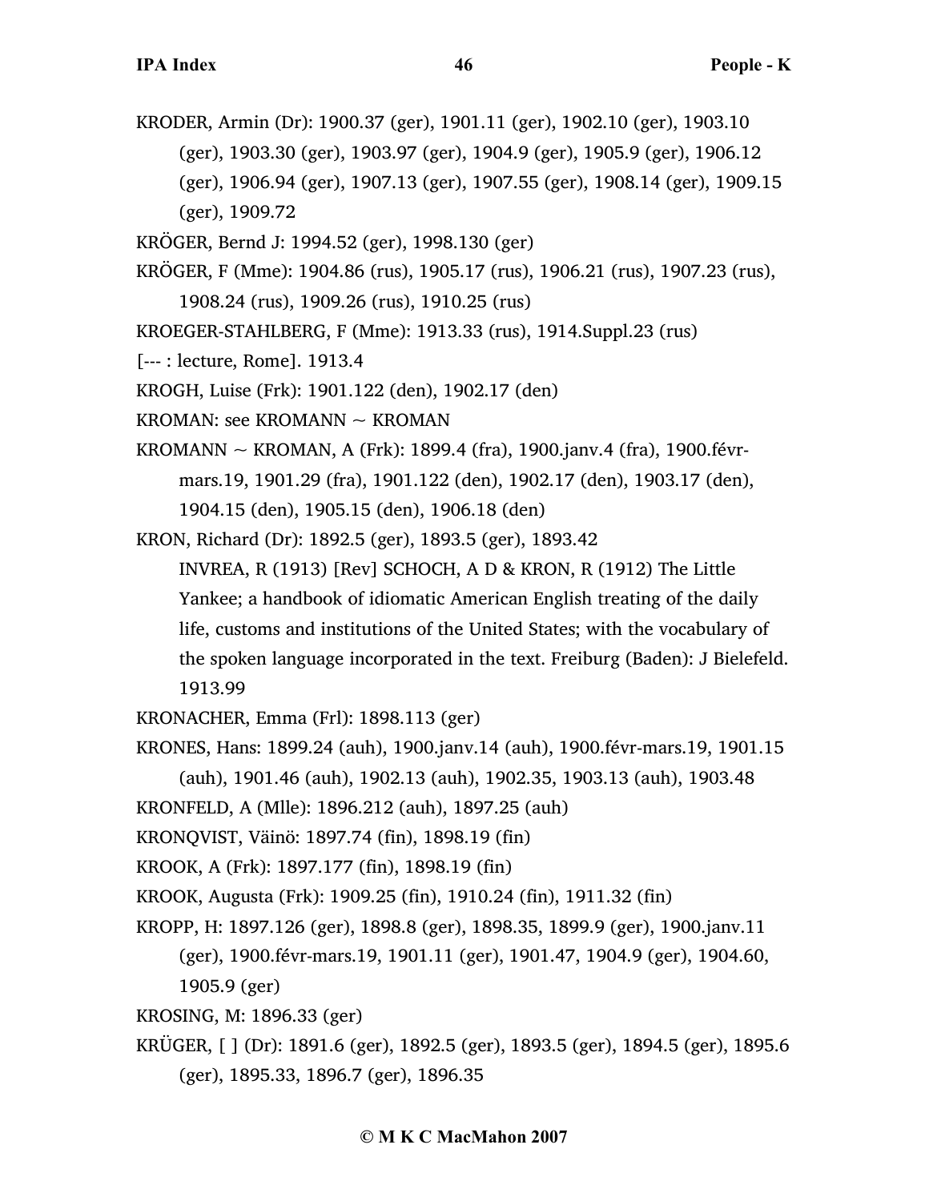KRODER, Armin (Dr): 1900.37 (ger), 1901.11 (ger), 1902.10 (ger), 1903.10 (ger), 1903.30 (ger), 1903.97 (ger), 1904.9 (ger), 1905.9 (ger), 1906.12 (ger), 1906.94 (ger), 1907.13 (ger), 1907.55 (ger), 1908.14 (ger), 1909.15 (ger), 1909.72

KRÖGER, Bernd J: 1994.52 (ger), 1998.130 (ger)

KRÖGER, F (Mme): 1904.86 (rus), 1905.17 (rus), 1906.21 (rus), 1907.23 (rus), 1908.24 (rus), 1909.26 (rus), 1910.25 (rus)

KROEGER-STAHLBERG, F (Mme): 1913.33 (rus), 1914.Suppl.23 (rus)

[--- : lecture, Rome]. 1913.4

KROGH, Luise (Frk): 1901.122 (den), 1902.17 (den)

KROMAN: see KROMANN ~ KROMAN

KROMANN ~ KROMAN, A (Frk): 1899.4 (fra), 1900.janv.4 (fra), 1900.févr-mars.19, 1901.29 (fra), 1901.122 (den), 1902.17 (den), 1903.17 (den), 1904.15 (den), 1905.15 (den), 1906.18 (den)

KRON, Richard (Dr): 1892.5 (ger), 1893.5 (ger), 1893.42

INVREA, R (1913) [Rev] SCHOCH, A D & KRON, R (1912) The Little Yankee; a handbook of idiomatic American English treating of the daily life, customs and institutions of the United States; with the vocabulary of the spoken language incorporated in the text. Freiburg (Baden): J Bielefeld. 1913.99

KRONACHER, Emma (Frl): 1898.113 (ger)

KRONES, Hans: 1899.24 (auh), 1900.janv.14 (auh), 1900.févr-mars.19, 1901.15 (auh), 1901.46 (auh), 1902.13 (auh), 1902.35, 1903.13 (auh), 1903.48

KRONFELD, A (Mlle): 1896.212 (auh), 1897.25 (auh)

KRONQVIST, Väinö: 1897.74 (fin), 1898.19 (fin)

KROOK, A (Frk): 1897.177 (fin), 1898.19 (fin)

KROOK, Augusta (Frk): 1909.25 (fin), 1910.24 (fin), 1911.32 (fin)

KROPP, H: 1897.126 (ger), 1898.8 (ger), 1898.35, 1899.9 (ger), 1900.janv.11 (ger), 1900.févr-mars.19, 1901.11 (ger), 1901.47, 1904.9 (ger), 1904.60, 1905.9 (ger)

KROSING, M: 1896.33 (ger)

KRÜGER, [ ] (Dr): 1891.6 (ger), 1892.5 (ger), 1893.5 (ger), 1894.5 (ger), 1895.6 (ger), 1895.33, 1896.7 (ger), 1896.35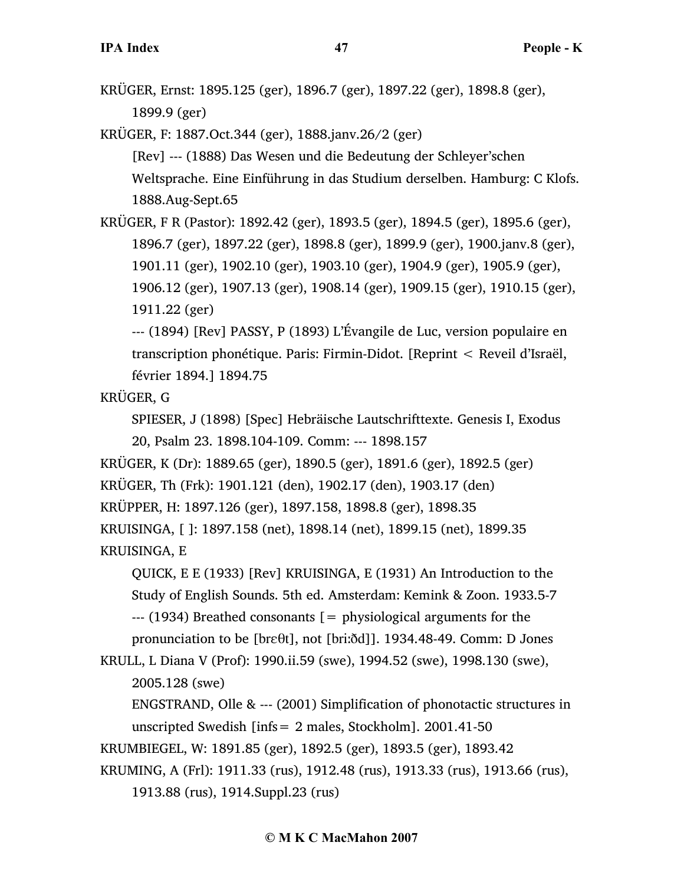KRÜGER, Ernst: 1895.125 (ger), 1896.7 (ger), 1897.22 (ger), 1898.8 (ger), 1899.9 (ger)

KRÜGER, F: 1887.Oct.344 (ger), 1888.janv.26/2 (ger)

[Rev] --- (1888) Das Wesen und die Bedeutung der Schleyer'schen Weltsprache. Eine Einführung in das Studium derselben. Hamburg: C Klofs. 1888.Aug-Sept.65

KRÜGER, F R (Pastor): 1892.42 (ger), 1893.5 (ger), 1894.5 (ger), 1895.6 (ger), 1896.7 (ger), 1897.22 (ger), 1898.8 (ger), 1899.9 (ger), 1900.janv.8 (ger), 1901.11 (ger), 1902.10 (ger), 1903.10 (ger), 1904.9 (ger), 1905.9 (ger), 1906.12 (ger), 1907.13 (ger), 1908.14 (ger), 1909.15 (ger), 1910.15 (ger), 1911.22 (ger)

--- (1894) [Rev] PASSY, P (1893) L'Évangile de Luc, version populaire en transcription phonétique. Paris: Firmin-Didot. [Reprint < Reveil d'Israël, février 1894.] 1894.75

KRÜGER, G

SPIESER, J (1898) [Spec] Hebräische Lautschrifttexte. Genesis I, Exodus 20, Psalm 23. 1898.104-109. Comm: --- 1898.157

KRÜGER, K (Dr): 1889.65 (ger), 1890.5 (ger), 1891.6 (ger), 1892.5 (ger)

KRÜGER, Th (Frk): 1901.121 (den), 1902.17 (den), 1903.17 (den)

KRÜPPER, H: 1897.126 (ger), 1897.158, 1898.8 (ger), 1898.35

KRUISINGA, [ ]: 1897.158 (net), 1898.14 (net), 1899.15 (net), 1899.35

KRUISINGA, E

QUICK, E E (1933) [Rev] KRUISINGA, E (1931) An Introduction to the Study of English Sounds. 5th ed. Amsterdam: Kemink & Zoon. 1933.5-7

--- (1934) Breathed consonants [= physiological arguments for the pronunciation to be [brɛθt], not [briːðd]]. 1934.48-49. Comm: D Jones

KRULL, L Diana V (Prof): 1990.ii.59 (swe), 1994.52 (swe), 1998.130 (swe), 2005.128 (swe)

ENGSTRAND, Olle & --- (2001) Simplification of phonotactic structures in unscripted Swedish [infs= 2 males, Stockholm]. 2001.41-50

KRUMBIEGEL, W: 1891.85 (ger), 1892.5 (ger), 1893.5 (ger), 1893.42

KRUMING, A (Frl): 1911.33 (rus), 1912.48 (rus), 1913.33 (rus), 1913.66 (rus), 1913.88 (rus), 1914.Suppl.23 (rus)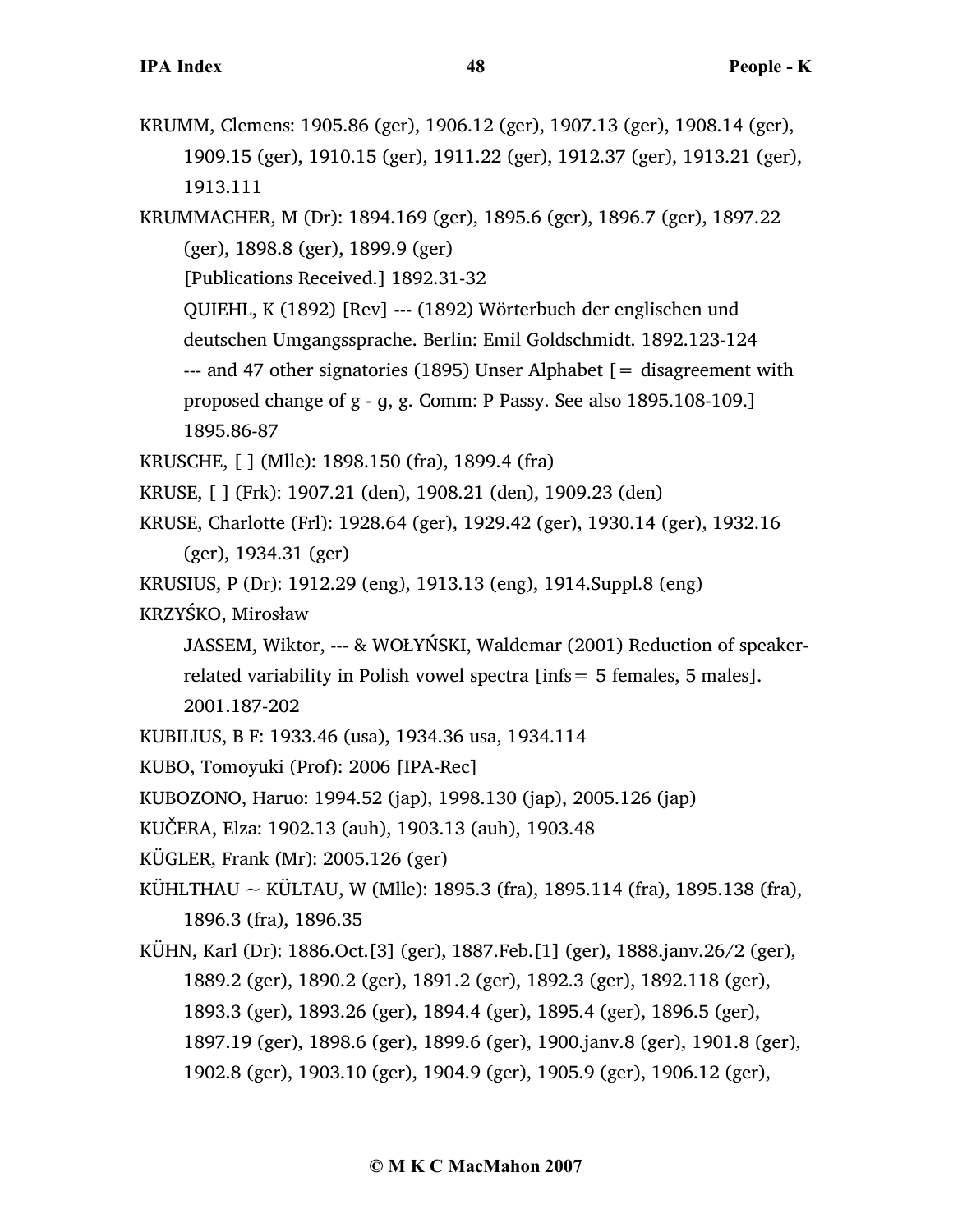KRUMM, Clemens: 1905.86 (ger), 1906.12 (ger), 1907.13 (ger), 1908.14 (ger), 1909.15 (ger), 1910.15 (ger), 1911.22 (ger), 1912.37 (ger), 1913.21 (ger), 1913.111

KRUMMACHER, M (Dr): 1894.169 (ger), 1895.6 (ger), 1896.7 (ger), 1897.22 (ger), 1898.8 (ger), 1899.9 (ger)

[Publications Received.] 1892.31-32

QUIEHL, K (1892) [Rev] --- (1892) Wörterbuch der englischen und deutschen Umgangssprache. Berlin: Emil Goldschmidt. 1892.123-124

--- and 47 other signatories (1895) Unser Alphabet [= disagreement with proposed change of g - g, g. Comm: P Passy. See also 1895.108-109.] 1895.86-87

KRUSCHE, [ ] (Mlle): 1898.150 (fra), 1899.4 (fra)

KRUSE, [ ] (Frk): 1907.21 (den), 1908.21 (den), 1909.23 (den)

KRUSE, Charlotte (Frl): 1928.64 (ger), 1929.42 (ger), 1930.14 (ger), 1932.16 (ger), 1934.31 (ger)

KRUSIUS, P (Dr): 1912.29 (eng), 1913.13 (eng), 1914.Suppl.8 (eng)

KRZYŚKO, Mirosław

JASSEM, Wiktor, --- & WOŁYŃSKI, Waldemar (2001) Reduction of speaker-related variability in Polish vowel spectra [infs= 5 females, 5 males]. 2001.187-202

KUBILIUS, B F: 1933.46 (usa), 1934.36 usa, 1934.114

KUBO, Tomoyuki (Prof): 2006 [IPA-Rec]

KUBOZONO, Haruo: 1994.52 (jap), 1998.130 (jap), 2005.126 (jap)

KUČERA, Elza: 1902.13 (auh), 1903.13 (auh), 1903.48

KÜGLER, Frank (Mr): 2005.126 (ger)

KÜHLTHAU ~ KÜLTAU, W (Mlle): 1895.3 (fra), 1895.114 (fra), 1895.138 (fra), 1896.3 (fra), 1896.35

KÜHN, Karl (Dr): 1886.Oct.[3] (ger), 1887.Feb.[1] (ger), 1888.janv.26/2 (ger), 1889.2 (ger), 1890.2 (ger), 1891.2 (ger), 1892.3 (ger), 1892.118 (ger), 1893.3 (ger), 1893.26 (ger), 1894.4 (ger), 1895.4 (ger), 1896.5 (ger), 1897.19 (ger), 1898.6 (ger), 1899.6 (ger), 1900.janv.8 (ger), 1901.8 (ger), 1902.8 (ger), 1903.10 (ger), 1904.9 (ger), 1905.9 (ger), 1906.12 (ger),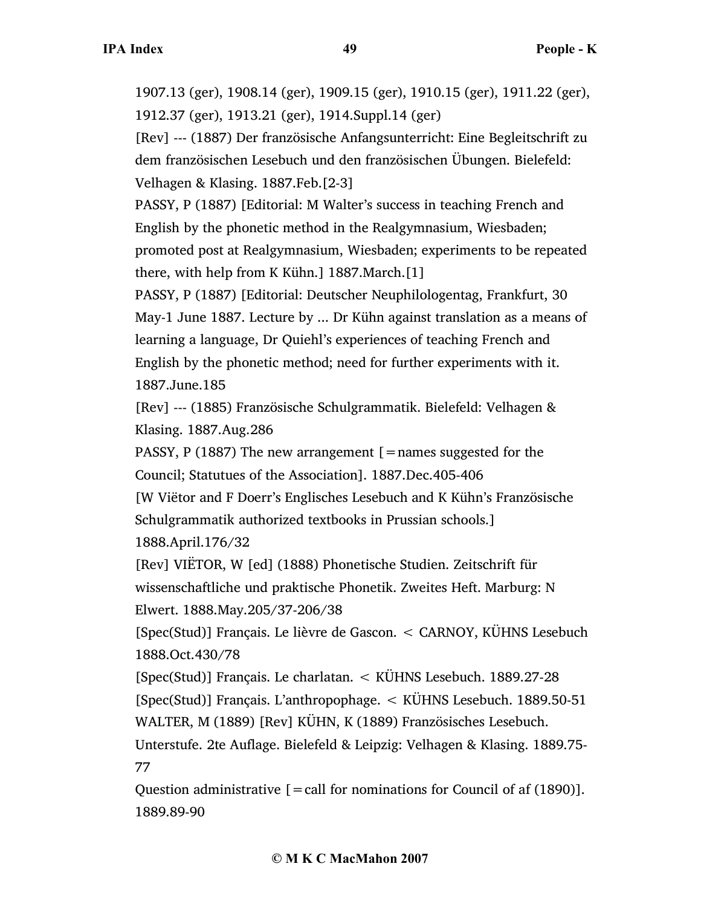1907.13 (ger), 1908.14 (ger), 1909.15 (ger), 1910.15 (ger), 1911.22 (ger), 1912.37 (ger), 1913.21 (ger), 1914.Suppl.14 (ger)

[Rev] --- (1887) Der französische Anfangsunterricht: Eine Begleitschrift zu dem französischen Lesebuch und den französischen Übungen. Bielefeld: Velhagen & Klasing. 1887.Feb.[2-3]

PASSY, P (1887) [Editorial: M Walter's success in teaching French and English by the phonetic method in the Realgymnasium, Wiesbaden; promoted post at Realgymnasium, Wiesbaden; experiments to be repeated there, with help from K Kühn.] 1887.March.[1]

PASSY, P (1887) [Editorial: Deutscher Neuphilologentag, Frankfurt, 30 May-1 June 1887. Lecture by ... Dr Kühn against translation as a means of learning a language, Dr Quiehl's experiences of teaching French and English by the phonetic method; need for further experiments with it. 1887.June.185

[Rev] --- (1885) Französische Schulgrammatik. Bielefeld: Velhagen & Klasing. 1887.Aug.286

PASSY, P (1887) The new arrangement [=names suggested for the Council; Statutues of the Association]. 1887.Dec.405-406

[W Viëtor and F Doerr's Englisches Lesebuch and K Kühn's Französische Schulgrammatik authorized textbooks in Prussian schools.] 1888.April.176/32

[Rev] VIËTOR, W [ed] (1888) Phonetische Studien. Zeitschrift für wissenschaftliche und praktische Phonetik. Zweites Heft. Marburg: N Elwert. 1888.May.205/37-206/38

[Spec(Stud)] Français. Le lièvre de Gascon. < CARNOY, KÜHNS Lesebuch 1888.Oct.430/78

[Spec(Stud)] Français. Le charlatan. < KÜHNS Lesebuch. 1889.27-28

[Spec(Stud)] Français. L'anthropophage. < KÜHNS Lesebuch. 1889.50-51

WALTER, M (1889) [Rev] KÜHN, K (1889) Französisches Lesebuch. Unterstufe. 2te Auflage. Bielefeld & Leipzig: Velhagen & Klasing. 1889.75-77

Question administrative [=call for nominations for Council of af (1890)]. 1889.89-90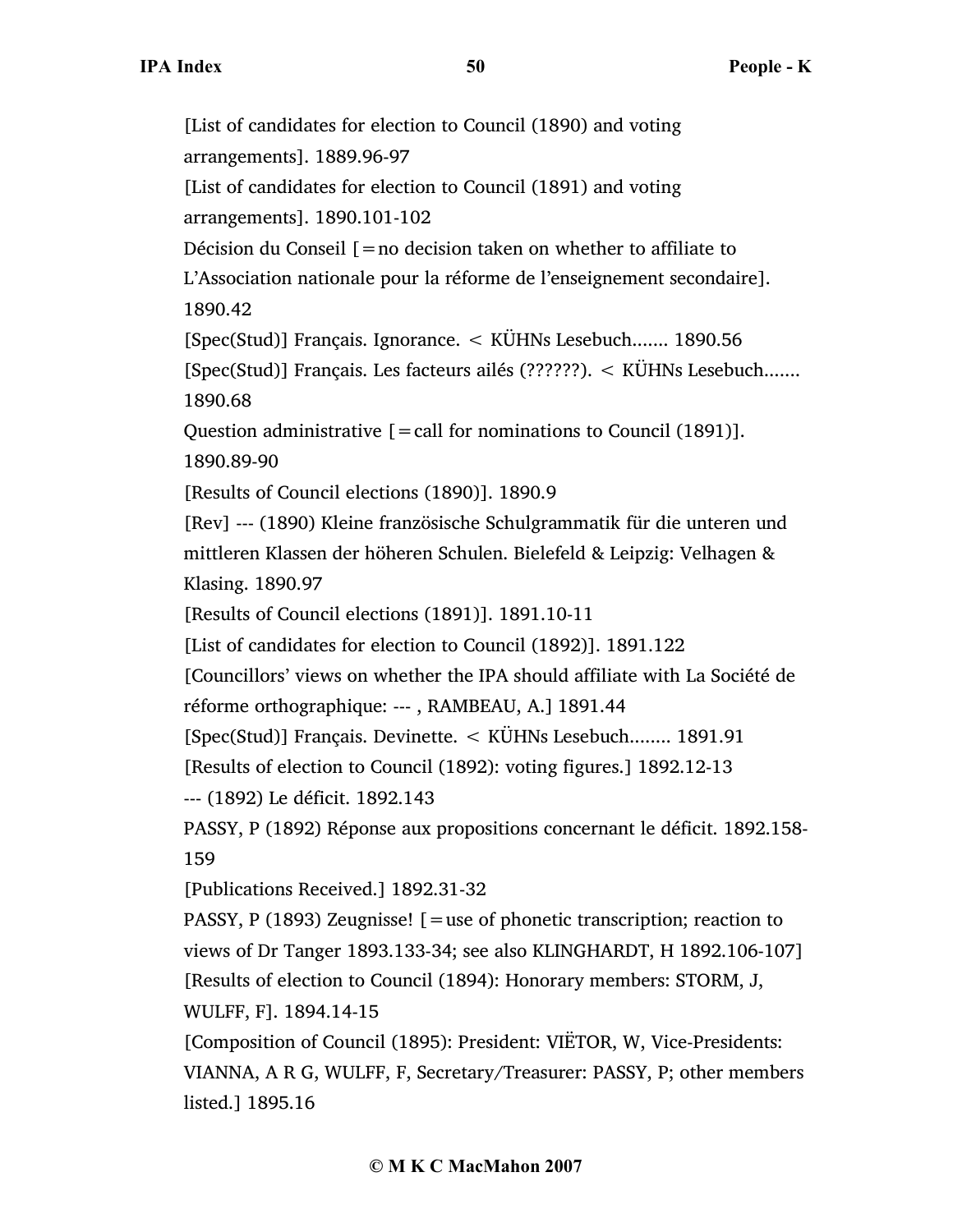[List of candidates for election to Council (1890) and voting arrangements]. 1889.96-97

[List of candidates for election to Council (1891) and voting arrangements]. 1890.101-102

Décision du Conseil [=no decision taken on whether to affiliate to L'Association nationale pour la réforme de l'enseignement secondaire]. 1890.42

[Spec(Stud)] Français. Ignorance. < KÜHNs Lesebuch....... 1890.56

[Spec(Stud)] Français. Les facteurs ailés (??????). < KÜHNs Lesebuch....... 1890.68

Question administrative [=call for nominations to Council (1891)]. 1890.89-90

[Results of Council elections (1890)]. 1890.9

[Rev] --- (1890) Kleine französische Schulgrammatik für die unteren und mittleren Klassen der höheren Schulen. Bielefeld & Leipzig: Velhagen & Klasing. 1890.97

[Results of Council elections (1891)]. 1891.10-11

[List of candidates for election to Council (1892)]. 1891.122

[Councillors' views on whether the IPA should affiliate with La Société de réforme orthographique: --- , RAMBEAU, A.] 1891.44

[Spec(Stud)] Français. Devinette. < KÜHNs Lesebuch........ 1891.91

[Results of election to Council (1892): voting figures.] 1892.12-13

--- (1892) Le déficit. 1892.143

PASSY, P (1892) Réponse aux propositions concernant le déficit. 1892.158-159

[Publications Received.] 1892.31-32

PASSY, P (1893) Zeugnisse! [=use of phonetic transcription; reaction to views of Dr Tanger 1893.133-34; see also KLINGHARDT, H 1892.106-107]

[Results of election to Council (1894): Honorary members: STORM, J, WULFF, F]. 1894.14-15

[Composition of Council (1895): President: VIËTOR, W, Vice-Presidents: VIANNA, A R G, WULFF, F, Secretary/Treasurer: PASSY, P; other members listed.] 1895.16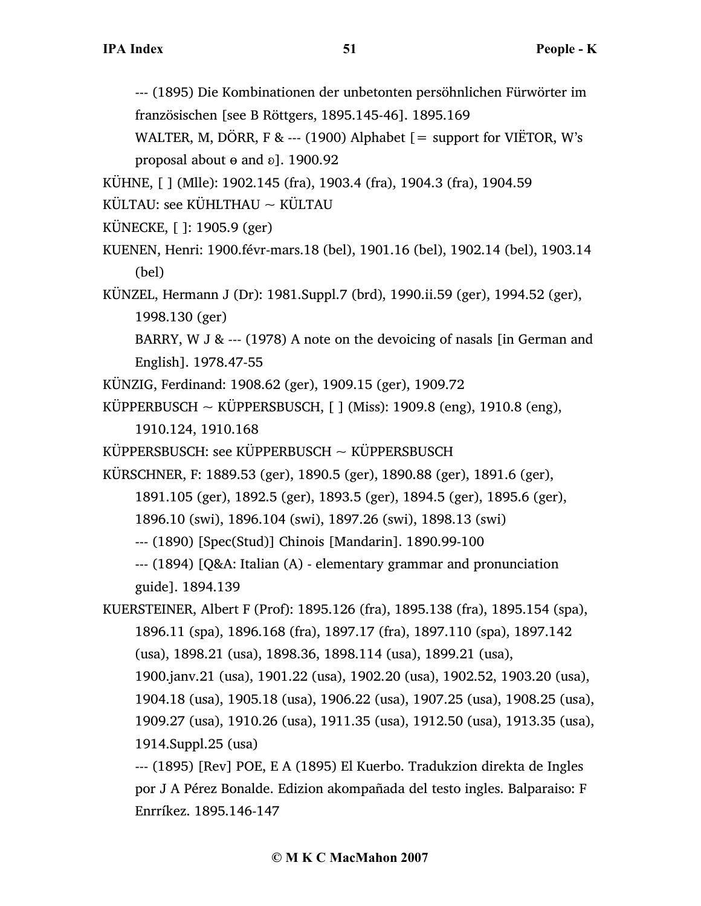--- (1895) Die Kombinationen der unbetonten persöhnlichen Fürwörter im französischen [see B Röttgers, 1895.145-46]. 1895.169

WALTER, M, DÖRR, F & --- (1900) Alphabet [= support for VIËTOR, W's proposal about ɵ and ɐ]. 1900.92

KÜHNE, [ ] (Mlle): 1902.145 (fra), 1903.4 (fra), 1904.3 (fra), 1904.59

KÜLTAU: see KÜHLTHAU ~ KÜLTAU

KÜNECKE, [ ]: 1905.9 (ger)

KUENEN, Henri: 1900.févr-mars.18 (bel), 1901.16 (bel), 1902.14 (bel), 1903.14 (bel)

KÜNZEL, Hermann J (Dr): 1981.Suppl.7 (brd), 1990.ii.59 (ger), 1994.52 (ger), 1998.130 (ger)

BARRY, W J & --- (1978) A note on the devoicing of nasals [in German and English]. 1978.47-55

KÜNZIG, Ferdinand: 1908.62 (ger), 1909.15 (ger), 1909.72

KÜPPERBUSCH ~ KÜPPERSBUSCH, [ ] (Miss): 1909.8 (eng), 1910.8 (eng), 1910.124, 1910.168

KÜPPERSBUSCH: see KÜPPERBUSCH ~ KÜPPERSBUSCH

KÜRSCHNER, F: 1889.53 (ger), 1890.5 (ger), 1890.88 (ger), 1891.6 (ger), 1891.105 (ger), 1892.5 (ger), 1893.5 (ger), 1894.5 (ger), 1895.6 (ger), 1896.10 (swi), 1896.104 (swi), 1897.26 (swi), 1898.13 (swi)

--- (1890) [Spec(Stud)] Chinois [Mandarin]. 1890.99-100

--- (1894) [Q&A: Italian (A) - elementary grammar and pronunciation guide]. 1894.139

KUERSTEINER, Albert F (Prof): 1895.126 (fra), 1895.138 (fra), 1895.154 (spa), 1896.11 (spa), 1896.168 (fra), 1897.17 (fra), 1897.110 (spa), 1897.142 (usa), 1898.21 (usa), 1898.36, 1898.114 (usa), 1899.21 (usa), 1900.janv.21 (usa), 1901.22 (usa), 1902.20 (usa), 1902.52, 1903.20 (usa), 1904.18 (usa), 1905.18 (usa), 1906.22 (usa), 1907.25 (usa), 1908.25 (usa), 1909.27 (usa), 1910.26 (usa), 1911.35 (usa), 1912.50 (usa), 1913.35 (usa), 1914.Suppl.25 (usa)

--- (1895) [Rev] POE, E A (1895) El Kuerbo. Tradukzion direkta de Ingles por J A Pérez Bonalde. Edizion akompañada del testo ingles. Balparaiso: F Enrríkez. 1895.146-147

**© M K C MacMahon 2007**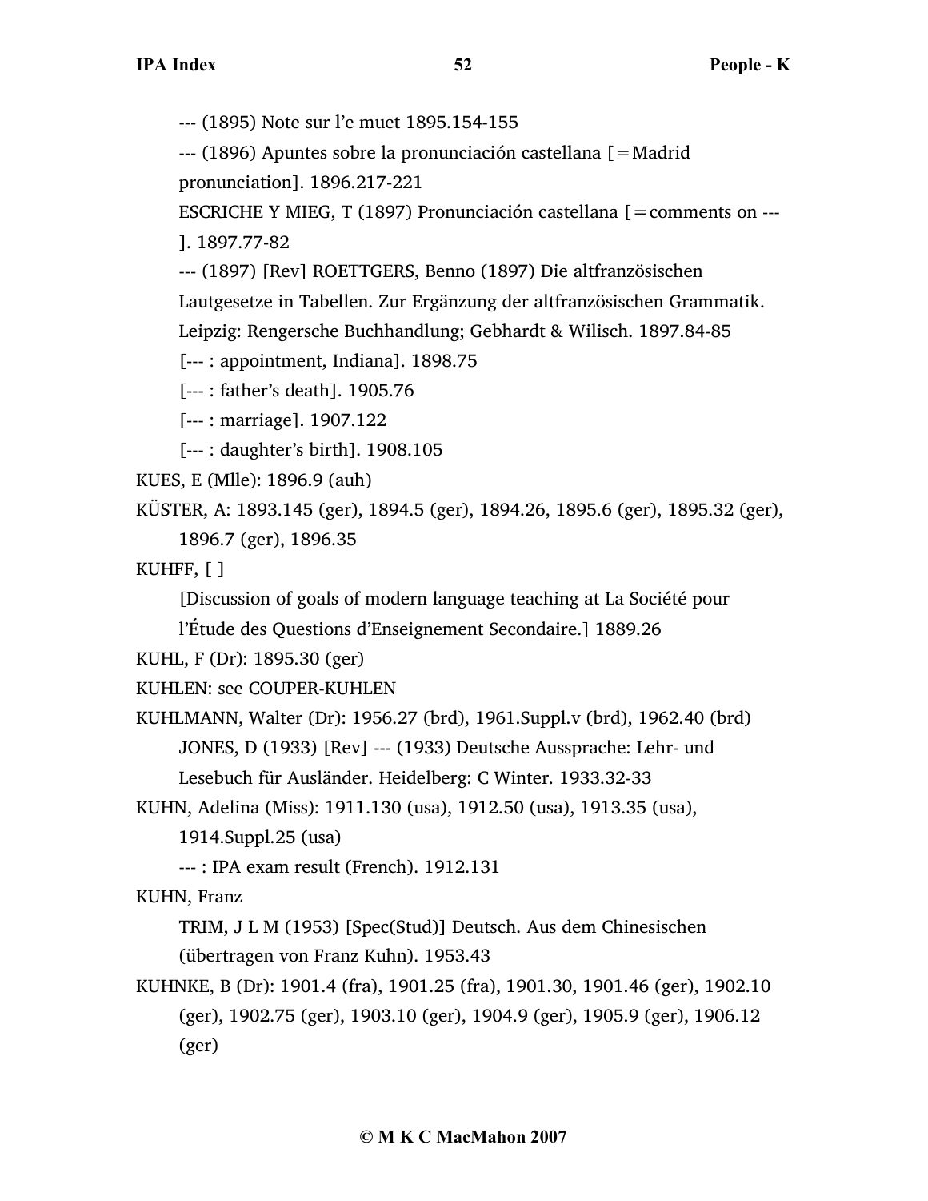--- (1895) Note sur l'e muet 1895.154-155

--- (1896) Apuntes sobre la pronunciación castellana [=Madrid pronunciation]. 1896.217-221

ESCRICHE Y MIEG, T (1897) Pronunciación castellana [=comments on --- ]. 1897.77-82

--- (1897) [Rev] ROETTGERS, Benno (1897) Die altfranzösischen Lautgesetze in Tabellen. Zur Ergänzung der altfranzösischen Grammatik. Leipzig: Rengersche Buchhandlung; Gebhardt & Wilisch. 1897.84-85

[--- : appointment, Indiana]. 1898.75

[--- : father's death]. 1905.76

[--- : marriage]. 1907.122

[--- : daughter's birth]. 1908.105

KUES, E (Mlle): 1896.9 (auh)

KÜSTER, A: 1893.145 (ger), 1894.5 (ger), 1894.26, 1895.6 (ger), 1895.32 (ger), 1896.7 (ger), 1896.35

KUHFF, [ ]

[Discussion of goals of modern language teaching at La Société pour l'Étude des Questions d'Enseignement Secondaire.] 1889.26

KUHL, F (Dr): 1895.30 (ger)

KUHLEN: see COUPER-KUHLEN

KUHLMANN, Walter (Dr): 1956.27 (brd), 1961.Suppl.v (brd), 1962.40 (brd)

JONES, D (1933) [Rev] --- (1933) Deutsche Aussprache: Lehr- und Lesebuch für Ausländer. Heidelberg: C Winter. 1933.32-33

KUHN, Adelina (Miss): 1911.130 (usa), 1912.50 (usa), 1913.35 (usa), 1914.Suppl.25 (usa)

--- : IPA exam result (French). 1912.131

KUHN, Franz

TRIM, J L M (1953) [Spec(Stud)] Deutsch. Aus dem Chinesischen (übertragen von Franz Kuhn). 1953.43

KUHNKE, B (Dr): 1901.4 (fra), 1901.25 (fra), 1901.30, 1901.46 (ger), 1902.10 (ger), 1902.75 (ger), 1903.10 (ger), 1904.9 (ger), 1905.9 (ger), 1906.12 (ger)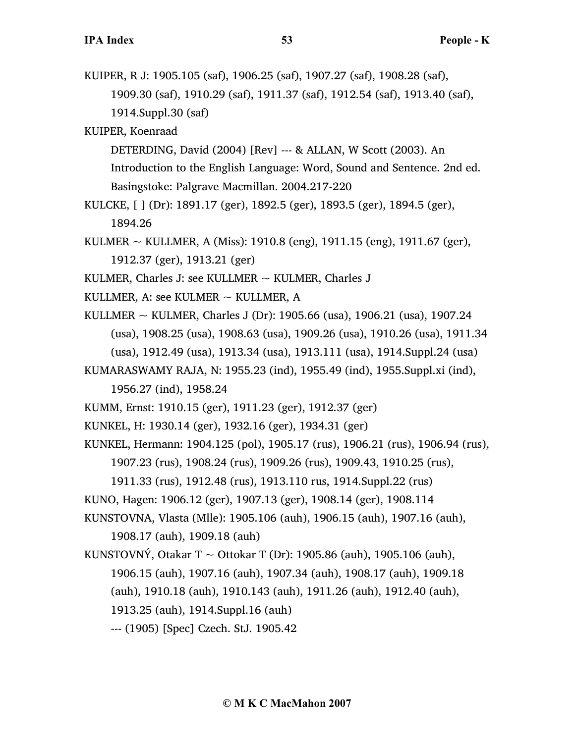KUIPER, R J: 1905.105 (saf), 1906.25 (saf), 1907.27 (saf), 1908.28 (saf), 1909.30 (saf), 1910.29 (saf), 1911.37 (saf), 1912.54 (saf), 1913.40 (saf), 1914.Suppl.30 (saf)

KUIPER, Koenraad

DETERDING, David (2004) [Rev] --- & ALLAN, W Scott (2003). An Introduction to the English Language: Word, Sound and Sentence. 2nd ed. Basingstoke: Palgrave Macmillan. 2004.217-220

KULCKE, [ ] (Dr): 1891.17 (ger), 1892.5 (ger), 1893.5 (ger), 1894.5 (ger), 1894.26

KULMER ~ KULLMER, A (Miss): 1910.8 (eng), 1911.15 (eng), 1911.67 (ger), 1912.37 (ger), 1913.21 (ger)

KULMER, Charles J: see KULLMER ~ KULMER, Charles J

KULLMER, A: see KULMER ~ KULLMER, A

KULLMER ~ KULMER, Charles J (Dr): 1905.66 (usa), 1906.21 (usa), 1907.24 (usa), 1908.25 (usa), 1908.63 (usa), 1909.26 (usa), 1910.26 (usa), 1911.34 (usa), 1912.49 (usa), 1913.34 (usa), 1913.111 (usa), 1914.Suppl.24 (usa)

KUMARASWAMY RAJA, N: 1955.23 (ind), 1955.49 (ind), 1955.Suppl.xi (ind), 1956.27 (ind), 1958.24

KUMM, Ernst: 1910.15 (ger), 1911.23 (ger), 1912.37 (ger)

KUNKEL, H: 1930.14 (ger), 1932.16 (ger), 1934.31 (ger)

KUNKEL, Hermann: 1904.125 (pol), 1905.17 (rus), 1906.21 (rus), 1906.94 (rus), 1907.23 (rus), 1908.24 (rus), 1909.26 (rus), 1909.43, 1910.25 (rus), 1911.33 (rus), 1912.48 (rus), 1913.110 rus, 1914.Suppl.22 (rus)

KUNO, Hagen: 1906.12 (ger), 1907.13 (ger), 1908.14 (ger), 1908.114

KUNSTOVNA, Vlasta (Mlle): 1905.106 (auh), 1906.15 (auh), 1907.16 (auh), 1908.17 (auh), 1909.18 (auh)

KUNSTOVNÝ, Otakar T ~ Ottokar T (Dr): 1905.86 (auh), 1905.106 (auh), 1906.15 (auh), 1907.16 (auh), 1907.34 (auh), 1908.17 (auh), 1909.18 (auh), 1910.18 (auh), 1910.143 (auh), 1911.26 (auh), 1912.40 (auh), 1913.25 (auh), 1914.Suppl.16 (auh)

--- (1905) [Spec] Czech. StJ. 1905.42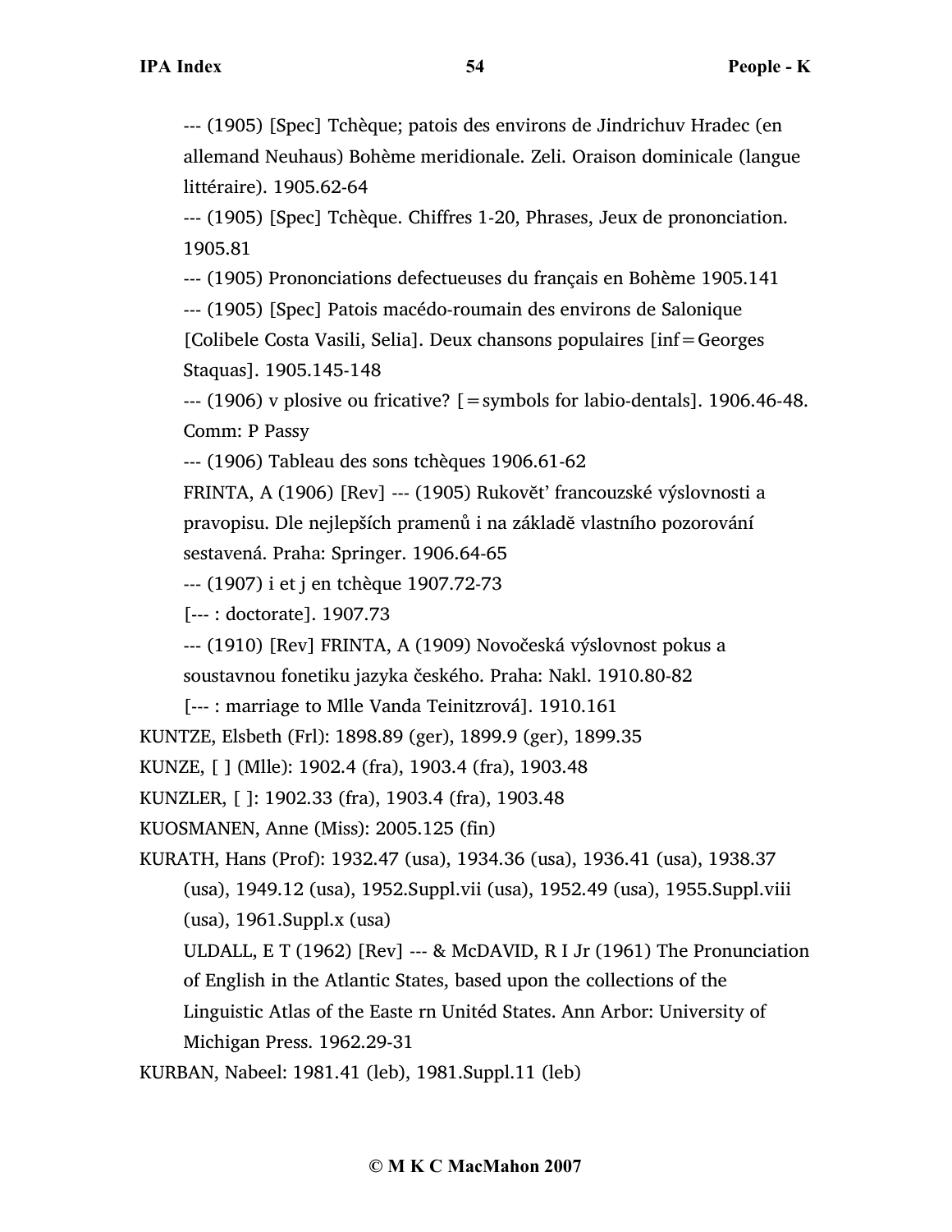--- (1905) [Spec] Tchèque; patois des environs de Jindrichuv Hradec (en allemand Neuhaus) Bohème meridionale. Zeli. Oraison dominicale (langue littéraire). 1905.62-64

--- (1905) [Spec] Tchèque. Chiffres 1-20, Phrases, Jeux de prononciation. 1905.81

--- (1905) Prononciations defectueuses du français en Bohème 1905.141

--- (1905) [Spec] Patois macédo-roumain des environs de Salonique [Colibele Costa Vasili, Selia]. Deux chansons populaires [inf=Georges Staquas]. 1905.145-148

--- (1906) v plosive ou fricative? [=symbols for labio-dentals]. 1906.46-48. Comm: P Passy

--- (1906) Tableau des sons tchèques 1906.61-62

FRINTA, A (1906) [Rev] --- (1905) Rukovět' francouzské výslovnosti a pravopisu. Dle nejlepších pramenů i na základě vlastního pozorování sestavená. Praha: Springer. 1906.64-65

--- (1907) i et j en tchèque 1907.72-73

[--- : doctorate]. 1907.73

--- (1910) [Rev] FRINTA, A (1909) Novočeská výslovnost pokus a soustavnou fonetiku jazyka českého. Praha: Nakl. 1910.80-82

[--- : marriage to Mlle Vanda Teinitzrová]. 1910.161

KUNTZE, Elsbeth (Frl): 1898.89 (ger), 1899.9 (ger), 1899.35

KUNZE, [ ] (Mlle): 1902.4 (fra), 1903.4 (fra), 1903.48

KUNZLER, [ ]: 1902.33 (fra), 1903.4 (fra), 1903.48

KUOSMANEN, Anne (Miss): 2005.125 (fin)

KURATH, Hans (Prof): 1932.47 (usa), 1934.36 (usa), 1936.41 (usa), 1938.37 (usa), 1949.12 (usa), 1952.Suppl.vii (usa), 1952.49 (usa), 1955.Suppl.viii (usa), 1961.Suppl.x (usa)

ULDALL, E T (1962) [Rev] --- & McDAVID, R I Jr (1961) The Pronunciation of English in the Atlantic States, based upon the collections of the Linguistic Atlas of the Easte rn Unitéd States. Ann Arbor: University of Michigan Press. 1962.29-31

KURBAN, Nabeel: 1981.41 (leb), 1981.Suppl.11 (leb)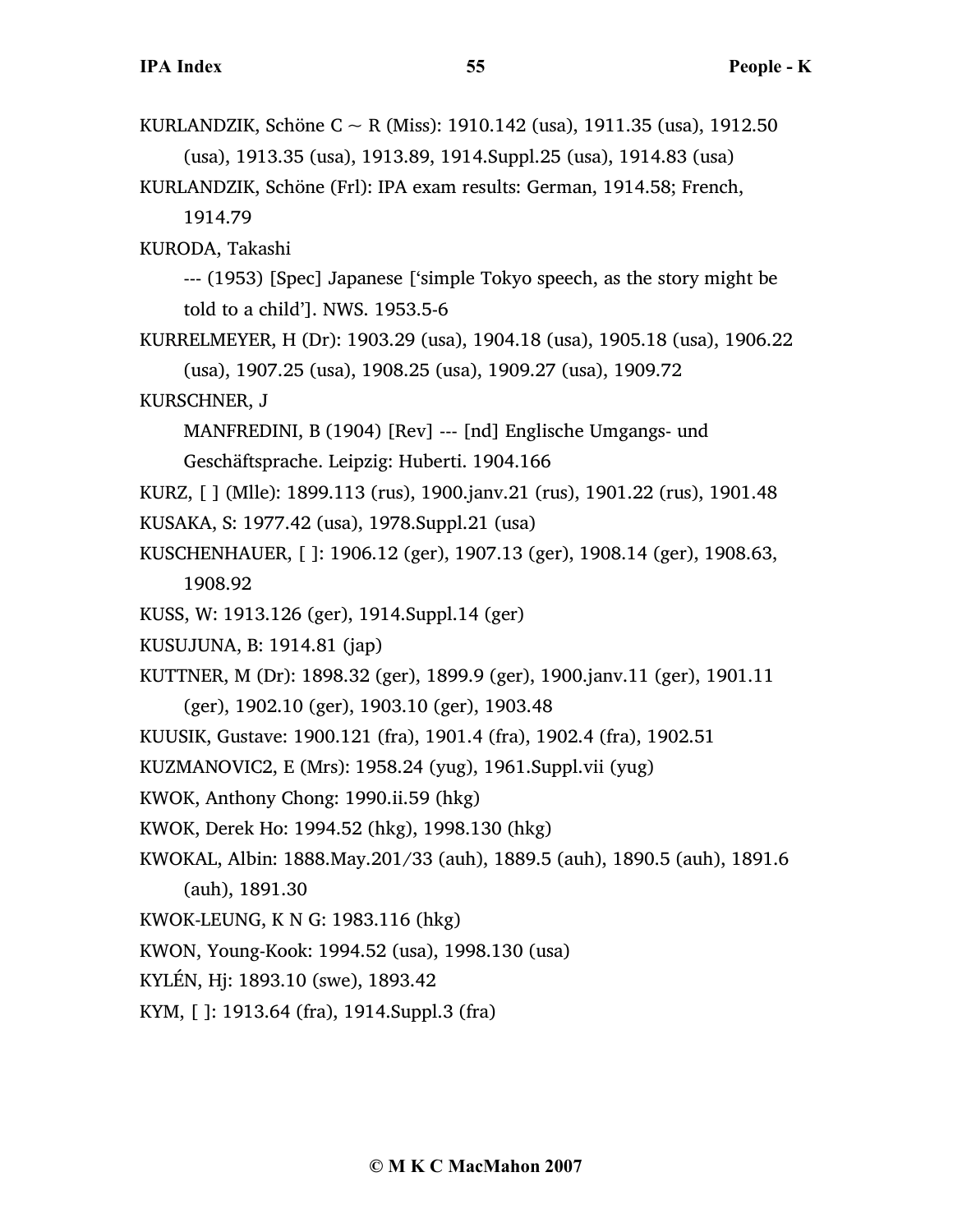KURLANDZIK, Schöne C ~ R (Miss): 1910.142 (usa), 1911.35 (usa), 1912.50 (usa), 1913.35 (usa), 1913.89, 1914.Suppl.25 (usa), 1914.83 (usa)

KURLANDZIK, Schöne (Frl): IPA exam results: German, 1914.58; French, 1914.79

KURODA, Takashi

--- (1953) [Spec] Japanese ['simple Tokyo speech, as the story might be told to a child']. NWS. 1953.5-6

KURRELMEYER, H (Dr): 1903.29 (usa), 1904.18 (usa), 1905.18 (usa), 1906.22 (usa), 1907.25 (usa), 1908.25 (usa), 1909.27 (usa), 1909.72

KURSCHNER, J

MANFREDINI, B (1904) [Rev] --- [nd] Englische Umgangs- und Geschäftsprache. Leipzig: Huberti. 1904.166

KURZ, [ ] (Mlle): 1899.113 (rus), 1900.janv.21 (rus), 1901.22 (rus), 1901.48

KUSAKA, S: 1977.42 (usa), 1978.Suppl.21 (usa)

KUSCHENHAUER, [ ]: 1906.12 (ger), 1907.13 (ger), 1908.14 (ger), 1908.63, 1908.92

KUSS, W: 1913.126 (ger), 1914.Suppl.14 (ger)

KUSUJUNA, B: 1914.81 (jap)

KUTTNER, M (Dr): 1898.32 (ger), 1899.9 (ger), 1900.janv.11 (ger), 1901.11 (ger), 1902.10 (ger), 1903.10 (ger), 1903.48

KUUSIK, Gustave: 1900.121 (fra), 1901.4 (fra), 1902.4 (fra), 1902.51

KUZMANOVIC2, E (Mrs): 1958.24 (yug), 1961.Suppl.vii (yug)

KWOK, Anthony Chong: 1990.ii.59 (hkg)

KWOK, Derek Ho: 1994.52 (hkg), 1998.130 (hkg)

KWOKAL, Albin: 1888.May.201/33 (auh), 1889.5 (auh), 1890.5 (auh), 1891.6 (auh), 1891.30

KWOK-LEUNG, K N G: 1983.116 (hkg)

KWON, Young-Kook: 1994.52 (usa), 1998.130 (usa)

KYLÉN, Hj: 1893.10 (swe), 1893.42

KYM, [ ]: 1913.64 (fra), 1914.Suppl.3 (fra)